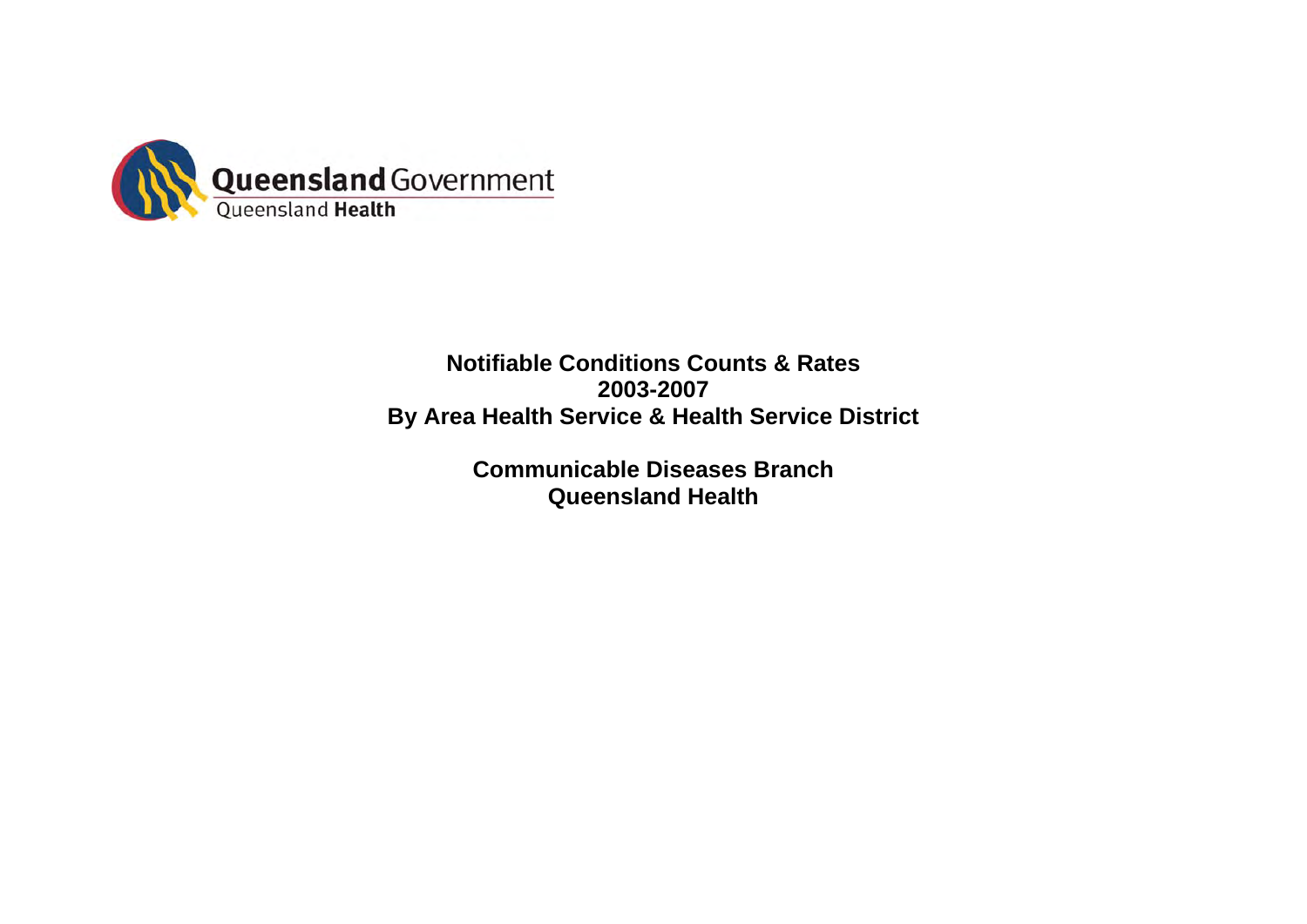Queensland Government

Queensland Health

# Notifiable Conditions Counts & Rates
# 2003-2007
# By Area Health Service & Health Service District

## Communicable Diseases Branch
## Queensland Health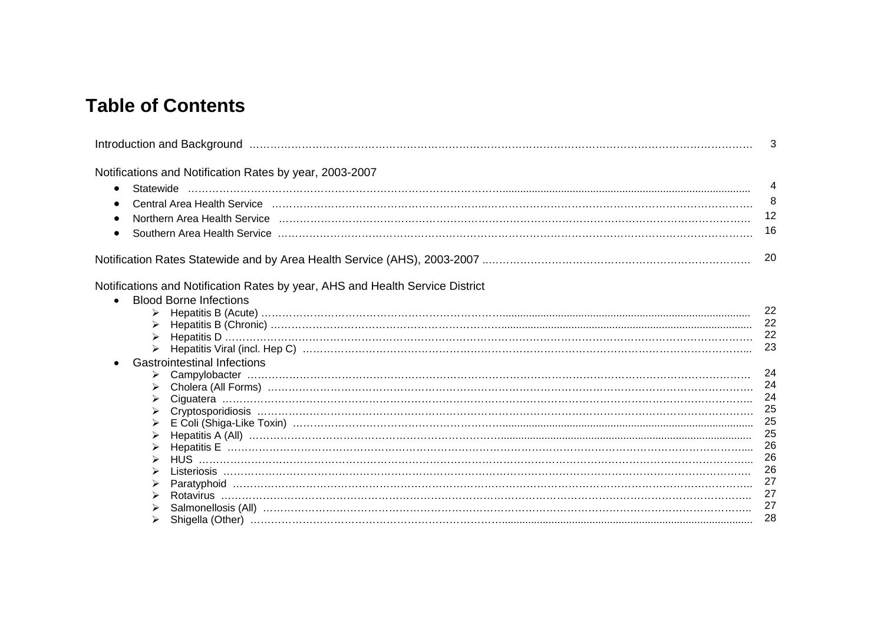# Table of Contents

Introduction and Background ........................................................................................................ 3

Notifications and Notification Rates by year, 2003-2007

- Statewide ........................................................................................................ 4
- Central Area Health Service ........................................................................................................ 8
- Northern Area Health Service ........................................................................................................ 12
- Southern Area Health Service ........................................................................................................ 16

Notification Rates Statewide and by Area Health Service (AHS), 2003-2007 ........................................ 20

Notifications and Notification Rates by year, AHS and Health Service District

- Blood Borne Infections
  - Hepatitis B (Acute) ........................................................................................................ 22
  - Hepatitis B (Chronic) ........................................................................................................ 22
  - Hepatitis D ........................................................................................................ 22
  - Hepatitis Viral (incl. Hep C) ........................................................................................................ 23
- Gastrointestinal Infections
  - Campylobacter ........................................................................................................ 24
  - Cholera (All Forms) ........................................................................................................ 24
  - Ciguatera ........................................................................................................ 24
  - Cryptosporidiosis ........................................................................................................ 25
  - E Coli (Shiga-Like Toxin) ........................................................................................................ 25
  - Hepatitis A (All) ........................................................................................................ 25
  - Hepatitis E ........................................................................................................ 26
  - HUS ........................................................................................................ 26
  - Listeriosis ........................................................................................................ 26
  - Paratyphoid ........................................................................................................ 27
  - Rotavirus ........................................................................................................ 27
  - Salmonellosis (All) ........................................................................................................ 27
  - Shigella (Other) ........................................................................................................ 28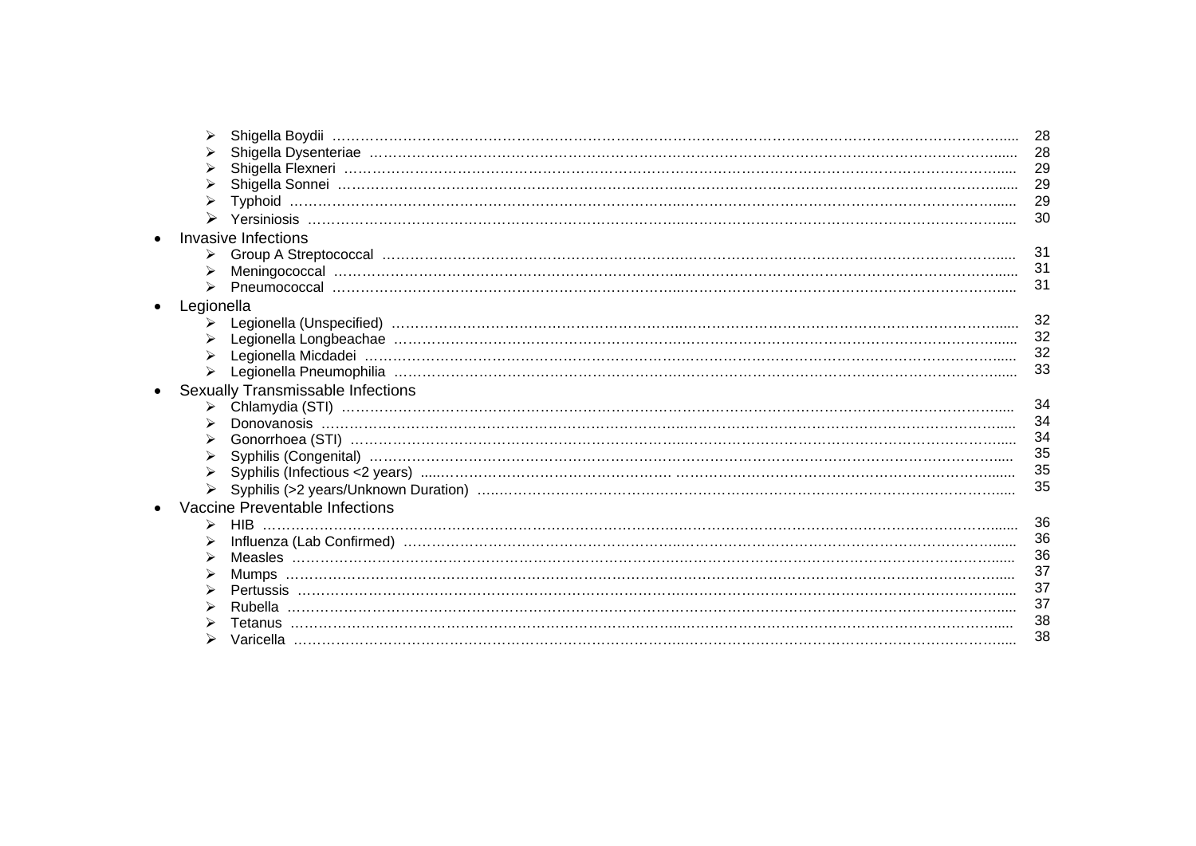- Shigella Boydii ..... 28
- Shigella Dysenteriae ..... 28
- Shigella Flexneri ..... 29
- Shigella Sonnei ..... 29
- Typhoid ..... 29
- Yersiniosis ..... 30

- Invasive Infections
  - Group A Streptococcal ..... 31
  - Meningococcal ..... 31
  - Pneumococcal ..... 31
- Legionella
  - Legionella (Unspecified) ..... 32
  - Legionella Longbeachae ..... 32
  - Legionella Micdadei ..... 32
  - Legionella Pneumophilia ..... 33
- Sexually Transmissable Infections
  - Chlamydia (STI) ..... 34
  - Donovanosis ..... 34
  - Gonorrhoea (STI) ..... 34
  - Syphilis (Congenital) ..... 35
  - Syphilis (Infectious <2 years) ..... 35
  - Syphilis (>2 years/Unknown Duration) ..... 35
- Vaccine Preventable Infections
  - HIB ..... 36
  - Influenza (Lab Confirmed) ..... 36
  - Measles ..... 36
  - Mumps ..... 37
  - Pertussis ..... 37
  - Rubella ..... 37
  - Tetanus ..... 38
  - Varicella ..... 38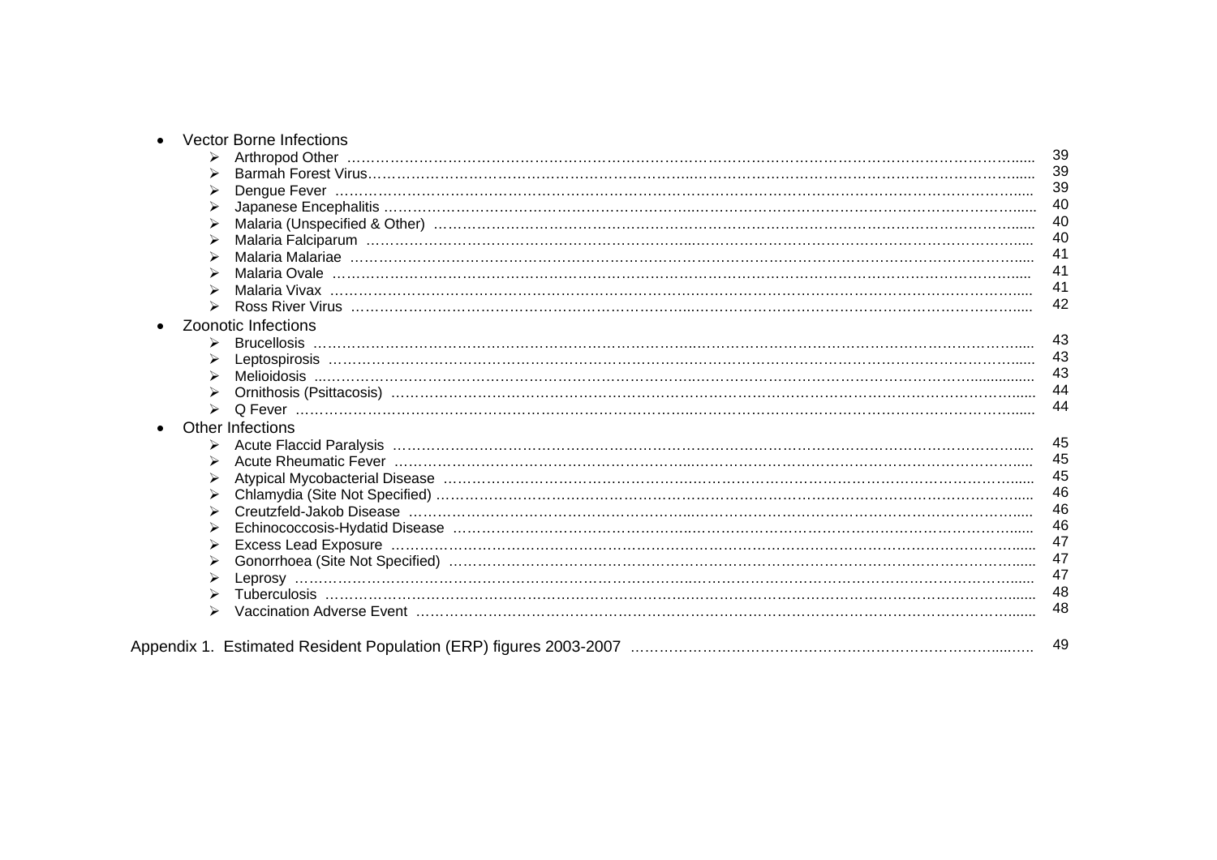- Vector Borne Infections
  - Arthropod Other ........ 39
  - Barmah Forest Virus ........ 39
  - Dengue Fever ........ 39
  - Japanese Encephalitis ........ 40
  - Malaria (Unspecified & Other) ........ 40
  - Malaria Falciparum ........ 40
  - Malaria Malariae ........ 41
  - Malaria Ovale ........ 41
  - Malaria Vivax ........ 41
  - Ross River Virus ........ 42
- Zoonotic Infections
  - Brucellosis ........ 43
  - Leptospirosis ........ 43
  - Melioidosis ........ 43
  - Ornithosis (Psittacosis) ........ 44
  - Q Fever ........ 44
- Other Infections
  - Acute Flaccid Paralysis ........ 45
  - Acute Rheumatic Fever ........ 45
  - Atypical Mycobacterial Disease ........ 45
  - Chlamydia (Site Not Specified) ........ 46
  - Creutzfeld-Jakob Disease ........ 46
  - Echinococcosis-Hydatid Disease ........ 46
  - Excess Lead Exposure ........ 47
  - Gonorrhoea (Site Not Specified) ........ 47
  - Leprosy ........ 47
  - Tuberculosis ........ 48
  - Vaccination Adverse Event ........ 48

Appendix 1. Estimated Resident Population (ERP) figures 2003-2007 ........ 49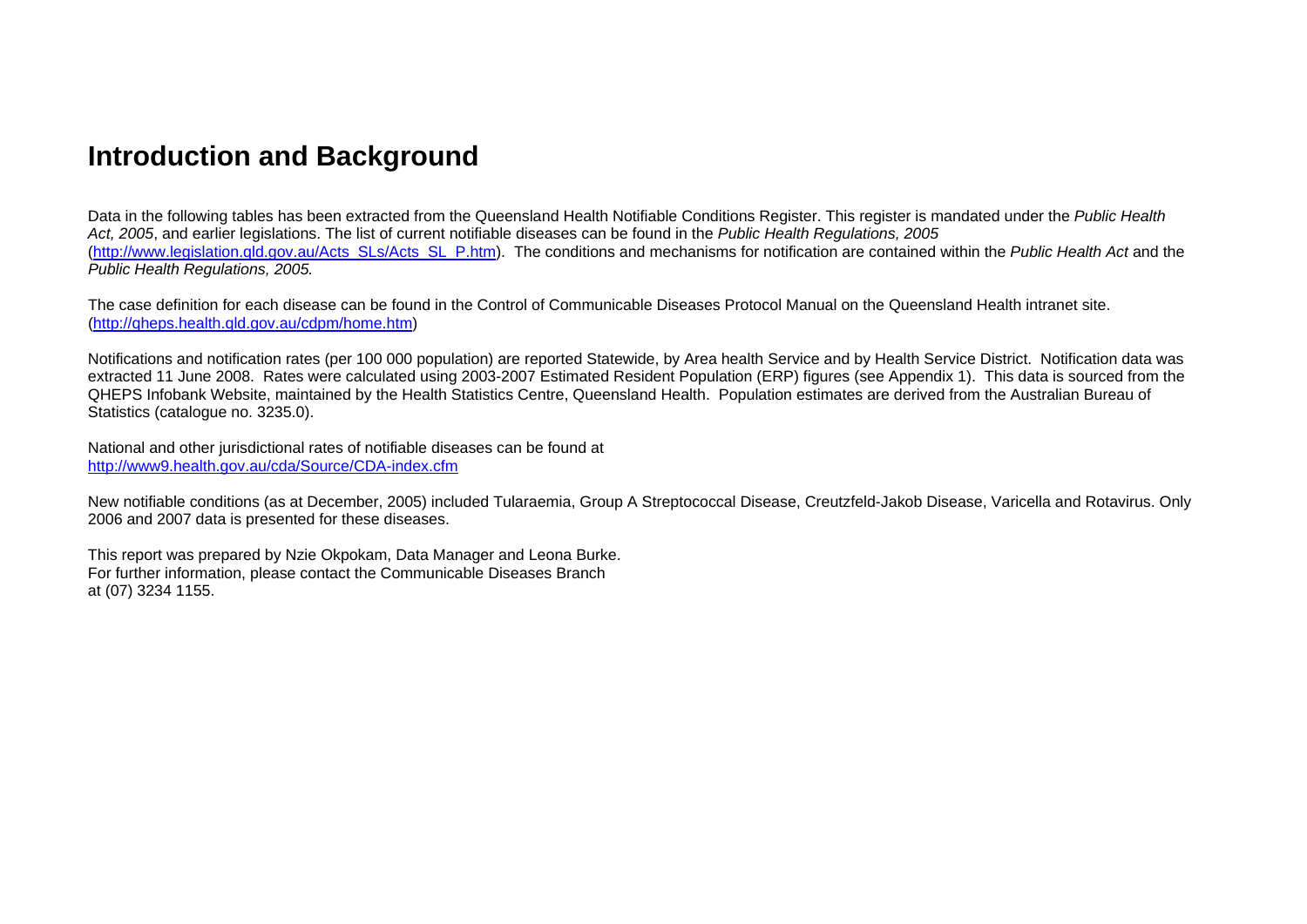# Introduction and Background

Data in the following tables has been extracted from the Queensland Health Notifiable Conditions Register. This register is mandated under the *Public Health Act, 2005*, and earlier legislations. The list of current notifiable diseases can be found in the *Public Health Regulations, 2005* (http://www.legislation.qld.gov.au/Acts_SLs/Acts_SL_P.htm). The conditions and mechanisms for notification are contained within the *Public Health Act* and the *Public Health Regulations, 2005.*

The case definition for each disease can be found in the Control of Communicable Diseases Protocol Manual on the Queensland Health intranet site. (http://qheps.health.qld.gov.au/cdpm/home.htm)

Notifications and notification rates (per 100 000 population) are reported Statewide, by Area health Service and by Health Service District. Notification data was extracted 11 June 2008. Rates were calculated using 2003-2007 Estimated Resident Population (ERP) figures (see Appendix 1). This data is sourced from the QHEPS Infobank Website, maintained by the Health Statistics Centre, Queensland Health. Population estimates are derived from the Australian Bureau of Statistics (catalogue no. 3235.0).

National and other jurisdictional rates of notifiable diseases can be found at http://www9.health.gov.au/cda/Source/CDA-index.cfm

New notifiable conditions (as at December, 2005) included Tularaemia, Group A Streptococcal Disease, Creutzfeld-Jakob Disease, Varicella and Rotavirus. Only 2006 and 2007 data is presented for these diseases.

This report was prepared by Nzie Okpokam, Data Manager and Leona Burke.
For further information, please contact the Communicable Diseases Branch
at (07) 3234 1155.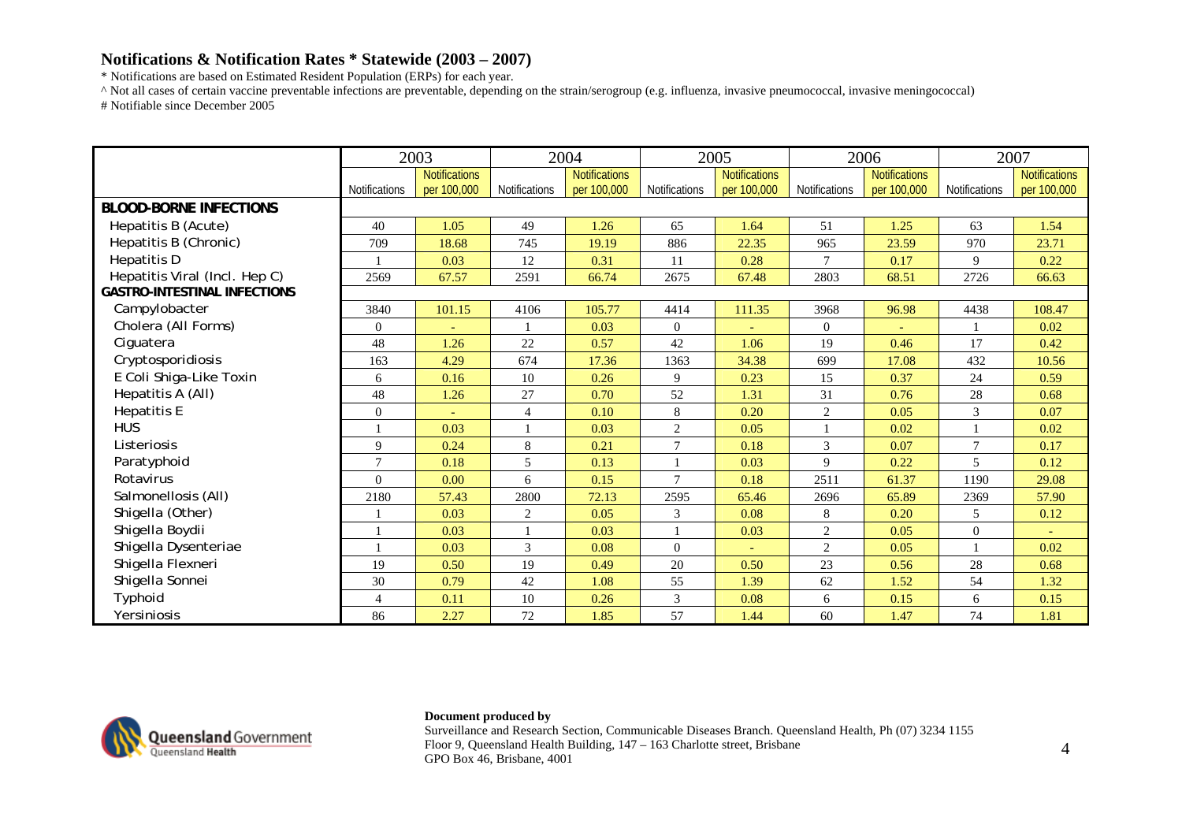## Notifications & Notification Rates * Statewide (2003 – 2007)

\* Notifications are based on Estimated Resident Population (ERPs) for each year.

^ Not all cases of certain vaccine preventable infections are preventable, depending on the strain/serogroup (e.g. influenza, invasive pneumococcal, invasive meningococcal)

# Notifiable since December 2005

| | 2003 | | 2004 | | 2005 | | 2006 | | 2007 | |
|---|---|---|---|---|---|---|---|---|---|---|
| | Notifications | Notifications per 100,000 | Notifications | Notifications per 100,000 | Notifications | Notifications per 100,000 | Notifications | Notifications per 100,000 | Notifications | Notifications per 100,000 |
| **BLOOD-BORNE INFECTIONS** | | | | | | | | | | |
| Hepatitis B (Acute) | 40 | 1.05 | 49 | 1.26 | 65 | 1.64 | 51 | 1.25 | 63 | 1.54 |
| Hepatitis B (Chronic) | 709 | 18.68 | 745 | 19.19 | 886 | 22.35 | 965 | 23.59 | 970 | 23.71 |
| Hepatitis D | 1 | 0.03 | 12 | 0.31 | 11 | 0.28 | 7 | 0.17 | 9 | 0.22 |
| Hepatitis Viral (Incl. Hep C) | 2569 | 67.57 | 2591 | 66.74 | 2675 | 67.48 | 2803 | 68.51 | 2726 | 66.63 |
| **GASTRO-INTESTINAL INFECTIONS** | | | | | | | | | | |
| Campylobacter | 3840 | 101.15 | 4106 | 105.77 | 4414 | 111.35 | 3968 | 96.98 | 4438 | 108.47 |
| Cholera (All Forms) | 0 | - | 1 | 0.03 | 0 | - | 0 | - | 1 | 0.02 |
| Ciguatera | 48 | 1.26 | 22 | 0.57 | 42 | 1.06 | 19 | 0.46 | 17 | 0.42 |
| Cryptosporidiosis | 163 | 4.29 | 674 | 17.36 | 1363 | 34.38 | 699 | 17.08 | 432 | 10.56 |
| E Coli Shiga-Like Toxin | 6 | 0.16 | 10 | 0.26 | 9 | 0.23 | 15 | 0.37 | 24 | 0.59 |
| Hepatitis A (All) | 48 | 1.26 | 27 | 0.70 | 52 | 1.31 | 31 | 0.76 | 28 | 0.68 |
| Hepatitis E | 0 | - | 4 | 0.10 | 8 | 0.20 | 2 | 0.05 | 3 | 0.07 |
| HUS | 1 | 0.03 | 1 | 0.03 | 2 | 0.05 | 1 | 0.02 | 1 | 0.02 |
| Listeriosis | 9 | 0.24 | 8 | 0.21 | 7 | 0.18 | 3 | 0.07 | 7 | 0.17 |
| Paratyphoid | 7 | 0.18 | 5 | 0.13 | 1 | 0.03 | 9 | 0.22 | 5 | 0.12 |
| Rotavirus | 0 | 0.00 | 6 | 0.15 | 7 | 0.18 | 2511 | 61.37 | 1190 | 29.08 |
| Salmonellosis (All) | 2180 | 57.43 | 2800 | 72.13 | 2595 | 65.46 | 2696 | 65.89 | 2369 | 57.90 |
| Shigella (Other) | 1 | 0.03 | 2 | 0.05 | 3 | 0.08 | 8 | 0.20 | 5 | 0.12 |
| Shigella Boydii | 1 | 0.03 | 1 | 0.03 | 1 | 0.03 | 2 | 0.05 | 0 | - |
| Shigella Dysenteriae | 1 | 0.03 | 3 | 0.08 | 0 | - | 2 | 0.05 | 1 | 0.02 |
| Shigella Flexneri | 19 | 0.50 | 19 | 0.49 | 20 | 0.50 | 23 | 0.56 | 28 | 0.68 |
| Shigella Sonnei | 30 | 0.79 | 42 | 1.08 | 55 | 1.39 | 62 | 1.52 | 54 | 1.32 |
| Typhoid | 4 | 0.11 | 10 | 0.26 | 3 | 0.08 | 6 | 0.15 | 6 | 0.15 |
| Yersiniosis | 86 | 2.27 | 72 | 1.85 | 57 | 1.44 | 60 | 1.47 | 74 | 1.81 |

Queensland Government
Queensland Health

**Document produced by**

Surveillance and Research Section, Communicable Diseases Branch. Queensland Health, Ph (07) 3234 1155
Floor 9, Queensland Health Building, 147 – 163 Charlotte street, Brisbane
GPO Box 46, Brisbane, 4001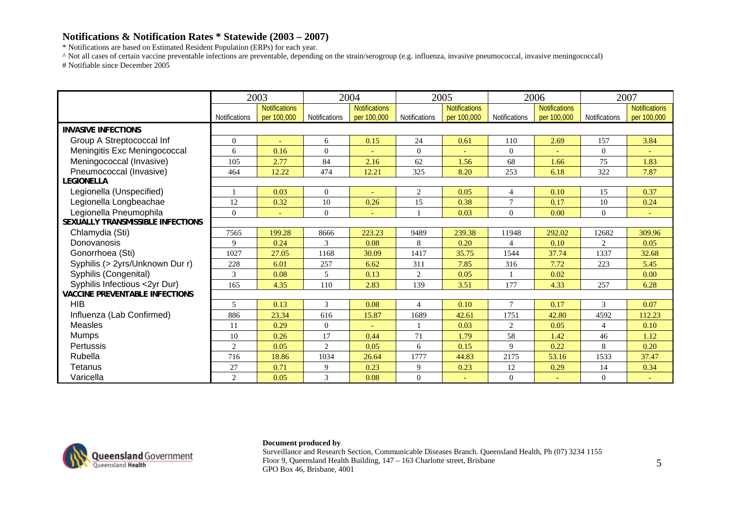## Notifications & Notification Rates * Statewide (2003 – 2007)

\* Notifications are based on Estimated Resident Population (ERPs) for each year.

^ Not all cases of certain vaccine preventable infections are preventable, depending on the strain/serogroup (e.g. influenza, invasive pneumococcal, invasive meningococcal)

# Notifiable since December 2005

| | 2003 | | 2004 | | 2005 | | 2006 | | 2007 | |
|---|---|---|---|---|---|---|---|---|---|---|
| | Notifications | Notifications per 100,000 | Notifications | Notifications per 100,000 | Notifications | Notifications per 100,000 | Notifications | Notifications per 100,000 | Notifications | Notifications per 100,000 |
| **INVASIVE INFECTIONS** | | | | | | | | | | |
| Group A Streptococcal Inf | 0 | - | 6 | 0.15 | 24 | 0.61 | 110 | 2.69 | 157 | 3.84 |
| Meningitis Exc Meningococcal | 6 | 0.16 | 0 | - | 0 | - | 0 | - | 0 | - |
| Meningococcal (Invasive) | 105 | 2.77 | 84 | 2.16 | 62 | 1.56 | 68 | 1.66 | 75 | 1.83 |
| Pneumococcal (Invasive) | 464 | 12.22 | 474 | 12.21 | 325 | 8.20 | 253 | 6.18 | 322 | 7.87 |
| **LEGIONELLA** | | | | | | | | | | |
| Legionella (Unspecified) | 1 | 0.03 | 0 | - | 2 | 0.05 | 4 | 0.10 | 15 | 0.37 |
| Legionella Longbeachae | 12 | 0.32 | 10 | 0.26 | 15 | 0.38 | 7 | 0.17 | 10 | 0.24 |
| Legionella Pneumophila | 0 | - | 0 | - | 1 | 0.03 | 0 | 0.00 | 0 | - |
| **SEXUALLY TRANSMISSIBLE INFECTIONS** | | | | | | | | | | |
| Chlamydia (Sti) | 7565 | 199.28 | 8666 | 223.23 | 9489 | 239.38 | 11948 | 292.02 | 12682 | 309.96 |
| Donovanosis | 9 | 0.24 | 3 | 0.08 | 8 | 0.20 | 4 | 0.10 | 2 | 0.05 |
| Gonorrhoea (Sti) | 1027 | 27.05 | 1168 | 30.09 | 1417 | 35.75 | 1544 | 37.74 | 1337 | 32.68 |
| Syphilis (> 2yrs/Unknown Dur r) | 228 | 6.01 | 257 | 6.62 | 311 | 7.85 | 316 | 7.72 | 223 | 5.45 |
| Syphilis (Congenital) | 3 | 0.08 | 5 | 0.13 | 2 | 0.05 | 1 | 0.02 | | 0.00 |
| Syphilis Infectious <2yr Dur) | 165 | 4.35 | 110 | 2.83 | 139 | 3.51 | 177 | 4.33 | 257 | 6.28 |
| **VACCINE PREVENTABLE INFECTIONS** | | | | | | | | | | |
| HIB | 5 | 0.13 | 3 | 0.08 | 4 | 0.10 | 7 | 0.17 | 3 | 0.07 |
| Influenza (Lab Confirmed) | 886 | 23.34 | 616 | 15.87 | 1689 | 42.61 | 1751 | 42.80 | 4592 | 112.23 |
| Measles | 11 | 0.29 | 0 | - | 1 | 0.03 | 2 | 0.05 | 4 | 0.10 |
| Mumps | 10 | 0.26 | 17 | 0.44 | 71 | 1.79 | 58 | 1.42 | 46 | 1.12 |
| Pertussis | 2 | 0.05 | 2 | 0.05 | 6 | 0.15 | 9 | 0.22 | 8 | 0.20 |
| Rubella | 716 | 18.86 | 1034 | 26.64 | 1777 | 44.83 | 2175 | 53.16 | 1533 | 37.47 |
| Tetanus | 27 | 0.71 | 9 | 0.23 | 9 | 0.23 | 12 | 0.29 | 14 | 0.34 |
| Varicella | 2 | 0.05 | 3 | 0.08 | 0 | - | 0 | - | 0 | - |

Queensland Government
Queensland Health

**Document produced by**

Surveillance and Research Section, Communicable Diseases Branch. Queensland Health, Ph (07) 3234 1155
Floor 9, Queensland Health Building, 147 – 163 Charlotte street, Brisbane
GPO Box 46, Brisbane, 4001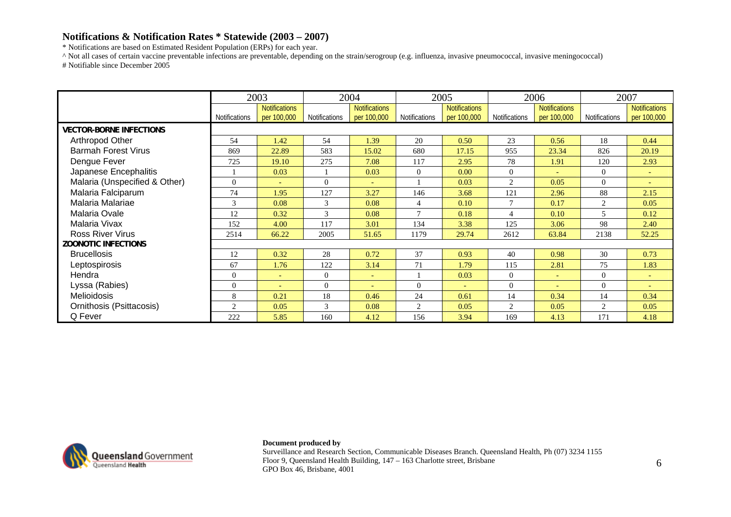# Notifications & Notification Rates * Statewide (2003 – 2007)

* Notifications are based on Estimated Resident Population (ERPs) for each year.
^ Not all cases of certain vaccine preventable infections are preventable, depending on the strain/serogroup (e.g. influenza, invasive pneumococcal, invasive meningococcal)
# Notifiable since December 2005

| | 2003 | | 2004 | | 2005 | | 2006 | | 2007 | |
|---|---|---|---|---|---|---|---|---|---|---|
| | Notifications | Notifications per 100,000 | Notifications | Notifications per 100,000 | Notifications | Notifications per 100,000 | Notifications | Notifications per 100,000 | Notifications | Notifications per 100,000 |
| **VECTOR-BORNE INFECTIONS** | | | | | | | | | | |
| Arthropod Other | 54 | 1.42 | 54 | 1.39 | 20 | 0.50 | 23 | 0.56 | 18 | 0.44 |
| Barmah Forest Virus | 869 | 22.89 | 583 | 15.02 | 680 | 17.15 | 955 | 23.34 | 826 | 20.19 |
| Dengue Fever | 725 | 19.10 | 275 | 7.08 | 117 | 2.95 | 78 | 1.91 | 120 | 2.93 |
| Japanese Encephalitis | 1 | 0.03 | 1 | 0.03 | 0 | 0.00 | 0 | - | 0 | - |
| Malaria (Unspecified & Other) | 0 | - | 0 | - | 1 | 0.03 | 2 | 0.05 | 0 | - |
| Malaria Falciparum | 74 | 1.95 | 127 | 3.27 | 146 | 3.68 | 121 | 2.96 | 88 | 2.15 |
| Malaria Malariae | 3 | 0.08 | 3 | 0.08 | 4 | 0.10 | 7 | 0.17 | 2 | 0.05 |
| Malaria Ovale | 12 | 0.32 | 3 | 0.08 | 7 | 0.18 | 4 | 0.10 | 5 | 0.12 |
| Malaria Vivax | 152 | 4.00 | 117 | 3.01 | 134 | 3.38 | 125 | 3.06 | 98 | 2.40 |
| Ross River Virus | 2514 | 66.22 | 2005 | 51.65 | 1179 | 29.74 | 2612 | 63.84 | 2138 | 52.25 |
| **ZOONOTIC INFECTIONS** | | | | | | | | | | |
| Brucellosis | 12 | 0.32 | 28 | 0.72 | 37 | 0.93 | 40 | 0.98 | 30 | 0.73 |
| Leptospirosis | 67 | 1.76 | 122 | 3.14 | 71 | 1.79 | 115 | 2.81 | 75 | 1.83 |
| Hendra | 0 | - | 0 | - | 1 | 0.03 | 0 | - | 0 | - |
| Lyssa (Rabies) | 0 | - | 0 | - | 0 | - | 0 | - | 0 | - |
| Melioidosis | 8 | 0.21 | 18 | 0.46 | 24 | 0.61 | 14 | 0.34 | 14 | 0.34 |
| Ornithosis (Psittacosis) | 2 | 0.05 | 3 | 0.08 | 2 | 0.05 | 2 | 0.05 | 2 | 0.05 |
| Q Fever | 222 | 5.85 | 160 | 4.12 | 156 | 3.94 | 169 | 4.13 | 171 | 4.18 |

Queensland Government
Queensland Health

**Document produced by**
Surveillance and Research Section, Communicable Diseases Branch. Queensland Health, Ph (07) 3234 1155
Floor 9, Queensland Health Building, 147 – 163 Charlotte street, Brisbane
GPO Box 46, Brisbane, 4001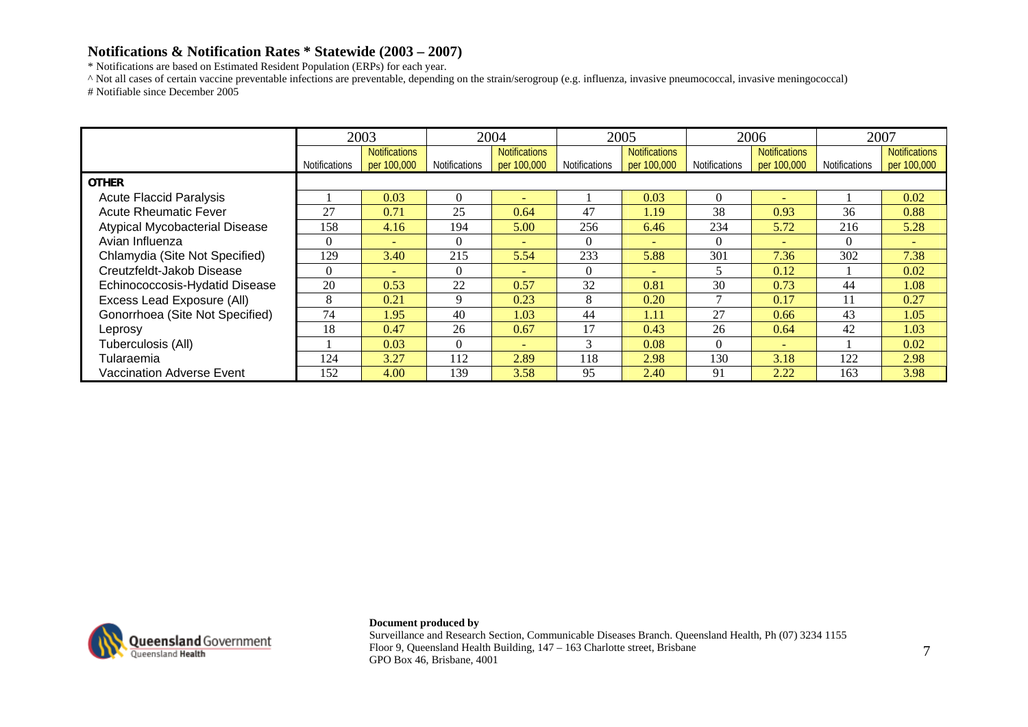## Notifications & Notification Rates * Statewide (2003 – 2007)

* Notifications are based on Estimated Resident Population (ERPs) for each year.
^ Not all cases of certain vaccine preventable infections are preventable, depending on the strain/serogroup (e.g. influenza, invasive pneumococcal, invasive meningococcal)
# Notifiable since December 2005

| | 2003 | | 2004 | | 2005 | | 2006 | | 2007 | |
|---|---|---|---|---|---|---|---|---|---|---|
| | Notifications | Notifications per 100,000 | Notifications | Notifications per 100,000 | Notifications | Notifications per 100,000 | Notifications | Notifications per 100,000 | Notifications | Notifications per 100,000 |
| **OTHER** | | | | | | | | | | |
| Acute Flaccid Paralysis | 1 | 0.03 | 0 | - | 1 | 0.03 | 0 | - | 1 | 0.02 |
| Acute Rheumatic Fever | 27 | 0.71 | 25 | 0.64 | 47 | 1.19 | 38 | 0.93 | 36 | 0.88 |
| Atypical Mycobacterial Disease | 158 | 4.16 | 194 | 5.00 | 256 | 6.46 | 234 | 5.72 | 216 | 5.28 |
| Avian Influenza | 0 | - | 0 | - | 0 | - | 0 | - | 0 | - |
| Chlamydia (Site Not Specified) | 129 | 3.40 | 215 | 5.54 | 233 | 5.88 | 301 | 7.36 | 302 | 7.38 |
| Creutzfeldt-Jakob Disease | 0 | - | 0 | - | 0 | - | 5 | 0.12 | 1 | 0.02 |
| Echinococcosis-Hydatid Disease | 20 | 0.53 | 22 | 0.57 | 32 | 0.81 | 30 | 0.73 | 44 | 1.08 |
| Excess Lead Exposure (All) | 8 | 0.21 | 9 | 0.23 | 8 | 0.20 | 7 | 0.17 | 11 | 0.27 |
| Gonorrhoea (Site Not Specified) | 74 | 1.95 | 40 | 1.03 | 44 | 1.11 | 27 | 0.66 | 43 | 1.05 |
| Leprosy | 18 | 0.47 | 26 | 0.67 | 17 | 0.43 | 26 | 0.64 | 42 | 1.03 |
| Tuberculosis (All) | 1 | 0.03 | 0 | - | 3 | 0.08 | 0 | - | 1 | 0.02 |
| Tularaemia | 124 | 3.27 | 112 | 2.89 | 118 | 2.98 | 130 | 3.18 | 122 | 2.98 |
| Vaccination Adverse Event | 152 | 4.00 | 139 | 3.58 | 95 | 2.40 | 91 | 2.22 | 163 | 3.98 |

**Document produced by**
Surveillance and Research Section, Communicable Diseases Branch. Queensland Health, Ph (07) 3234 1155
Floor 9, Queensland Health Building, 147 – 163 Charlotte street, Brisbane
GPO Box 46, Brisbane, 4001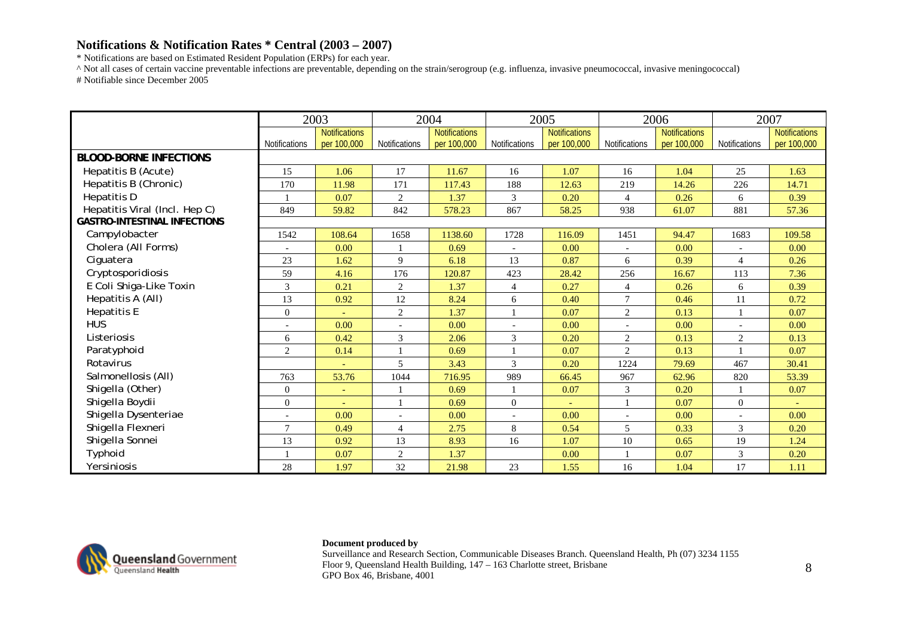## Notifications & Notification Rates * Central (2003 – 2007)

\* Notifications are based on Estimated Resident Population (ERPs) for each year.

^ Not all cases of certain vaccine preventable infections are preventable, depending on the strain/serogroup (e.g. influenza, invasive pneumococcal, invasive meningococcal)

# Notifiable since December 2005

| | 2003 | | 2004 | | 2005 | | 2006 | | 2007 | |
|---|---|---|---|---|---|---|---|---|---|---|
| | Notifications | Notifications per 100,000 | Notifications | Notifications per 100,000 | Notifications | Notifications per 100,000 | Notifications | Notifications per 100,000 | Notifications | Notifications per 100,000 |
| **BLOOD-BORNE INFECTIONS** | | | | | | | | | | |
| Hepatitis B (Acute) | 15 | 1.06 | 17 | 11.67 | 16 | 1.07 | 16 | 1.04 | 25 | 1.63 |
| Hepatitis B (Chronic) | 170 | 11.98 | 171 | 117.43 | 188 | 12.63 | 219 | 14.26 | 226 | 14.71 |
| Hepatitis D | 1 | 0.07 | 2 | 1.37 | 3 | 0.20 | 4 | 0.26 | 6 | 0.39 |
| Hepatitis Viral (Incl. Hep C) | 849 | 59.82 | 842 | 578.23 | 867 | 58.25 | 938 | 61.07 | 881 | 57.36 |
| **GASTRO-INTESTINAL INFECTIONS** | | | | | | | | | | |
| Campylobacter | 1542 | 108.64 | 1658 | 1138.60 | 1728 | 116.09 | 1451 | 94.47 | 1683 | 109.58 |
| Cholera (All Forms) | - | 0.00 | 1 | 0.69 | - | 0.00 | - | 0.00 | - | 0.00 |
| Ciguatera | 23 | 1.62 | 9 | 6.18 | 13 | 0.87 | 6 | 0.39 | 4 | 0.26 |
| Cryptosporidiosis | 59 | 4.16 | 176 | 120.87 | 423 | 28.42 | 256 | 16.67 | 113 | 7.36 |
| E Coli Shiga-Like Toxin | 3 | 0.21 | 2 | 1.37 | 4 | 0.27 | 4 | 0.26 | 6 | 0.39 |
| Hepatitis A (All) | 13 | 0.92 | 12 | 8.24 | 6 | 0.40 | 7 | 0.46 | 11 | 0.72 |
| Hepatitis E | 0 | - | 2 | 1.37 | 1 | 0.07 | 2 | 0.13 | 1 | 0.07 |
| HUS | - | 0.00 | - | 0.00 | - | 0.00 | - | 0.00 | - | 0.00 |
| Listeriosis | 6 | 0.42 | 3 | 2.06 | 3 | 0.20 | 2 | 0.13 | 2 | 0.13 |
| Paratyphoid | 2 | 0.14 | 1 | 0.69 | 1 | 0.07 | 2 | 0.13 | 1 | 0.07 |
| Rotavirus | | - | 5 | 3.43 | 3 | 0.20 | 1224 | 79.69 | 467 | 30.41 |
| Salmonellosis (All) | 763 | 53.76 | 1044 | 716.95 | 989 | 66.45 | 967 | 62.96 | 820 | 53.39 |
| Shigella (Other) | 0 | - | 1 | 0.69 | 1 | 0.07 | 3 | 0.20 | 1 | 0.07 |
| Shigella Boydii | 0 | - | 1 | 0.69 | 0 | - | 1 | 0.07 | 0 | - |
| Shigella Dysenteriae | - | 0.00 | - | 0.00 | - | 0.00 | - | 0.00 | - | 0.00 |
| Shigella Flexneri | 7 | 0.49 | 4 | 2.75 | 8 | 0.54 | 5 | 0.33 | 3 | 0.20 |
| Shigella Sonnei | 13 | 0.92 | 13 | 8.93 | 16 | 1.07 | 10 | 0.65 | 19 | 1.24 |
| Typhoid | 1 | 0.07 | 2 | 1.37 | | 0.00 | 1 | 0.07 | 3 | 0.20 |
| Yersiniosis | 28 | 1.97 | 32 | 21.98 | 23 | 1.55 | 16 | 1.04 | 17 | 1.11 |

Queensland Government
Queensland Health

**Document produced by**
Surveillance and Research Section, Communicable Diseases Branch. Queensland Health, Ph (07) 3234 1155
Floor 9, Queensland Health Building, 147 – 163 Charlotte street, Brisbane
GPO Box 46, Brisbane, 4001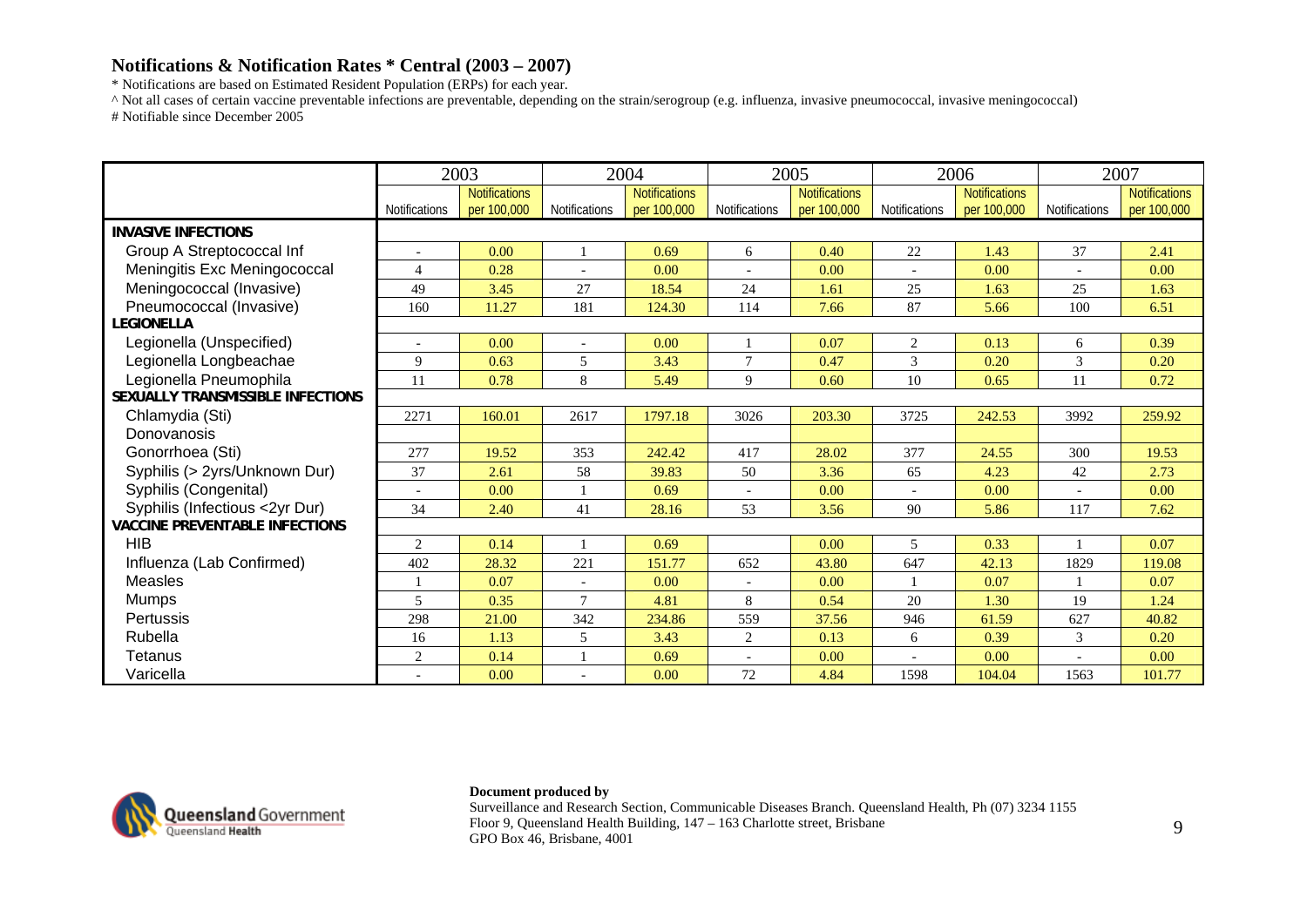## Notifications & Notification Rates * Central (2003 – 2007)

\* Notifications are based on Estimated Resident Population (ERPs) for each year.

^ Not all cases of certain vaccine preventable infections are preventable, depending on the strain/serogroup (e.g. influenza, invasive pneumococcal, invasive meningococcal)

# Notifiable since December 2005

| | 2003 | | 2004 | | 2005 | | 2006 | | 2007 | |
|---|---|---|---|---|---|---|---|---|---|---|
| | Notifications | Notifications per 100,000 | Notifications | Notifications per 100,000 | Notifications | Notifications per 100,000 | Notifications | Notifications per 100,000 | Notifications | Notifications per 100,000 |
| **INVASIVE INFECTIONS** | | | | | | | | | | |
| Group A Streptococcal Inf | - | 0.00 | 1 | 0.69 | 6 | 0.40 | 22 | 1.43 | 37 | 2.41 |
| Meningitis Exc Meningococcal | 4 | 0.28 | - | 0.00 | - | 0.00 | - | 0.00 | - | 0.00 |
| Meningococcal (Invasive) | 49 | 3.45 | 27 | 18.54 | 24 | 1.61 | 25 | 1.63 | 25 | 1.63 |
| Pneumococcal (Invasive) | 160 | 11.27 | 181 | 124.30 | 114 | 7.66 | 87 | 5.66 | 100 | 6.51 |
| **LEGIONELLA** | | | | | | | | | | |
| Legionella (Unspecified) | - | 0.00 | - | 0.00 | 1 | 0.07 | 2 | 0.13 | 6 | 0.39 |
| Legionella Longbeachae | 9 | 0.63 | 5 | 3.43 | 7 | 0.47 | 3 | 0.20 | 3 | 0.20 |
| Legionella Pneumophila | 11 | 0.78 | 8 | 5.49 | 9 | 0.60 | 10 | 0.65 | 11 | 0.72 |
| **SEXUALLY TRANSMISSIBLE INFECTIONS** | | | | | | | | | | |
| Chlamydia (Sti) | 2271 | 160.01 | 2617 | 1797.18 | 3026 | 203.30 | 3725 | 242.53 | 3992 | 259.92 |
| Donovanosis | | | | | | | | | | |
| Gonorrhoea (Sti) | 277 | 19.52 | 353 | 242.42 | 417 | 28.02 | 377 | 24.55 | 300 | 19.53 |
| Syphilis (> 2yrs/Unknown Dur) | 37 | 2.61 | 58 | 39.83 | 50 | 3.36 | 65 | 4.23 | 42 | 2.73 |
| Syphilis (Congenital) | - | 0.00 | 1 | 0.69 | - | 0.00 | - | 0.00 | - | 0.00 |
| Syphilis (Infectious <2yr Dur) | 34 | 2.40 | 41 | 28.16 | 53 | 3.56 | 90 | 5.86 | 117 | 7.62 |
| **VACCINE PREVENTABLE INFECTIONS** | | | | | | | | | | |
| HIB | 2 | 0.14 | 1 | 0.69 | | 0.00 | 5 | 0.33 | 1 | 0.07 |
| Influenza (Lab Confirmed) | 402 | 28.32 | 221 | 151.77 | 652 | 43.80 | 647 | 42.13 | 1829 | 119.08 |
| Measles | 1 | 0.07 | - | 0.00 | - | 0.00 | 1 | 0.07 | 1 | 0.07 |
| Mumps | 5 | 0.35 | 7 | 4.81 | 8 | 0.54 | 20 | 1.30 | 19 | 1.24 |
| Pertussis | 298 | 21.00 | 342 | 234.86 | 559 | 37.56 | 946 | 61.59 | 627 | 40.82 |
| Rubella | 16 | 1.13 | 5 | 3.43 | 2 | 0.13 | 6 | 0.39 | 3 | 0.20 |
| Tetanus | 2 | 0.14 | 1 | 0.69 | - | 0.00 | - | 0.00 | - | 0.00 |
| Varicella | - | 0.00 | - | 0.00 | 72 | 4.84 | 1598 | 104.04 | 1563 | 101.77 |

**Document produced by**

Surveillance and Research Section, Communicable Diseases Branch. Queensland Health, Ph (07) 3234 1155
Floor 9, Queensland Health Building, 147 – 163 Charlotte street, Brisbane
GPO Box 46, Brisbane, 4001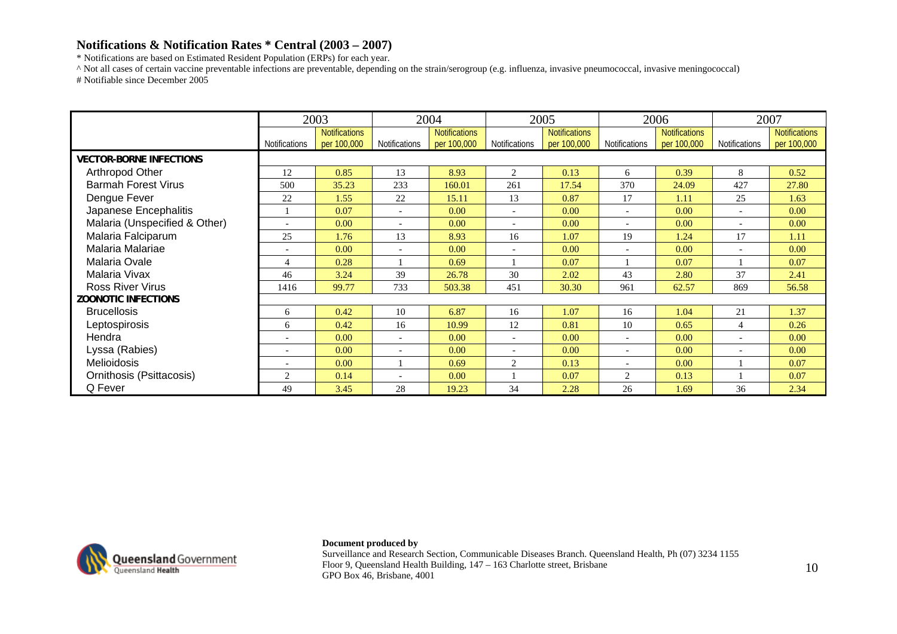# Notifications & Notification Rates * Central (2003 – 2007)

* Notifications are based on Estimated Resident Population (ERPs) for each year.
^ Not all cases of certain vaccine preventable infections are preventable, depending on the strain/serogroup (e.g. influenza, invasive pneumococcal, invasive meningococcal)
# Notifiable since December 2005

| | 2003 | | 2004 | | 2005 | | 2006 | | 2007 | |
|---|---|---|---|---|---|---|---|---|---|---|
| | Notifications | Notifications per 100,000 | Notifications | Notifications per 100,000 | Notifications | Notifications per 100,000 | Notifications | Notifications per 100,000 | Notifications | Notifications per 100,000 |
| **VECTOR-BORNE INFECTIONS** | | | | | | | | | | |
| Arthropod Other | 12 | 0.85 | 13 | 8.93 | 2 | 0.13 | 6 | 0.39 | 8 | 0.52 |
| Barmah Forest Virus | 500 | 35.23 | 233 | 160.01 | 261 | 17.54 | 370 | 24.09 | 427 | 27.80 |
| Dengue Fever | 22 | 1.55 | 22 | 15.11 | 13 | 0.87 | 17 | 1.11 | 25 | 1.63 |
| Japanese Encephalitis | 1 | 0.07 | - | 0.00 | - | 0.00 | - | 0.00 | - | 0.00 |
| Malaria (Unspecified & Other) | - | 0.00 | - | 0.00 | - | 0.00 | - | 0.00 | - | 0.00 |
| Malaria Falciparum | 25 | 1.76 | 13 | 8.93 | 16 | 1.07 | 19 | 1.24 | 17 | 1.11 |
| Malaria Malariae | - | 0.00 | - | 0.00 | - | 0.00 | - | 0.00 | - | 0.00 |
| Malaria Ovale | 4 | 0.28 | 1 | 0.69 | 1 | 0.07 | 1 | 0.07 | 1 | 0.07 |
| Malaria Vivax | 46 | 3.24 | 39 | 26.78 | 30 | 2.02 | 43 | 2.80 | 37 | 2.41 |
| Ross River Virus | 1416 | 99.77 | 733 | 503.38 | 451 | 30.30 | 961 | 62.57 | 869 | 56.58 |
| **ZOONOTIC INFECTIONS** | | | | | | | | | | |
| Brucellosis | 6 | 0.42 | 10 | 6.87 | 16 | 1.07 | 16 | 1.04 | 21 | 1.37 |
| Leptospirosis | 6 | 0.42 | 16 | 10.99 | 12 | 0.81 | 10 | 0.65 | 4 | 0.26 |
| Hendra | - | 0.00 | - | 0.00 | - | 0.00 | - | 0.00 | - | 0.00 |
| Lyssa (Rabies) | - | 0.00 | - | 0.00 | - | 0.00 | - | 0.00 | - | 0.00 |
| Melioidosis | - | 0.00 | 1 | 0.69 | 2 | 0.13 | - | 0.00 | 1 | 0.07 |
| Ornithosis (Psittacosis) | 2 | 0.14 | - | 0.00 | 1 | 0.07 | 2 | 0.13 | 1 | 0.07 |
| Q Fever | 49 | 3.45 | 28 | 19.23 | 34 | 2.28 | 26 | 1.69 | 36 | 2.34 |

**Document produced by**
Surveillance and Research Section, Communicable Diseases Branch. Queensland Health, Ph (07) 3234 1155
Floor 9, Queensland Health Building, 147 – 163 Charlotte street, Brisbane
GPO Box 46, Brisbane, 4001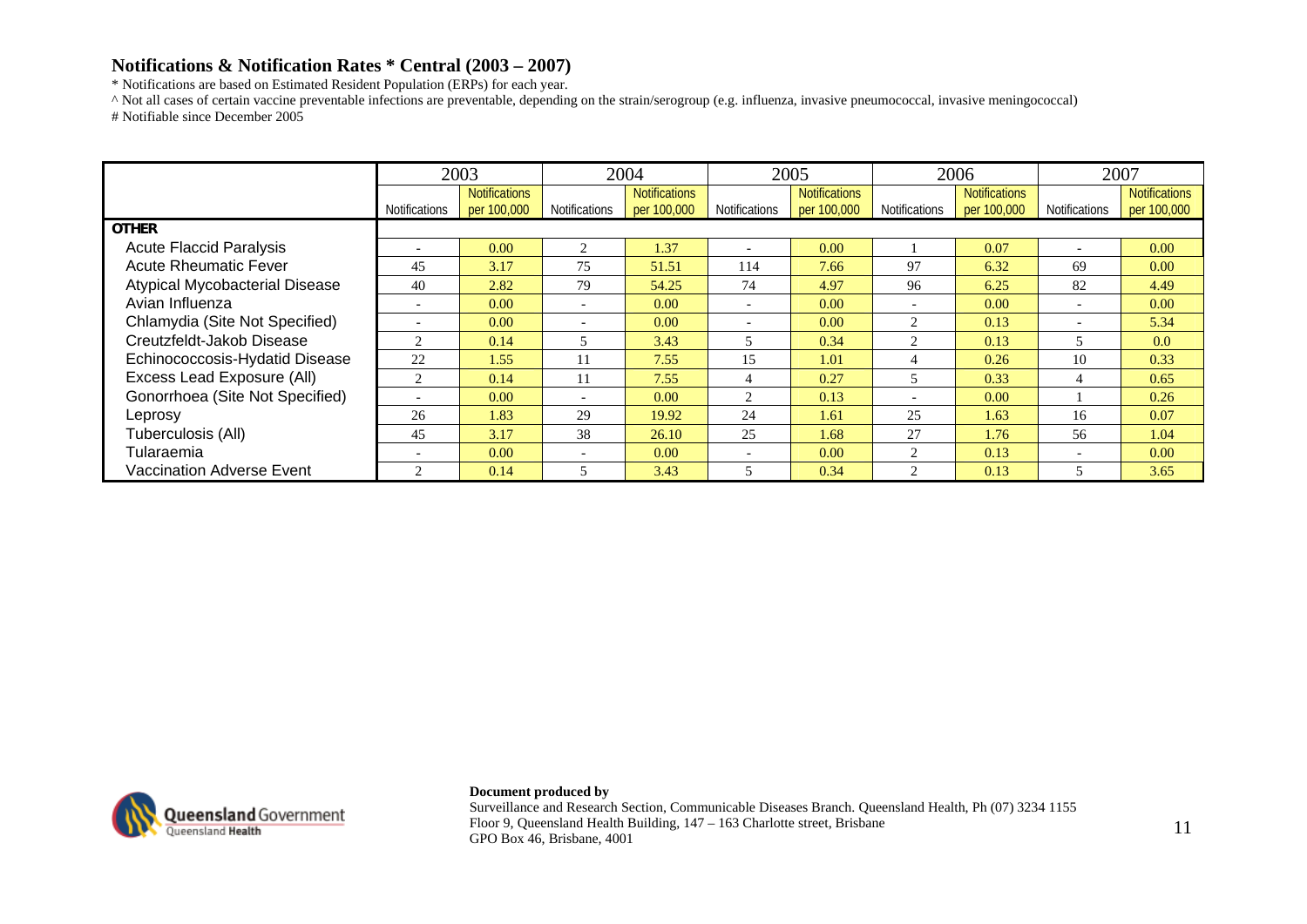## Notifications & Notification Rates * Central (2003 – 2007)

\* Notifications are based on Estimated Resident Population (ERPs) for each year.

^ Not all cases of certain vaccine preventable infections are preventable, depending on the strain/serogroup (e.g. influenza, invasive pneumococcal, invasive meningococcal)

\# Notifiable since December 2005

| | 2003 | | 2004 | | 2005 | | 2006 | | 2007 | |
|---|---|---|---|---|---|---|---|---|---|---|
| | Notifications | Notifications per 100,000 | Notifications | Notifications per 100,000 | Notifications | Notifications per 100,000 | Notifications | Notifications per 100,000 | Notifications | Notifications per 100,000 |
| **OTHER** | | | | | | | | | | |
| Acute Flaccid Paralysis | - | 0.00 | 2 | 1.37 | - | 0.00 | 1 | 0.07 | - | 0.00 |
| Acute Rheumatic Fever | 45 | 3.17 | 75 | 51.51 | 114 | 7.66 | 97 | 6.32 | 69 | 0.00 |
| Atypical Mycobacterial Disease | 40 | 2.82 | 79 | 54.25 | 74 | 4.97 | 96 | 6.25 | 82 | 4.49 |
| Avian Influenza | - | 0.00 | - | 0.00 | - | 0.00 | - | 0.00 | - | 0.00 |
| Chlamydia (Site Not Specified) | - | 0.00 | - | 0.00 | - | 0.00 | 2 | 0.13 | - | 5.34 |
| Creutzfeldt-Jakob Disease | 2 | 0.14 | 5 | 3.43 | 5 | 0.34 | 2 | 0.13 | 5 | 0.0 |
| Echinococcosis-Hydatid Disease | 22 | 1.55 | 11 | 7.55 | 15 | 1.01 | 4 | 0.26 | 10 | 0.33 |
| Excess Lead Exposure (All) | 2 | 0.14 | 11 | 7.55 | 4 | 0.27 | 5 | 0.33 | 4 | 0.65 |
| Gonorrhoea (Site Not Specified) | - | 0.00 | - | 0.00 | 2 | 0.13 | - | 0.00 | 1 | 0.26 |
| Leprosy | 26 | 1.83 | 29 | 19.92 | 24 | 1.61 | 25 | 1.63 | 16 | 0.07 |
| Tuberculosis (All) | 45 | 3.17 | 38 | 26.10 | 25 | 1.68 | 27 | 1.76 | 56 | 1.04 |
| Tularaemia | - | 0.00 | - | 0.00 | - | 0.00 | 2 | 0.13 | - | 0.00 |
| Vaccination Adverse Event | 2 | 0.14 | 5 | 3.43 | 5 | 0.34 | 2 | 0.13 | 5 | 3.65 |

Queensland Government
Queensland Health

**Document produced by**
Surveillance and Research Section, Communicable Diseases Branch. Queensland Health, Ph (07) 3234 1155
Floor 9, Queensland Health Building, 147 – 163 Charlotte street, Brisbane
GPO Box 46, Brisbane, 4001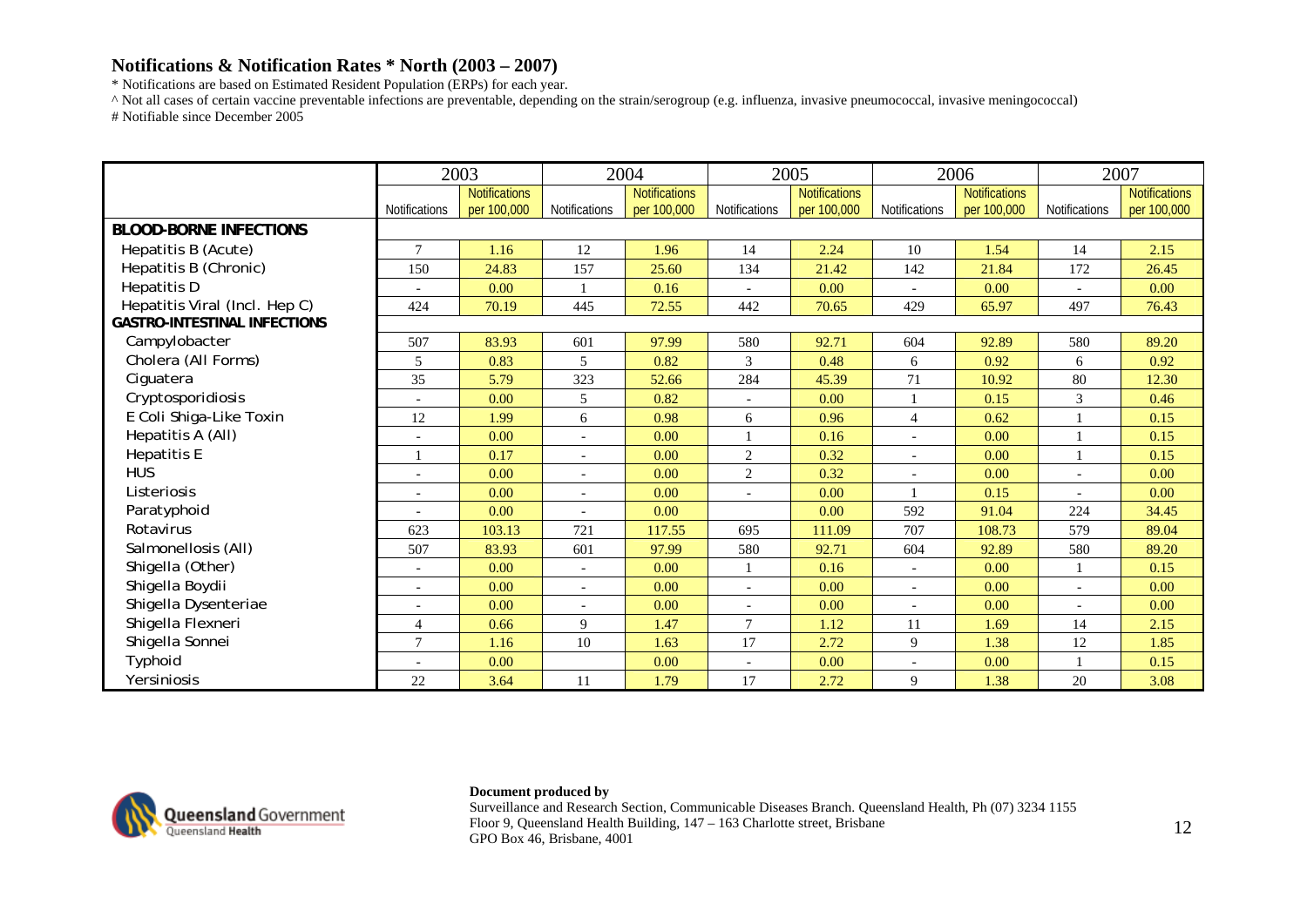## Notifications & Notification Rates * North (2003 – 2007)

* Notifications are based on Estimated Resident Population (ERPs) for each year.

^ Not all cases of certain vaccine preventable infections are preventable, depending on the strain/serogroup (e.g. influenza, invasive pneumococcal, invasive meningococcal)

# Notifiable since December 2005

| | 2003 | | 2004 | | 2005 | | 2006 | | 2007 | |
|---|---|---|---|---|---|---|---|---|---|---|
| | Notifications | Notifications per 100,000 | Notifications | Notifications per 100,000 | Notifications | Notifications per 100,000 | Notifications | Notifications per 100,000 | Notifications | Notifications per 100,000 |
| **BLOOD-BORNE INFECTIONS** | | | | | | | | | | |
| Hepatitis B (Acute) | 7 | 1.16 | 12 | 1.96 | 14 | 2.24 | 10 | 1.54 | 14 | 2.15 |
| Hepatitis B (Chronic) | 150 | 24.83 | 157 | 25.60 | 134 | 21.42 | 142 | 21.84 | 172 | 26.45 |
| Hepatitis D | - | 0.00 | 1 | 0.16 | - | 0.00 | - | 0.00 | - | 0.00 |
| Hepatitis Viral (Incl. Hep C) | 424 | 70.19 | 445 | 72.55 | 442 | 70.65 | 429 | 65.97 | 497 | 76.43 |
| **GASTRO-INTESTINAL INFECTIONS** | | | | | | | | | | |
| Campylobacter | 507 | 83.93 | 601 | 97.99 | 580 | 92.71 | 604 | 92.89 | 580 | 89.20 |
| Cholera (All Forms) | 5 | 0.83 | 5 | 0.82 | 3 | 0.48 | 6 | 0.92 | 6 | 0.92 |
| Ciguatera | 35 | 5.79 | 323 | 52.66 | 284 | 45.39 | 71 | 10.92 | 80 | 12.30 |
| Cryptosporidiosis | - | 0.00 | 5 | 0.82 | - | 0.00 | 1 | 0.15 | 3 | 0.46 |
| E Coli Shiga-Like Toxin | 12 | 1.99 | 6 | 0.98 | 6 | 0.96 | 4 | 0.62 | 1 | 0.15 |
| Hepatitis A (All) | - | 0.00 | - | 0.00 | 1 | 0.16 | - | 0.00 | 1 | 0.15 |
| Hepatitis E | 1 | 0.17 | - | 0.00 | 2 | 0.32 | - | 0.00 | 1 | 0.15 |
| HUS | - | 0.00 | - | 0.00 | 2 | 0.32 | - | 0.00 | - | 0.00 |
| Listeriosis | - | 0.00 | - | 0.00 | - | 0.00 | 1 | 0.15 | - | 0.00 |
| Paratyphoid | - | 0.00 | - | 0.00 | | 0.00 | 592 | 91.04 | 224 | 34.45 |
| Rotavirus | 623 | 103.13 | 721 | 117.55 | 695 | 111.09 | 707 | 108.73 | 579 | 89.04 |
| Salmonellosis (All) | 507 | 83.93 | 601 | 97.99 | 580 | 92.71 | 604 | 92.89 | 580 | 89.20 |
| Shigella (Other) | - | 0.00 | - | 0.00 | 1 | 0.16 | - | 0.00 | 1 | 0.15 |
| Shigella Boydii | - | 0.00 | - | 0.00 | - | 0.00 | - | 0.00 | - | 0.00 |
| Shigella Dysenteriae | - | 0.00 | - | 0.00 | - | 0.00 | - | 0.00 | - | 0.00 |
| Shigella Flexneri | 4 | 0.66 | 9 | 1.47 | 7 | 1.12 | 11 | 1.69 | 14 | 2.15 |
| Shigella Sonnei | 7 | 1.16 | 10 | 1.63 | 17 | 2.72 | 9 | 1.38 | 12 | 1.85 |
| Typhoid | - | 0.00 | | 0.00 | - | 0.00 | - | 0.00 | 1 | 0.15 |
| Yersiniosis | 22 | 3.64 | 11 | 1.79 | 17 | 2.72 | 9 | 1.38 | 20 | 3.08 |

**Document produced by**

Surveillance and Research Section, Communicable Diseases Branch. Queensland Health, Ph (07) 3234 1155
Floor 9, Queensland Health Building, 147 – 163 Charlotte street, Brisbane
GPO Box 46, Brisbane, 4001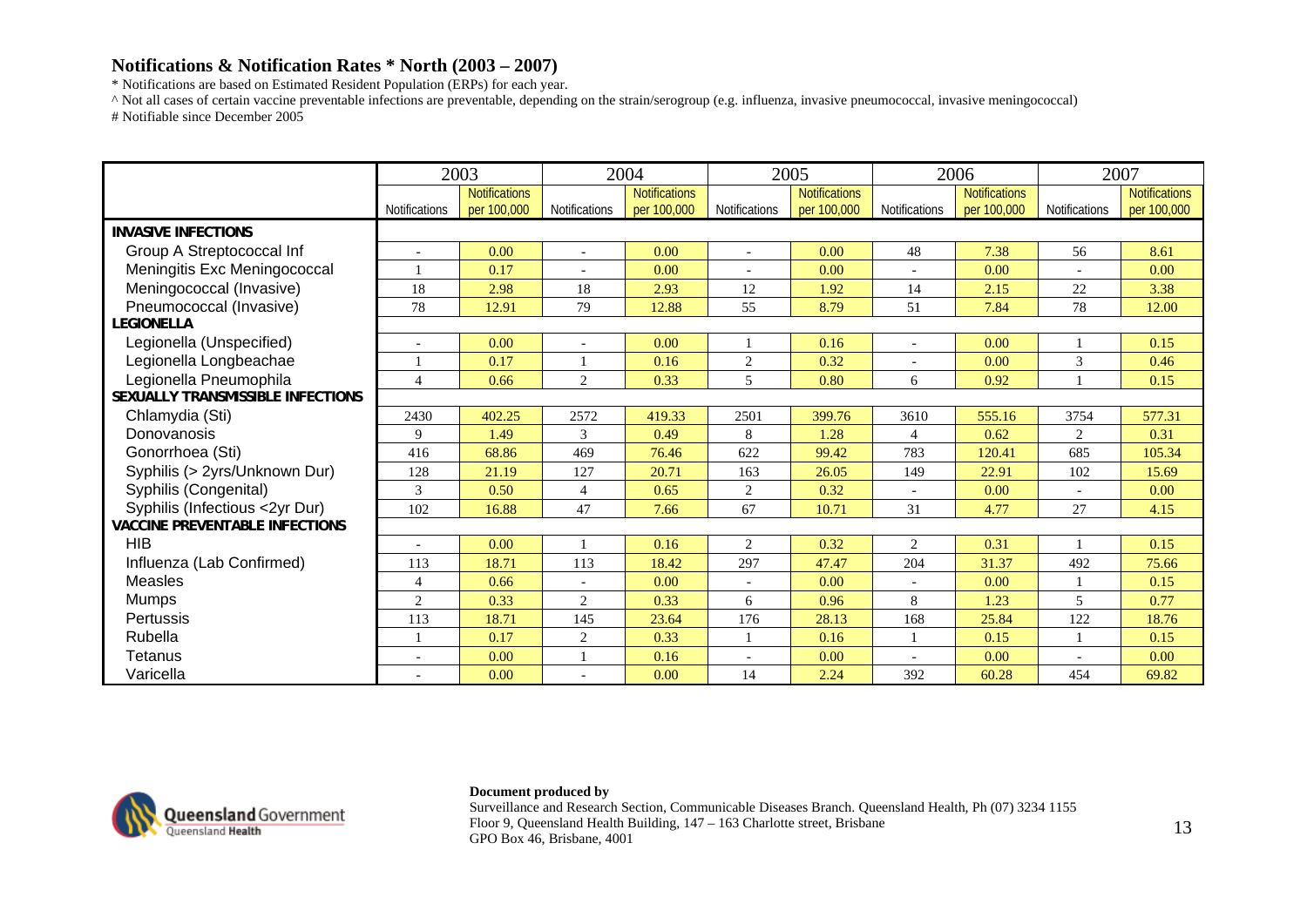## Notifications & Notification Rates * North (2003 – 2007)

* Notifications are based on Estimated Resident Population (ERPs) for each year.
^ Not all cases of certain vaccine preventable infections are preventable, depending on the strain/serogroup (e.g. influenza, invasive pneumococcal, invasive meningococcal)
# Notifiable since December 2005

| | 2003 | | 2004 | | 2005 | | 2006 | | 2007 | |
|---|---|---|---|---|---|---|---|---|---|---|
| | Notifications | Notifications per 100,000 | Notifications | Notifications per 100,000 | Notifications | Notifications per 100,000 | Notifications | Notifications per 100,000 | Notifications | Notifications per 100,000 |
| **INVASIVE INFECTIONS** | | | | | | | | | | |
| Group A Streptococcal Inf | - | 0.00 | - | 0.00 | - | 0.00 | 48 | 7.38 | 56 | 8.61 |
| Meningitis Exc Meningococcal | 1 | 0.17 | - | 0.00 | - | 0.00 | - | 0.00 | - | 0.00 |
| Meningococcal (Invasive) | 18 | 2.98 | 18 | 2.93 | 12 | 1.92 | 14 | 2.15 | 22 | 3.38 |
| Pneumococcal (Invasive) | 78 | 12.91 | 79 | 12.88 | 55 | 8.79 | 51 | 7.84 | 78 | 12.00 |
| **LEGIONELLA** | | | | | | | | | | |
| Legionella (Unspecified) | - | 0.00 | - | 0.00 | 1 | 0.16 | - | 0.00 | 1 | 0.15 |
| Legionella Longbeachae | 1 | 0.17 | 1 | 0.16 | 2 | 0.32 | - | 0.00 | 3 | 0.46 |
| Legionella Pneumophila | 4 | 0.66 | 2 | 0.33 | 5 | 0.80 | 6 | 0.92 | 1 | 0.15 |
| **SEXUALLY TRANSMISSIBLE INFECTIONS** | | | | | | | | | | |
| Chlamydia (Sti) | 2430 | 402.25 | 2572 | 419.33 | 2501 | 399.76 | 3610 | 555.16 | 3754 | 577.31 |
| Donovanosis | 9 | 1.49 | 3 | 0.49 | 8 | 1.28 | 4 | 0.62 | 2 | 0.31 |
| Gonorrhoea (Sti) | 416 | 68.86 | 469 | 76.46 | 622 | 99.42 | 783 | 120.41 | 685 | 105.34 |
| Syphilis (> 2yrs/Unknown Dur) | 128 | 21.19 | 127 | 20.71 | 163 | 26.05 | 149 | 22.91 | 102 | 15.69 |
| Syphilis (Congenital) | 3 | 0.50 | 4 | 0.65 | 2 | 0.32 | - | 0.00 | - | 0.00 |
| Syphilis (Infectious <2yr Dur) | 102 | 16.88 | 47 | 7.66 | 67 | 10.71 | 31 | 4.77 | 27 | 4.15 |
| **VACCINE PREVENTABLE INFECTIONS** | | | | | | | | | | |
| HIB | - | 0.00 | 1 | 0.16 | 2 | 0.32 | 2 | 0.31 | 1 | 0.15 |
| Influenza (Lab Confirmed) | 113 | 18.71 | 113 | 18.42 | 297 | 47.47 | 204 | 31.37 | 492 | 75.66 |
| Measles | 4 | 0.66 | - | 0.00 | - | 0.00 | - | 0.00 | 1 | 0.15 |
| Mumps | 2 | 0.33 | 2 | 0.33 | 6 | 0.96 | 8 | 1.23 | 5 | 0.77 |
| Pertussis | 113 | 18.71 | 145 | 23.64 | 176 | 28.13 | 168 | 25.84 | 122 | 18.76 |
| Rubella | 1 | 0.17 | 2 | 0.33 | 1 | 0.16 | 1 | 0.15 | 1 | 0.15 |
| Tetanus | - | 0.00 | 1 | 0.16 | - | 0.00 | - | 0.00 | - | 0.00 |
| Varicella | - | 0.00 | - | 0.00 | 14 | 2.24 | 392 | 60.28 | 454 | 69.82 |

**Document produced by**
Surveillance and Research Section, Communicable Diseases Branch. Queensland Health, Ph (07) 3234 1155
Floor 9, Queensland Health Building, 147 – 163 Charlotte street, Brisbane
GPO Box 46, Brisbane, 4001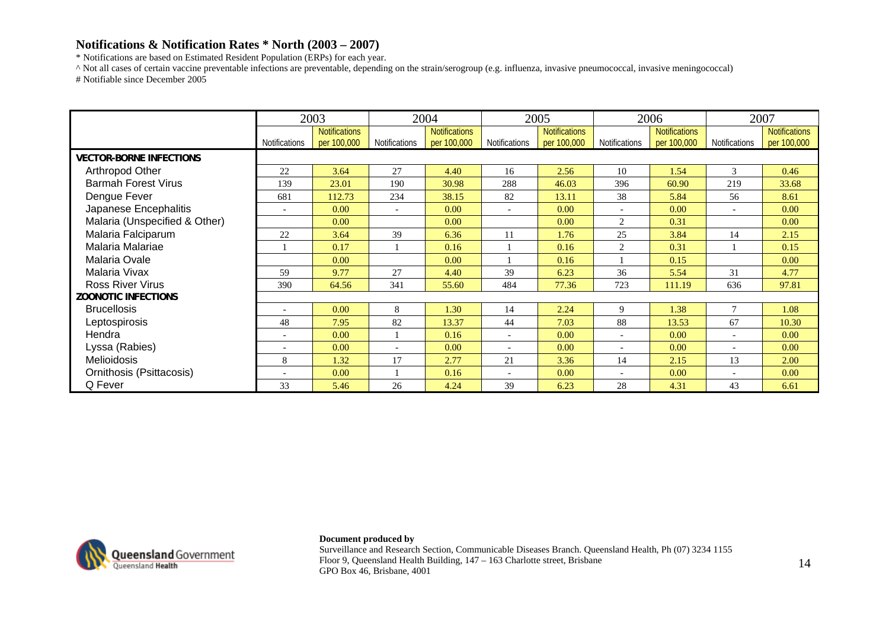## Notifications & Notification Rates * North (2003 – 2007)

* Notifications are based on Estimated Resident Population (ERPs) for each year.
^ Not all cases of certain vaccine preventable infections are preventable, depending on the strain/serogroup (e.g. influenza, invasive pneumococcal, invasive meningococcal)
# Notifiable since December 2005

| | 2003 | | 2004 | | 2005 | | 2006 | | 2007 | |
|---|---|---|---|---|---|---|---|---|---|---|
| | Notifications | Notifications per 100,000 | Notifications | Notifications per 100,000 | Notifications | Notifications per 100,000 | Notifications | Notifications per 100,000 | Notifications | Notifications per 100,000 |
| **VECTOR-BORNE INFECTIONS** | | | | | | | | | | |
| Arthropod Other | 22 | 3.64 | 27 | 4.40 | 16 | 2.56 | 10 | 1.54 | 3 | 0.46 |
| Barmah Forest Virus | 139 | 23.01 | 190 | 30.98 | 288 | 46.03 | 396 | 60.90 | 219 | 33.68 |
| Dengue Fever | 681 | 112.73 | 234 | 38.15 | 82 | 13.11 | 38 | 5.84 | 56 | 8.61 |
| Japanese Encephalitis | - | 0.00 | - | 0.00 | - | 0.00 | - | 0.00 | - | 0.00 |
| Malaria (Unspecified & Other) | | 0.00 | | 0.00 | | 0.00 | 2 | 0.31 | | 0.00 |
| Malaria Falciparum | 22 | 3.64 | 39 | 6.36 | 11 | 1.76 | 25 | 3.84 | 14 | 2.15 |
| Malaria Malariae | 1 | 0.17 | 1 | 0.16 | 1 | 0.16 | 2 | 0.31 | 1 | 0.15 |
| Malaria Ovale | | 0.00 | | 0.00 | 1 | 0.16 | 1 | 0.15 | | 0.00 |
| Malaria Vivax | 59 | 9.77 | 27 | 4.40 | 39 | 6.23 | 36 | 5.54 | 31 | 4.77 |
| Ross River Virus | 390 | 64.56 | 341 | 55.60 | 484 | 77.36 | 723 | 111.19 | 636 | 97.81 |
| **ZOONOTIC INFECTIONS** | | | | | | | | | | |
| Brucellosis | - | 0.00 | 8 | 1.30 | 14 | 2.24 | 9 | 1.38 | 7 | 1.08 |
| Leptospirosis | 48 | 7.95 | 82 | 13.37 | 44 | 7.03 | 88 | 13.53 | 67 | 10.30 |
| Hendra | - | 0.00 | 1 | 0.16 | - | 0.00 | - | 0.00 | - | 0.00 |
| Lyssa (Rabies) | - | 0.00 | - | 0.00 | - | 0.00 | - | 0.00 | - | 0.00 |
| Melioidosis | 8 | 1.32 | 17 | 2.77 | 21 | 3.36 | 14 | 2.15 | 13 | 2.00 |
| Ornithosis (Psittacosis) | - | 0.00 | 1 | 0.16 | - | 0.00 | - | 0.00 | - | 0.00 |
| Q Fever | 33 | 5.46 | 26 | 4.24 | 39 | 6.23 | 28 | 4.31 | 43 | 6.61 |

**Document produced by**
Surveillance and Research Section, Communicable Diseases Branch. Queensland Health, Ph (07) 3234 1155
Floor 9, Queensland Health Building, 147 – 163 Charlotte street, Brisbane
GPO Box 46, Brisbane, 4001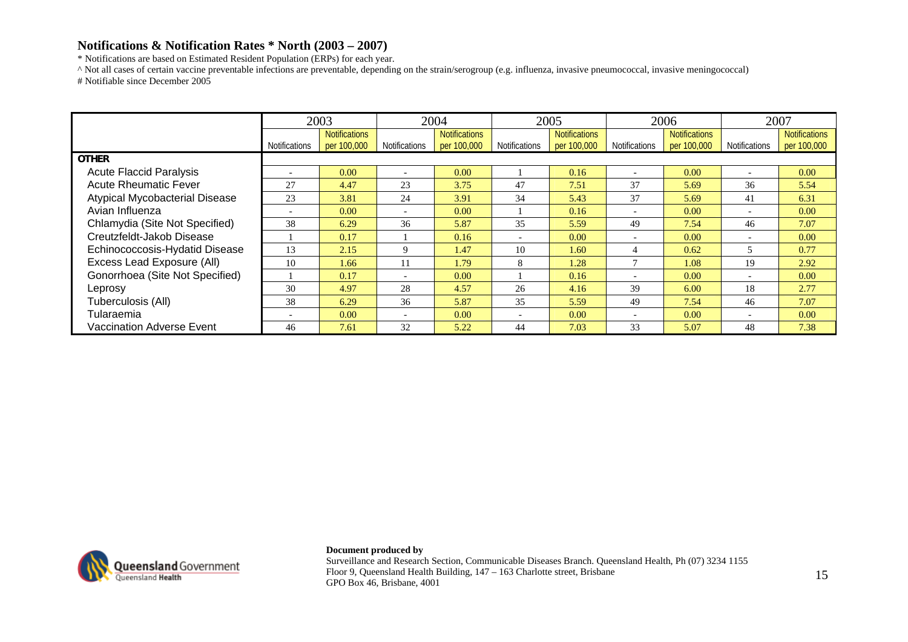## Notifications & Notification Rates * North (2003 – 2007)

* Notifications are based on Estimated Resident Population (ERPs) for each year.
^ Not all cases of certain vaccine preventable infections are preventable, depending on the strain/serogroup (e.g. influenza, invasive pneumococcal, invasive meningococcal)
# Notifiable since December 2005

| | 2003 | | 2004 | | 2005 | | 2006 | | 2007 | |
|---|---|---|---|---|---|---|---|---|---|---|
| | Notifications | Notifications per 100,000 | Notifications | Notifications per 100,000 | Notifications | Notifications per 100,000 | Notifications | Notifications per 100,000 | Notifications | Notifications per 100,000 |
| **OTHER** | | | | | | | | | | |
| Acute Flaccid Paralysis | - | 0.00 | - | 0.00 | 1 | 0.16 | - | 0.00 | - | 0.00 |
| Acute Rheumatic Fever | 27 | 4.47 | 23 | 3.75 | 47 | 7.51 | 37 | 5.69 | 36 | 5.54 |
| Atypical Mycobacterial Disease | 23 | 3.81 | 24 | 3.91 | 34 | 5.43 | 37 | 5.69 | 41 | 6.31 |
| Avian Influenza | - | 0.00 | - | 0.00 | 1 | 0.16 | - | 0.00 | - | 0.00 |
| Chlamydia (Site Not Specified) | 38 | 6.29 | 36 | 5.87 | 35 | 5.59 | 49 | 7.54 | 46 | 7.07 |
| Creutzfeldt-Jakob Disease | 1 | 0.17 | 1 | 0.16 | - | 0.00 | - | 0.00 | - | 0.00 |
| Echinococcosis-Hydatid Disease | 13 | 2.15 | 9 | 1.47 | 10 | 1.60 | 4 | 0.62 | 5 | 0.77 |
| Excess Lead Exposure (All) | 10 | 1.66 | 11 | 1.79 | 8 | 1.28 | 7 | 1.08 | 19 | 2.92 |
| Gonorrhoea (Site Not Specified) | 1 | 0.17 | - | 0.00 | 1 | 0.16 | - | 0.00 | - | 0.00 |
| Leprosy | 30 | 4.97 | 28 | 4.57 | 26 | 4.16 | 39 | 6.00 | 18 | 2.77 |
| Tuberculosis (All) | 38 | 6.29 | 36 | 5.87 | 35 | 5.59 | 49 | 7.54 | 46 | 7.07 |
| Tularaemia | - | 0.00 | - | 0.00 | - | 0.00 | - | 0.00 | - | 0.00 |
| Vaccination Adverse Event | 46 | 7.61 | 32 | 5.22 | 44 | 7.03 | 33 | 5.07 | 48 | 7.38 |

Queensland Government
Queensland Health

**Document produced by**
Surveillance and Research Section, Communicable Diseases Branch. Queensland Health, Ph (07) 3234 1155
Floor 9, Queensland Health Building, 147 – 163 Charlotte street, Brisbane
GPO Box 46, Brisbane, 4001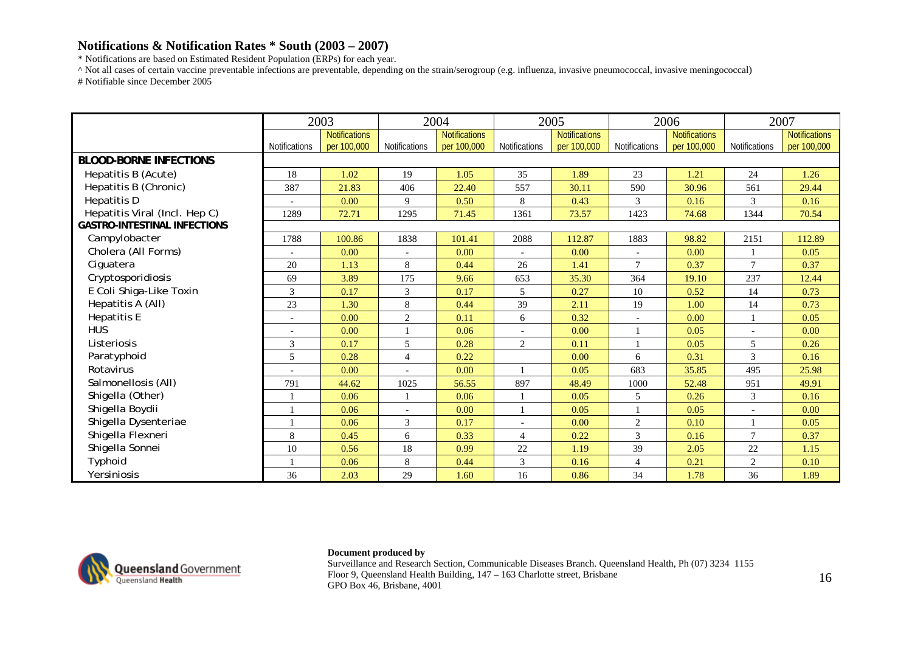## Notifications & Notification Rates * South (2003 – 2007)

\* Notifications are based on Estimated Resident Population (ERPs) for each year.

^ Not all cases of certain vaccine preventable infections are preventable, depending on the strain/serogroup (e.g. influenza, invasive pneumococcal, invasive meningococcal)

\# Notifiable since December 2005

| | 2003 | | 2004 | | 2005 | | 2006 | | 2007 | |
|---|---|---|---|---|---|---|---|---|---|---|
| | Notifications | Notifications per 100,000 | Notifications | Notifications per 100,000 | Notifications | Notifications per 100,000 | Notifications | Notifications per 100,000 | Notifications | Notifications per 100,000 |
| **BLOOD-BORNE INFECTIONS** | | | | | | | | | | |
| Hepatitis B (Acute) | 18 | 1.02 | 19 | 1.05 | 35 | 1.89 | 23 | 1.21 | 24 | 1.26 |
| Hepatitis B (Chronic) | 387 | 21.83 | 406 | 22.40 | 557 | 30.11 | 590 | 30.96 | 561 | 29.44 |
| Hepatitis D | - | 0.00 | 9 | 0.50 | 8 | 0.43 | 3 | 0.16 | 3 | 0.16 |
| Hepatitis Viral (Incl. Hep C) | 1289 | 72.71 | 1295 | 71.45 | 1361 | 73.57 | 1423 | 74.68 | 1344 | 70.54 |
| **GASTRO-INTESTINAL INFECTIONS** | | | | | | | | | | |
| Campylobacter | 1788 | 100.86 | 1838 | 101.41 | 2088 | 112.87 | 1883 | 98.82 | 2151 | 112.89 |
| Cholera (All Forms) | - | 0.00 | - | 0.00 | - | 0.00 | - | 0.00 | 1 | 0.05 |
| Ciguatera | 20 | 1.13 | 8 | 0.44 | 26 | 1.41 | 7 | 0.37 | 7 | 0.37 |
| Cryptosporidiosis | 69 | 3.89 | 175 | 9.66 | 653 | 35.30 | 364 | 19.10 | 237 | 12.44 |
| E Coli Shiga-Like Toxin | 3 | 0.17 | 3 | 0.17 | 5 | 0.27 | 10 | 0.52 | 14 | 0.73 |
| Hepatitis A (All) | 23 | 1.30 | 8 | 0.44 | 39 | 2.11 | 19 | 1.00 | 14 | 0.73 |
| Hepatitis E | - | 0.00 | 2 | 0.11 | 6 | 0.32 | - | 0.00 | 1 | 0.05 |
| HUS | - | 0.00 | 1 | 0.06 | - | 0.00 | 1 | 0.05 | - | 0.00 |
| Listeriosis | 3 | 0.17 | 5 | 0.28 | 2 | 0.11 | 1 | 0.05 | 5 | 0.26 |
| Paratyphoid | 5 | 0.28 | 4 | 0.22 | | 0.00 | 6 | 0.31 | 3 | 0.16 |
| Rotavirus | - | 0.00 | - | 0.00 | 1 | 0.05 | 683 | 35.85 | 495 | 25.98 |
| Salmonellosis (All) | 791 | 44.62 | 1025 | 56.55 | 897 | 48.49 | 1000 | 52.48 | 951 | 49.91 |
| Shigella (Other) | 1 | 0.06 | 1 | 0.06 | 1 | 0.05 | 5 | 0.26 | 3 | 0.16 |
| Shigella Boydii | 1 | 0.06 | - | 0.00 | 1 | 0.05 | 1 | 0.05 | - | 0.00 |
| Shigella Dysenteriae | 1 | 0.06 | 3 | 0.17 | - | 0.00 | 2 | 0.10 | 1 | 0.05 |
| Shigella Flexneri | 8 | 0.45 | 6 | 0.33 | 4 | 0.22 | 3 | 0.16 | 7 | 0.37 |
| Shigella Sonnei | 10 | 0.56 | 18 | 0.99 | 22 | 1.19 | 39 | 2.05 | 22 | 1.15 |
| Typhoid | 1 | 0.06 | 8 | 0.44 | 3 | 0.16 | 4 | 0.21 | 2 | 0.10 |
| Yersiniosis | 36 | 2.03 | 29 | 1.60 | 16 | 0.86 | 34 | 1.78 | 36 | 1.89 |

**Document produced by**
Surveillance and Research Section, Communicable Diseases Branch. Queensland Health, Ph (07) 3234 1155
Floor 9, Queensland Health Building, 147 – 163 Charlotte street, Brisbane
GPO Box 46, Brisbane, 4001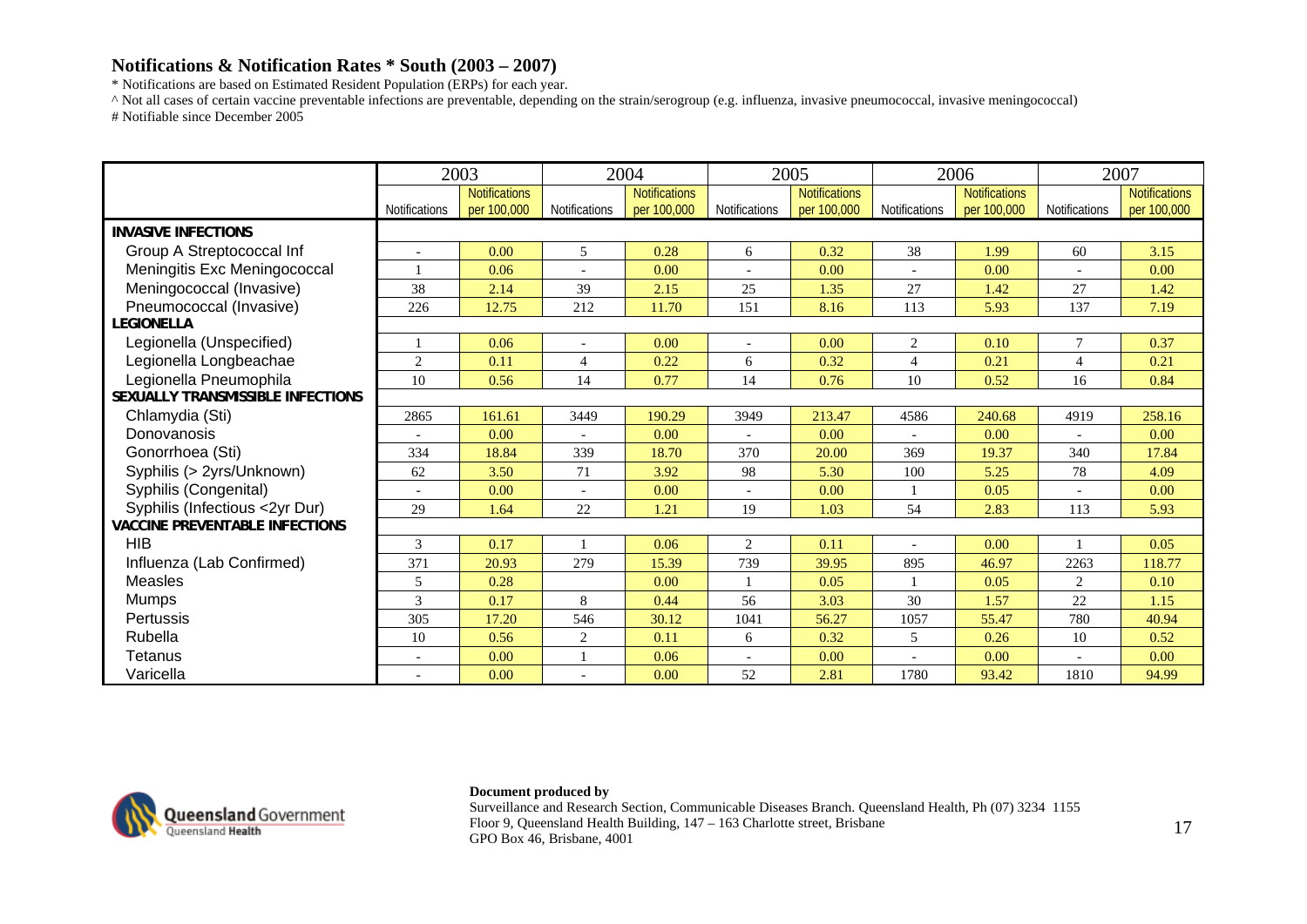# Notifications & Notification Rates * South (2003 – 2007)

\* Notifications are based on Estimated Resident Population (ERPs) for each year.

^ Not all cases of certain vaccine preventable infections are preventable, depending on the strain/serogroup (e.g. influenza, invasive pneumococcal, invasive meningococcal)

\# Notifiable since December 2005

| | 2003 | | 2004 | | 2005 | | 2006 | | 2007 | |
|---|---|---|---|---|---|---|---|---|---|---|
| | Notifications | Notifications per 100,000 | Notifications | Notifications per 100,000 | Notifications | Notifications per 100,000 | Notifications | Notifications per 100,000 | Notifications | Notifications per 100,000 |
| **INVASIVE INFECTIONS** | | | | | | | | | | |
| Group A Streptococcal Inf | - | 0.00 | 5 | 0.28 | 6 | 0.32 | 38 | 1.99 | 60 | 3.15 |
| Meningitis Exc Meningococcal | 1 | 0.06 | - | 0.00 | - | 0.00 | - | 0.00 | - | 0.00 |
| Meningococcal (Invasive) | 38 | 2.14 | 39 | 2.15 | 25 | 1.35 | 27 | 1.42 | 27 | 1.42 |
| Pneumococcal (Invasive) | 226 | 12.75 | 212 | 11.70 | 151 | 8.16 | 113 | 5.93 | 137 | 7.19 |
| **LEGIONELLA** | | | | | | | | | | |
| Legionella (Unspecified) | 1 | 0.06 | - | 0.00 | - | 0.00 | 2 | 0.10 | 7 | 0.37 |
| Legionella Longbeachae | 2 | 0.11 | 4 | 0.22 | 6 | 0.32 | 4 | 0.21 | 4 | 0.21 |
| Legionella Pneumophila | 10 | 0.56 | 14 | 0.77 | 14 | 0.76 | 10 | 0.52 | 16 | 0.84 |
| **SEXUALLY TRANSMISSIBLE INFECTIONS** | | | | | | | | | | |
| Chlamydia (Sti) | 2865 | 161.61 | 3449 | 190.29 | 3949 | 213.47 | 4586 | 240.68 | 4919 | 258.16 |
| Donovanosis | - | 0.00 | - | 0.00 | - | 0.00 | - | 0.00 | - | 0.00 |
| Gonorrhoea (Sti) | 334 | 18.84 | 339 | 18.70 | 370 | 20.00 | 369 | 19.37 | 340 | 17.84 |
| Syphilis (> 2yrs/Unknown) | 62 | 3.50 | 71 | 3.92 | 98 | 5.30 | 100 | 5.25 | 78 | 4.09 |
| Syphilis (Congenital) | - | 0.00 | - | 0.00 | - | 0.00 | 1 | 0.05 | - | 0.00 |
| Syphilis (Infectious <2yr Dur) | 29 | 1.64 | 22 | 1.21 | 19 | 1.03 | 54 | 2.83 | 113 | 5.93 |
| **VACCINE PREVENTABLE INFECTIONS** | | | | | | | | | | |
| HIB | 3 | 0.17 | 1 | 0.06 | 2 | 0.11 | - | 0.00 | 1 | 0.05 |
| Influenza (Lab Confirmed) | 371 | 20.93 | 279 | 15.39 | 739 | 39.95 | 895 | 46.97 | 2263 | 118.77 |
| Measles | 5 | 0.28 | | 0.00 | 1 | 0.05 | 1 | 0.05 | 2 | 0.10 |
| Mumps | 3 | 0.17 | 8 | 0.44 | 56 | 3.03 | 30 | 1.57 | 22 | 1.15 |
| Pertussis | 305 | 17.20 | 546 | 30.12 | 1041 | 56.27 | 1057 | 55.47 | 780 | 40.94 |
| Rubella | 10 | 0.56 | 2 | 0.11 | 6 | 0.32 | 5 | 0.26 | 10 | 0.52 |
| Tetanus | - | 0.00 | 1 | 0.06 | - | 0.00 | - | 0.00 | - | 0.00 |
| Varicella | - | 0.00 | - | 0.00 | 52 | 2.81 | 1780 | 93.42 | 1810 | 94.99 |

**Document produced by**

Surveillance and Research Section, Communicable Diseases Branch. Queensland Health, Ph (07) 3234 1155
Floor 9, Queensland Health Building, 147 – 163 Charlotte street, Brisbane
GPO Box 46, Brisbane, 4001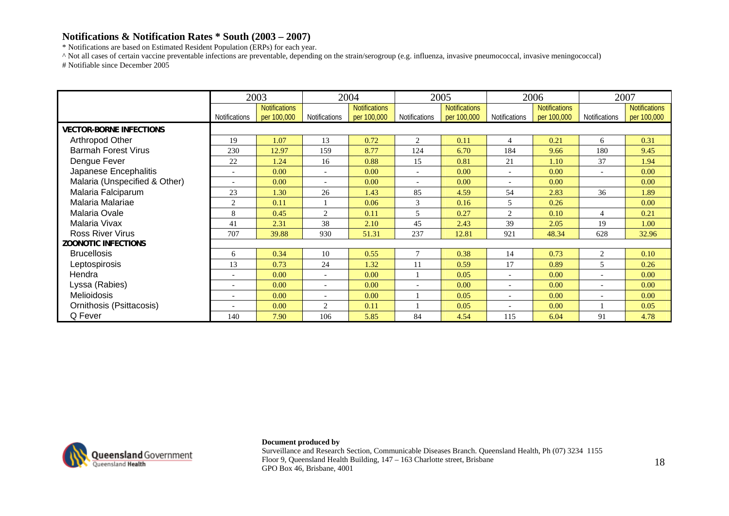# Notifications & Notification Rates * South (2003 – 2007)

* Notifications are based on Estimated Resident Population (ERPs) for each year.
^ Not all cases of certain vaccine preventable infections are preventable, depending on the strain/serogroup (e.g. influenza, invasive pneumococcal, invasive meningococcal)
# Notifiable since December 2005

| | 2003 | | 2004 | | 2005 | | 2006 | | 2007 | |
|---|---|---|---|---|---|---|---|---|---|---|
| | Notifications | Notifications per 100,000 | Notifications | Notifications per 100,000 | Notifications | Notifications per 100,000 | Notifications | Notifications per 100,000 | Notifications | Notifications per 100,000 |
| **VECTOR-BORNE INFECTIONS** | | | | | | | | | | |
| Arthropod Other | 19 | 1.07 | 13 | 0.72 | 2 | 0.11 | 4 | 0.21 | 6 | 0.31 |
| Barmah Forest Virus | 230 | 12.97 | 159 | 8.77 | 124 | 6.70 | 184 | 9.66 | 180 | 9.45 |
| Dengue Fever | 22 | 1.24 | 16 | 0.88 | 15 | 0.81 | 21 | 1.10 | 37 | 1.94 |
| Japanese Encephalitis | - | 0.00 | - | 0.00 | - | 0.00 | - | 0.00 | - | 0.00 |
| Malaria (Unspecified & Other) | - | 0.00 | - | 0.00 | - | 0.00 | - | 0.00 | | 0.00 |
| Malaria Falciparum | 23 | 1.30 | 26 | 1.43 | 85 | 4.59 | 54 | 2.83 | 36 | 1.89 |
| Malaria Malariae | 2 | 0.11 | 1 | 0.06 | 3 | 0.16 | 5 | 0.26 | | 0.00 |
| Malaria Ovale | 8 | 0.45 | 2 | 0.11 | 5 | 0.27 | 2 | 0.10 | 4 | 0.21 |
| Malaria Vivax | 41 | 2.31 | 38 | 2.10 | 45 | 2.43 | 39 | 2.05 | 19 | 1.00 |
| Ross River Virus | 707 | 39.88 | 930 | 51.31 | 237 | 12.81 | 921 | 48.34 | 628 | 32.96 |
| **ZOONOTIC INFECTIONS** | | | | | | | | | | |
| Brucellosis | 6 | 0.34 | 10 | 0.55 | 7 | 0.38 | 14 | 0.73 | 2 | 0.10 |
| Leptospirosis | 13 | 0.73 | 24 | 1.32 | 11 | 0.59 | 17 | 0.89 | 5 | 0.26 |
| Hendra | - | 0.00 | - | 0.00 | 1 | 0.05 | - | 0.00 | - | 0.00 |
| Lyssa (Rabies) | - | 0.00 | - | 0.00 | - | 0.00 | - | 0.00 | - | 0.00 |
| Melioidosis | - | 0.00 | - | 0.00 | 1 | 0.05 | - | 0.00 | - | 0.00 |
| Ornithosis (Psittacosis) | - | 0.00 | 2 | 0.11 | 1 | 0.05 | - | 0.00 | 1 | 0.05 |
| Q Fever | 140 | 7.90 | 106 | 5.85 | 84 | 4.54 | 115 | 6.04 | 91 | 4.78 |

**Document produced by**
Surveillance and Research Section, Communicable Diseases Branch. Queensland Health, Ph (07) 3234 1155
Floor 9, Queensland Health Building, 147 – 163 Charlotte street, Brisbane
GPO Box 46, Brisbane, 4001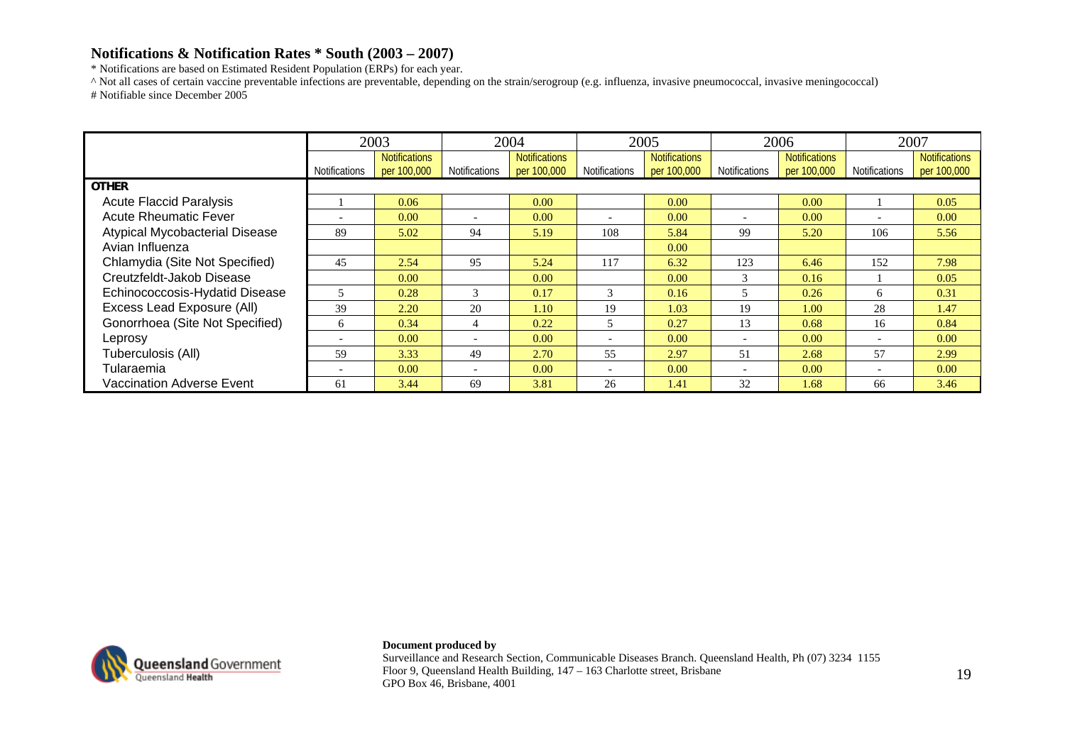# Notifications & Notification Rates * South (2003 – 2007)

\* Notifications are based on Estimated Resident Population (ERPs) for each year.

^ Not all cases of certain vaccine preventable infections are preventable, depending on the strain/serogroup (e.g. influenza, invasive pneumococcal, invasive meningococcal)

# Notifiable since December 2005

| | 2003 | | 2004 | | 2005 | | 2006 | | 2007 | |
|---|---|---|---|---|---|---|---|---|---|---|
| | Notifications | Notifications per 100,000 | Notifications | Notifications per 100,000 | Notifications | Notifications per 100,000 | Notifications | Notifications per 100,000 | Notifications | Notifications per 100,000 |
| **OTHER** | | | | | | | | | | |
| Acute Flaccid Paralysis | 1 | 0.06 | | 0.00 | | 0.00 | | 0.00 | 1 | 0.05 |
| Acute Rheumatic Fever | - | 0.00 | - | 0.00 | - | 0.00 | - | 0.00 | - | 0.00 |
| Atypical Mycobacterial Disease | 89 | 5.02 | 94 | 5.19 | 108 | 5.84 | 99 | 5.20 | 106 | 5.56 |
| Avian Influenza | | | | | | 0.00 | | | | |
| Chlamydia (Site Not Specified) | 45 | 2.54 | 95 | 5.24 | 117 | 6.32 | 123 | 6.46 | 152 | 7.98 |
| Creutzfeldt-Jakob Disease | | 0.00 | | 0.00 | | 0.00 | 3 | 0.16 | 1 | 0.05 |
| Echinococcosis-Hydatid Disease | 5 | 0.28 | 3 | 0.17 | 3 | 0.16 | 5 | 0.26 | 6 | 0.31 |
| Excess Lead Exposure (All) | 39 | 2.20 | 20 | 1.10 | 19 | 1.03 | 19 | 1.00 | 28 | 1.47 |
| Gonorrhoea (Site Not Specified) | 6 | 0.34 | 4 | 0.22 | 5 | 0.27 | 13 | 0.68 | 16 | 0.84 |
| Leprosy | - | 0.00 | - | 0.00 | - | 0.00 | - | 0.00 | - | 0.00 |
| Tuberculosis (All) | 59 | 3.33 | 49 | 2.70 | 55 | 2.97 | 51 | 2.68 | 57 | 2.99 |
| Tularaemia | - | 0.00 | - | 0.00 | - | 0.00 | - | 0.00 | - | 0.00 |
| Vaccination Adverse Event | 61 | 3.44 | 69 | 3.81 | 26 | 1.41 | 32 | 1.68 | 66 | 3.46 |

**Document produced by**

Surveillance and Research Section, Communicable Diseases Branch. Queensland Health, Ph (07) 3234 1155
Floor 9, Queensland Health Building, 147 – 163 Charlotte street, Brisbane
GPO Box 46, Brisbane, 4001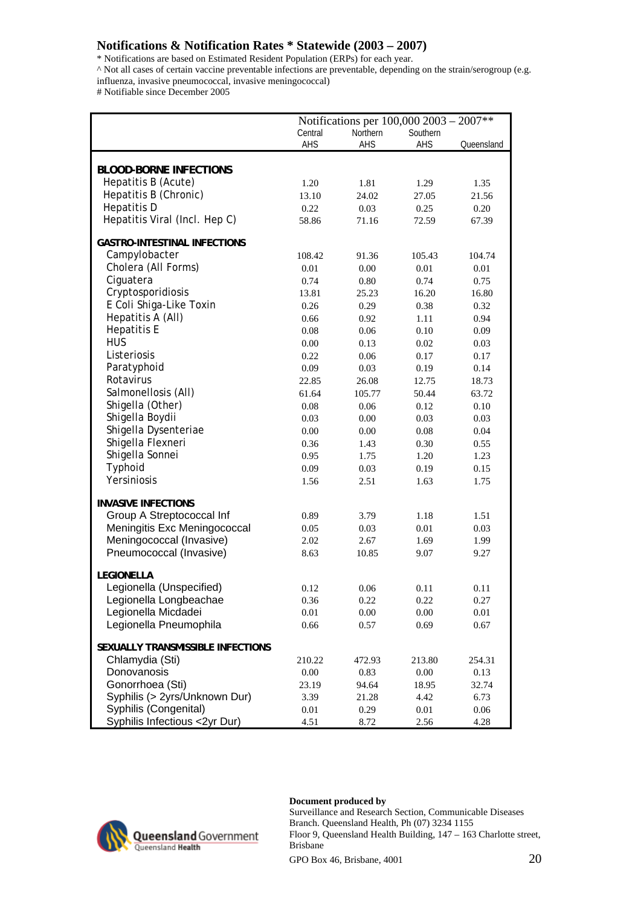## Notifications & Notification Rates * Statewide (2003 – 2007)

\* Notifications are based on Estimated Resident Population (ERPs) for each year.
^ Not all cases of certain vaccine preventable infections are preventable, depending on the strain/serogroup (e.g. influenza, invasive pneumococcal, invasive meningococcal)
\# Notifiable since December 2005

| | Notifications per 100,000 2003 – 2007** | | | |
|---|---|---|---|---|
| | Central AHS | Northern AHS | Southern AHS | Queensland |
| **BLOOD-BORNE INFECTIONS** | | | | |
| Hepatitis B (Acute) | 1.20 | 1.81 | 1.29 | 1.35 |
| Hepatitis B (Chronic) | 13.10 | 24.02 | 27.05 | 21.56 |
| Hepatitis D | 0.22 | 0.03 | 0.25 | 0.20 |
| Hepatitis Viral (Incl. Hep C) | 58.86 | 71.16 | 72.59 | 67.39 |
| **GASTRO-INTESTINAL INFECTIONS** | | | | |
| Campylobacter | 108.42 | 91.36 | 105.43 | 104.74 |
| Cholera (All Forms) | 0.01 | 0.00 | 0.01 | 0.01 |
| Ciguatera | 0.74 | 0.80 | 0.74 | 0.75 |
| Cryptosporidiosis | 13.81 | 25.23 | 16.20 | 16.80 |
| E Coli Shiga-Like Toxin | 0.26 | 0.29 | 0.38 | 0.32 |
| Hepatitis A (All) | 0.66 | 0.92 | 1.11 | 0.94 |
| Hepatitis E | 0.08 | 0.06 | 0.10 | 0.09 |
| HUS | 0.00 | 0.13 | 0.02 | 0.03 |
| Listeriosis | 0.22 | 0.06 | 0.17 | 0.17 |
| Paratyphoid | 0.09 | 0.03 | 0.19 | 0.14 |
| Rotavirus | 22.85 | 26.08 | 12.75 | 18.73 |
| Salmonellosis (All) | 61.64 | 105.77 | 50.44 | 63.72 |
| Shigella (Other) | 0.08 | 0.06 | 0.12 | 0.10 |
| Shigella Boydii | 0.03 | 0.00 | 0.03 | 0.03 |
| Shigella Dysenteriae | 0.00 | 0.00 | 0.08 | 0.04 |
| Shigella Flexneri | 0.36 | 1.43 | 0.30 | 0.55 |
| Shigella Sonnei | 0.95 | 1.75 | 1.20 | 1.23 |
| Typhoid | 0.09 | 0.03 | 0.19 | 0.15 |
| Yersiniosis | 1.56 | 2.51 | 1.63 | 1.75 |
| **INVASIVE INFECTIONS** | | | | |
| Group A Streptococcal Inf | 0.89 | 3.79 | 1.18 | 1.51 |
| Meningitis Exc Meningococcal | 0.05 | 0.03 | 0.01 | 0.03 |
| Meningococcal (Invasive) | 2.02 | 2.67 | 1.69 | 1.99 |
| Pneumococcal (Invasive) | 8.63 | 10.85 | 9.07 | 9.27 |
| **LEGIONELLA** | | | | |
| Legionella (Unspecified) | 0.12 | 0.06 | 0.11 | 0.11 |
| Legionella Longbeachae | 0.36 | 0.22 | 0.22 | 0.27 |
| Legionella Micdadei | 0.01 | 0.00 | 0.00 | 0.01 |
| Legionella Pneumophila | 0.66 | 0.57 | 0.69 | 0.67 |
| **SEXUALLY TRANSMISSIBLE INFECTIONS** | | | | |
| Chlamydia (Sti) | 210.22 | 472.93 | 213.80 | 254.31 |
| Donovanosis | 0.00 | 0.83 | 0.00 | 0.13 |
| Gonorrhoea (Sti) | 23.19 | 94.64 | 18.95 | 32.74 |
| Syphilis (> 2yrs/Unknown Dur) | 3.39 | 21.28 | 4.42 | 6.73 |
| Syphilis (Congenital) | 0.01 | 0.29 | 0.01 | 0.06 |
| Syphilis Infectious <2yr Dur) | 4.51 | 8.72 | 2.56 | 4.28 |

**Document produced by**
Surveillance and Research Section, Communicable Diseases Branch. Queensland Health, Ph (07) 3234 1155
Floor 9, Queensland Health Building, 147 – 163 Charlotte street, Brisbane
GPO Box 46, Brisbane, 4001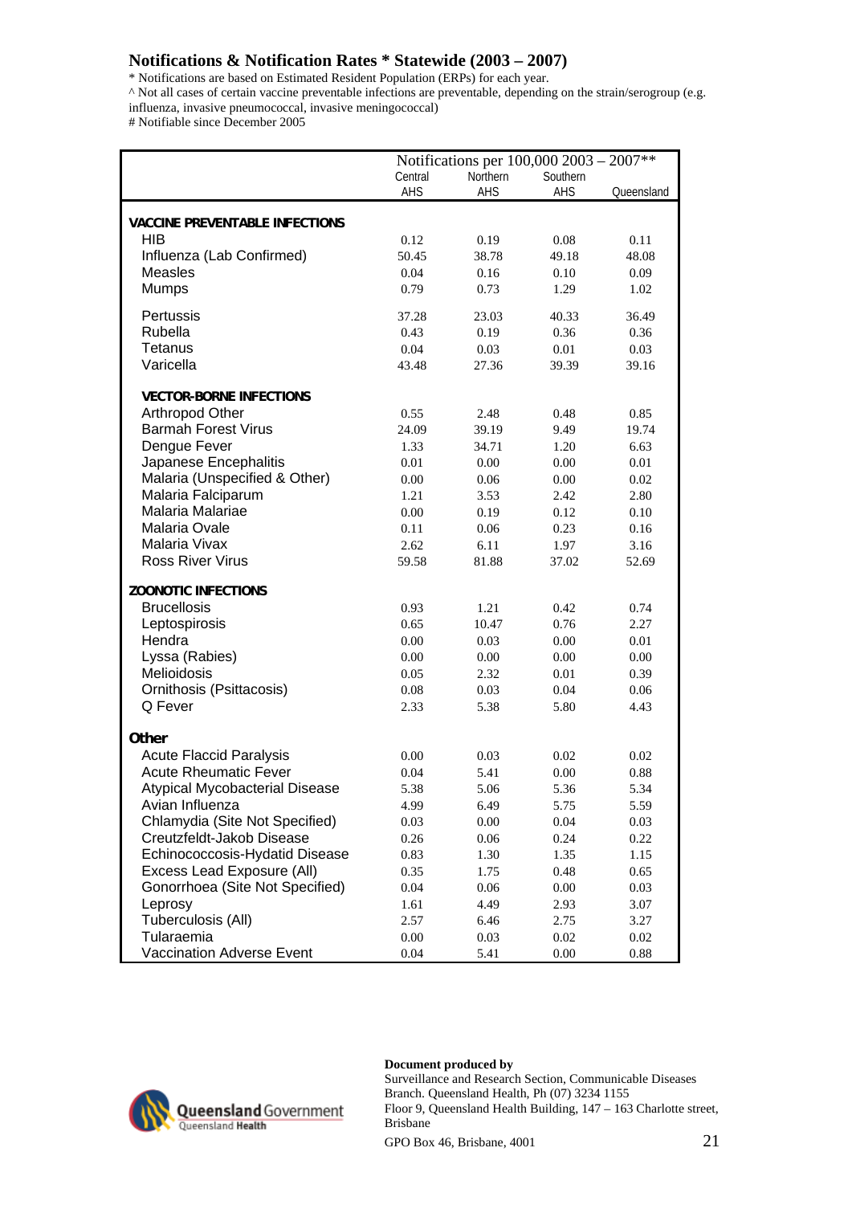## Notifications & Notification Rates * Statewide (2003 – 2007)

* Notifications are based on Estimated Resident Population (ERPs) for each year.
^ Not all cases of certain vaccine preventable infections are preventable, depending on the strain/serogroup (e.g. influenza, invasive pneumococcal, invasive meningococcal)
# Notifiable since December 2005

| | Notifications per 100,000 2003 – 2007** | | | |
|---|---|---|---|---|
| | Central AHS | Northern AHS | Southern AHS | Queensland |
| **VACCINE PREVENTABLE INFECTIONS** | | | | |
| HIB | 0.12 | 0.19 | 0.08 | 0.11 |
| Influenza (Lab Confirmed) | 50.45 | 38.78 | 49.18 | 48.08 |
| Measles | 0.04 | 0.16 | 0.10 | 0.09 |
| Mumps | 0.79 | 0.73 | 1.29 | 1.02 |
| Pertussis | 37.28 | 23.03 | 40.33 | 36.49 |
| Rubella | 0.43 | 0.19 | 0.36 | 0.36 |
| Tetanus | 0.04 | 0.03 | 0.01 | 0.03 |
| Varicella | 43.48 | 27.36 | 39.39 | 39.16 |
| **VECTOR-BORNE INFECTIONS** | | | | |
| Arthropod Other | 0.55 | 2.48 | 0.48 | 0.85 |
| Barmah Forest Virus | 24.09 | 39.19 | 9.49 | 19.74 |
| Dengue Fever | 1.33 | 34.71 | 1.20 | 6.63 |
| Japanese Encephalitis | 0.01 | 0.00 | 0.00 | 0.01 |
| Malaria (Unspecified & Other) | 0.00 | 0.06 | 0.00 | 0.02 |
| Malaria Falciparum | 1.21 | 3.53 | 2.42 | 2.80 |
| Malaria Malariae | 0.00 | 0.19 | 0.12 | 0.10 |
| Malaria Ovale | 0.11 | 0.06 | 0.23 | 0.16 |
| Malaria Vivax | 2.62 | 6.11 | 1.97 | 3.16 |
| Ross River Virus | 59.58 | 81.88 | 37.02 | 52.69 |
| **ZOONOTIC INFECTIONS** | | | | |
| Brucellosis | 0.93 | 1.21 | 0.42 | 0.74 |
| Leptospirosis | 0.65 | 10.47 | 0.76 | 2.27 |
| Hendra | 0.00 | 0.03 | 0.00 | 0.01 |
| Lyssa (Rabies) | 0.00 | 0.00 | 0.00 | 0.00 |
| Melioidosis | 0.05 | 2.32 | 0.01 | 0.39 |
| Ornithosis (Psittacosis) | 0.08 | 0.03 | 0.04 | 0.06 |
| Q Fever | 2.33 | 5.38 | 5.80 | 4.43 |
| **Other** | | | | |
| Acute Flaccid Paralysis | 0.00 | 0.03 | 0.02 | 0.02 |
| Acute Rheumatic Fever | 0.04 | 5.41 | 0.00 | 0.88 |
| Atypical Mycobacterial Disease | 5.38 | 5.06 | 5.36 | 5.34 |
| Avian Influenza | 4.99 | 6.49 | 5.75 | 5.59 |
| Chlamydia (Site Not Specified) | 0.03 | 0.00 | 0.04 | 0.03 |
| Creutzfeldt-Jakob Disease | 0.26 | 0.06 | 0.24 | 0.22 |
| Echinococcosis-Hydatid Disease | 0.83 | 1.30 | 1.35 | 1.15 |
| Excess Lead Exposure (All) | 0.35 | 1.75 | 0.48 | 0.65 |
| Gonorrhoea (Site Not Specified) | 0.04 | 0.06 | 0.00 | 0.03 |
| Leprosy | 1.61 | 4.49 | 2.93 | 3.07 |
| Tuberculosis (All) | 2.57 | 6.46 | 2.75 | 3.27 |
| Tularaemia | 0.00 | 0.03 | 0.02 | 0.02 |
| Vaccination Adverse Event | 0.04 | 5.41 | 0.00 | 0.88 |

**Document produced by**
Surveillance and Research Section, Communicable Diseases Branch. Queensland Health, Ph (07) 3234 1155
Floor 9, Queensland Health Building, 147 – 163 Charlotte street, Brisbane
GPO Box 46, Brisbane, 4001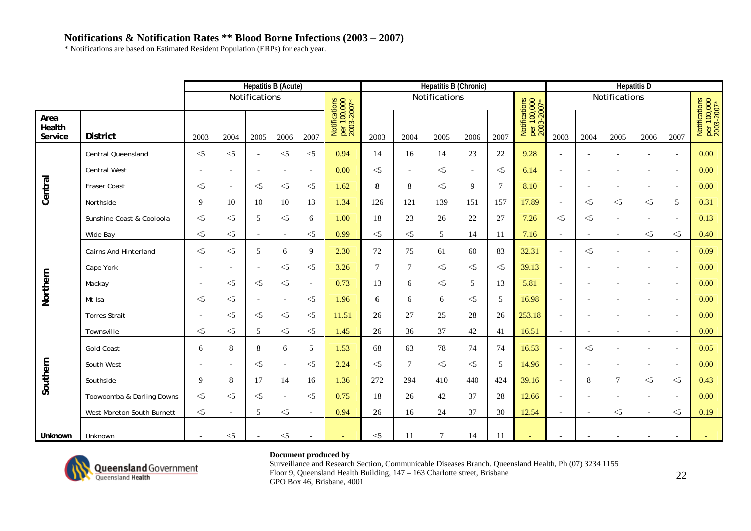# Notifications & Notification Rates ** Blood Borne Infections (2003 – 2007)

* Notifications are based on Estimated Resident Population (ERPs) for each year.

| Area Health Service | District | Hepatitis B (Acute) Notifications | | | | | | Hepatitis B (Chronic) Notifications | | | | | | Hepatitis D Notifications | | | | | |
|---|---|---|---|---|---|---|---|---|---|---|---|---|---|---|---|---|---|---|---|
| | | 2003 | 2004 | 2005 | 2006 | 2007 | Notifications per 100,000 2003-2007* | 2003 | 2004 | 2005 | 2006 | 2007 | Notifications per 100,000 2003-2007* | 2003 | 2004 | 2005 | 2006 | 2007 | Notifications per 100,000 2003-2007* |
| Central | Central Queensland | <5 | <5 | - | <5 | <5 | 0.94 | 14 | 16 | 14 | 23 | 22 | 9.28 | - | - | - | - | - | 0.00 |
| | Central West | - | - | - | - | - | 0.00 | <5 | - | <5 | - | <5 | 6.14 | - | - | - | - | - | 0.00 |
| | Fraser Coast | <5 | - | <5 | <5 | <5 | 1.62 | 8 | 8 | <5 | 9 | 7 | 8.10 | - | - | - | - | - | 0.00 |
| | Northside | 9 | 10 | 10 | 10 | 13 | 1.34 | 126 | 121 | 139 | 151 | 157 | 17.89 | - | <5 | <5 | <5 | 5 | 0.31 |
| | Sunshine Coast & Cooloola | <5 | <5 | 5 | <5 | 6 | 1.00 | 18 | 23 | 26 | 22 | 27 | 7.26 | <5 | <5 | - | - | - | 0.13 |
| | Wide Bay | <5 | <5 | - | - | <5 | 0.99 | <5 | <5 | 5 | 14 | 11 | 7.16 | - | - | - | <5 | <5 | 0.40 |
| Northern | Cairns And Hinterland | <5 | <5 | 5 | 6 | 9 | 2.30 | 72 | 75 | 61 | 60 | 83 | 32.31 | - | <5 | - | - | - | 0.09 |
| | Cape York | - | - | - | <5 | <5 | 3.26 | 7 | 7 | <5 | <5 | <5 | 39.13 | - | - | - | - | - | 0.00 |
| | Mackay | - | <5 | <5 | <5 | - | 0.73 | 13 | 6 | <5 | 5 | 13 | 5.81 | - | - | - | - | - | 0.00 |
| | Mt Isa | <5 | <5 | - | - | <5 | 1.96 | 6 | 6 | 6 | <5 | 5 | 16.98 | - | - | - | - | - | 0.00 |
| | Torres Strait | - | <5 | <5 | <5 | <5 | 11.51 | 26 | 27 | 25 | 28 | 26 | 253.18 | - | - | - | - | - | 0.00 |
| | Townsville | <5 | <5 | 5 | <5 | <5 | 1.45 | 26 | 36 | 37 | 42 | 41 | 16.51 | - | - | - | - | - | 0.00 |
| Southern | Gold Coast | 6 | 8 | 8 | 6 | 5 | 1.53 | 68 | 63 | 78 | 74 | 74 | 16.53 | - | <5 | - | - | - | 0.05 |
| | South West | - | - | <5 | - | <5 | 2.24 | <5 | 7 | <5 | <5 | 5 | 14.96 | - | - | - | - | - | 0.00 |
| | Southside | 9 | 8 | 17 | 14 | 16 | 1.36 | 272 | 294 | 410 | 440 | 424 | 39.16 | - | 8 | 7 | <5 | <5 | 0.43 |
| | Toowoomba & Darling Downs | <5 | <5 | <5 | - | <5 | 0.75 | 18 | 26 | 42 | 37 | 28 | 12.66 | - | - | - | - | - | 0.00 |
| | West Moreton South Burnett | <5 | - | 5 | <5 | - | 0.94 | 26 | 16 | 24 | 37 | 30 | 12.54 | - | - | <5 | - | <5 | 0.19 |
| Unknown | Unknown | - | <5 | - | <5 | - | - | <5 | 11 | 7 | 14 | 11 | - | - | - | - | - | - | - |

**Document produced by**
Surveillance and Research Section, Communicable Diseases Branch. Queensland Health, Ph (07) 3234 1155
Floor 9, Queensland Health Building, 147 – 163 Charlotte street, Brisbane
GPO Box 46, Brisbane, 4001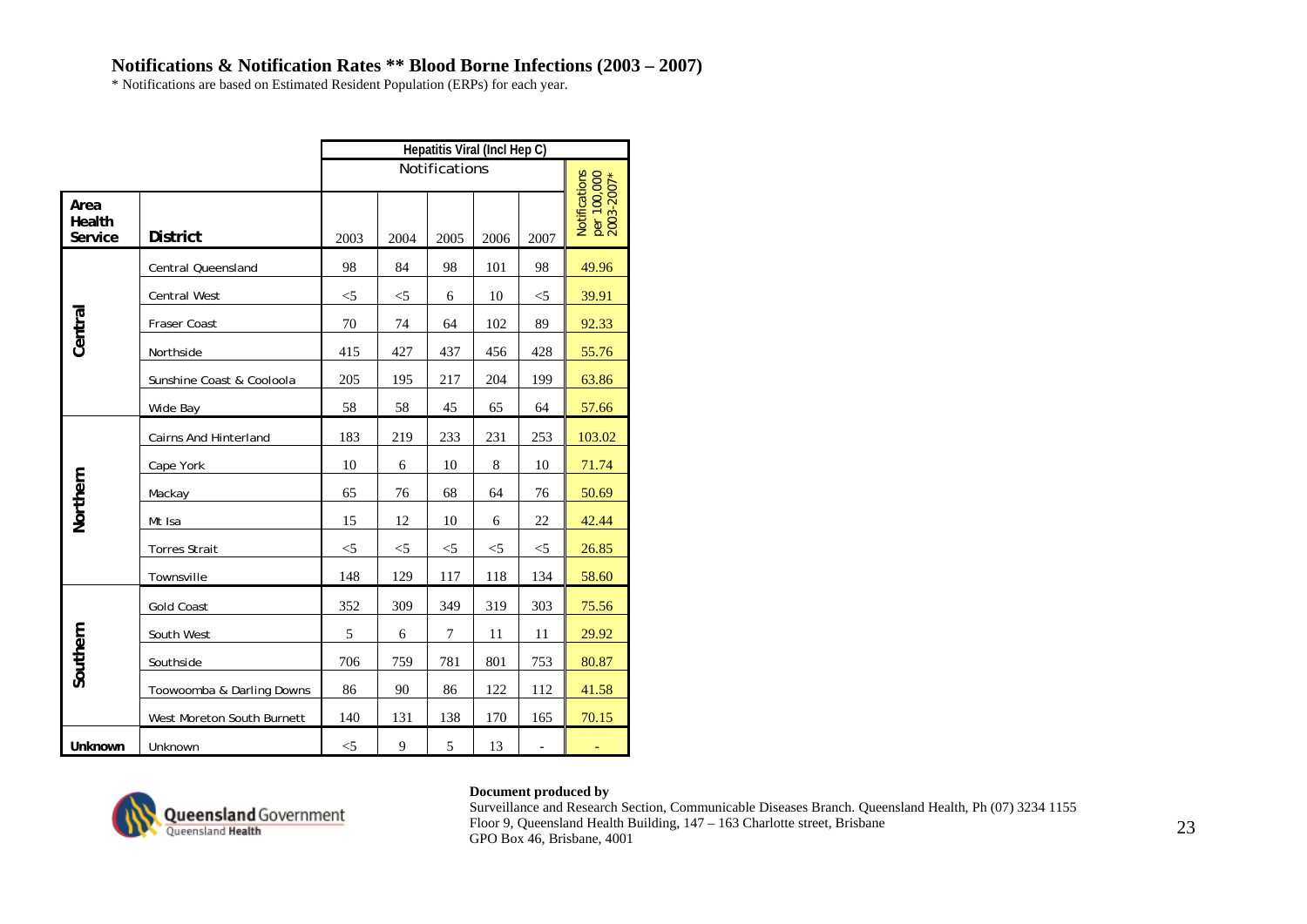## Notifications & Notification Rates ** Blood Borne Infections (2003 – 2007)

* Notifications are based on Estimated Resident Population (ERPs) for each year.

| | | Hepatitis Viral (Incl Hep C) | | | | | |
|---|---|---|---|---|---|---|---|
| | | Notifications | | | | | Notifications per 100,000 2003-2007* |
| Area Health Service | District | 2003 | 2004 | 2005 | 2006 | 2007 | |
| Central | Central Queensland | 98 | 84 | 98 | 101 | 98 | 49.96 |
| | Central West | <5 | <5 | 6 | 10 | <5 | 39.91 |
| | Fraser Coast | 70 | 74 | 64 | 102 | 89 | 92.33 |
| | Northside | 415 | 427 | 437 | 456 | 428 | 55.76 |
| | Sunshine Coast & Cooloola | 205 | 195 | 217 | 204 | 199 | 63.86 |
| | Wide Bay | 58 | 58 | 45 | 65 | 64 | 57.66 |
| Northern | Cairns And Hinterland | 183 | 219 | 233 | 231 | 253 | 103.02 |
| | Cape York | 10 | 6 | 10 | 8 | 10 | 71.74 |
| | Mackay | 65 | 76 | 68 | 64 | 76 | 50.69 |
| | Mt Isa | 15 | 12 | 10 | 6 | 22 | 42.44 |
| | Torres Strait | <5 | <5 | <5 | <5 | <5 | 26.85 |
| | Townsville | 148 | 129 | 117 | 118 | 134 | 58.60 |
| Southern | Gold Coast | 352 | 309 | 349 | 319 | 303 | 75.56 |
| | South West | 5 | 6 | 7 | 11 | 11 | 29.92 |
| | Southside | 706 | 759 | 781 | 801 | 753 | 80.87 |
| | Toowoomba & Darling Downs | 86 | 90 | 86 | 122 | 112 | 41.58 |
| | West Moreton South Burnett | 140 | 131 | 138 | 170 | 165 | 70.15 |
| Unknown | Unknown | <5 | 9 | 5 | 13 | - | - |

**Document produced by**
Surveillance and Research Section, Communicable Diseases Branch. Queensland Health, Ph (07) 3234 1155
Floor 9, Queensland Health Building, 147 – 163 Charlotte street, Brisbane
GPO Box 46, Brisbane, 4001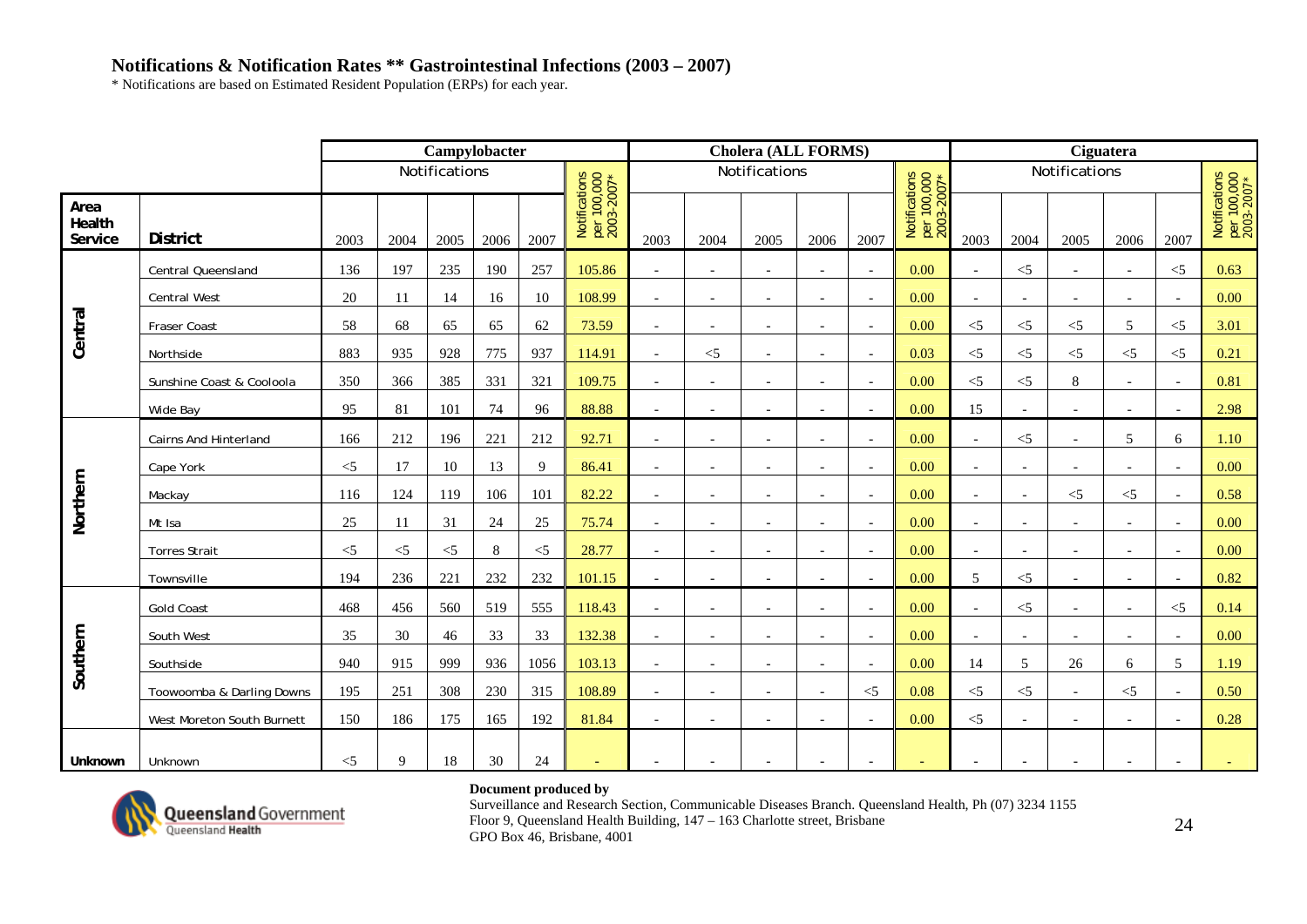## Notifications & Notification Rates ** Gastrointestinal Infections (2003 – 2007)

* Notifications are based on Estimated Resident Population (ERPs) for each year.

| | | Campylobacter | | | | | | Cholera (ALL FORMS) | | | | | | Ciguatera | | | | | |
|---|---|---|---|---|---|---|---|---|---|---|---|---|---|---|---|---|---|---|---|
| | | Notifications | | | | | Notifications per 100,000 2003-2007* | Notifications | | | | | Notifications per 100,000 2003-2007* | Notifications | | | | | Notifications per 100,000 2003-2007* |
| Area Health Service | District | 2003 | 2004 | 2005 | 2006 | 2007 | | 2003 | 2004 | 2005 | 2006 | 2007 | | 2003 | 2004 | 2005 | 2006 | 2007 | |
| Central | Central Queensland | 136 | 197 | 235 | 190 | 257 | 105.86 | - | - | - | - | - | 0.00 | - | <5 | - | - | <5 | 0.63 |
| | Central West | 20 | 11 | 14 | 16 | 10 | 108.99 | - | - | - | - | - | 0.00 | - | - | - | - | - | 0.00 |
| | Fraser Coast | 58 | 68 | 65 | 65 | 62 | 73.59 | - | - | - | - | - | 0.00 | <5 | <5 | <5 | 5 | <5 | 3.01 |
| | Northside | 883 | 935 | 928 | 775 | 937 | 114.91 | - | <5 | - | - | - | 0.03 | <5 | <5 | <5 | <5 | <5 | 0.21 |
| | Sunshine Coast & Cooloola | 350 | 366 | 385 | 331 | 321 | 109.75 | - | - | - | - | - | 0.00 | <5 | <5 | 8 | - | - | 0.81 |
| | Wide Bay | 95 | 81 | 101 | 74 | 96 | 88.88 | - | - | - | - | - | 0.00 | 15 | - | - | - | - | 2.98 |
| Northern | Cairns And Hinterland | 166 | 212 | 196 | 221 | 212 | 92.71 | - | - | - | - | - | 0.00 | - | <5 | - | 5 | 6 | 1.10 |
| | Cape York | <5 | 17 | 10 | 13 | 9 | 86.41 | - | - | - | - | - | 0.00 | - | - | - | - | - | 0.00 |
| | Mackay | 116 | 124 | 119 | 106 | 101 | 82.22 | - | - | - | - | - | 0.00 | - | - | <5 | <5 | - | 0.58 |
| | Mt Isa | 25 | 11 | 31 | 24 | 25 | 75.74 | - | - | - | - | - | 0.00 | - | - | - | - | - | 0.00 |
| | Torres Strait | <5 | <5 | <5 | 8 | <5 | 28.77 | - | - | - | - | - | 0.00 | - | - | - | - | - | 0.00 |
| | Townsville | 194 | 236 | 221 | 232 | 232 | 101.15 | - | - | - | - | - | 0.00 | 5 | <5 | - | - | - | 0.82 |
| Southern | Gold Coast | 468 | 456 | 560 | 519 | 555 | 118.43 | - | - | - | - | - | 0.00 | - | <5 | - | - | <5 | 0.14 |
| | South West | 35 | 30 | 46 | 33 | 33 | 132.38 | - | - | - | - | - | 0.00 | - | - | - | - | - | 0.00 |
| | Southside | 940 | 915 | 999 | 936 | 1056 | 103.13 | - | - | - | - | - | 0.00 | 14 | 5 | 26 | 6 | 5 | 1.19 |
| | Toowoomba & Darling Downs | 195 | 251 | 308 | 230 | 315 | 108.89 | - | - | - | - | <5 | 0.08 | <5 | <5 | - | <5 | - | 0.50 |
| | West Moreton South Burnett | 150 | 186 | 175 | 165 | 192 | 81.84 | - | - | - | - | - | 0.00 | <5 | - | - | - | - | 0.28 |
| Unknown | Unknown | <5 | 9 | 18 | 30 | 24 | - | - | - | - | - | - | - | - | - | - | - | - | - |

**Document produced by**
Surveillance and Research Section, Communicable Diseases Branch. Queensland Health, Ph (07) 3234 1155
Floor 9, Queensland Health Building, 147 – 163 Charlotte street, Brisbane
GPO Box 46, Brisbane, 4001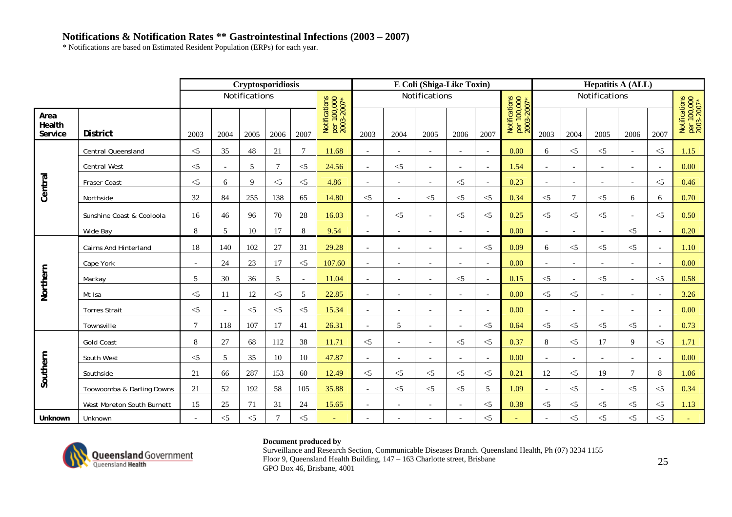# Notifications & Notification Rates ** Gastrointestinal Infections (2003 – 2007)

* Notifications are based on Estimated Resident Population (ERPs) for each year.

| Area Health Service | District | Cryptosporidiosis Notifications 2003 | 2004 | 2005 | 2006 | 2007 | Notifications per 100,000 2003-2007* | E Coli (Shiga-Like Toxin) Notifications 2003 | 2004 | 2005 | 2006 | 2007 | Notifications per 100,000 2003-2007* | Hepatitis A (ALL) Notifications 2003 | 2004 | 2005 | 2006 | 2007 | Notifications per 100,000 2003-2007* |
|---|---|---|---|---|---|---|---|---|---|---|---|---|---|---|---|---|---|---|---|
| Central | Central Queensland | <5 | 35 | 48 | 21 | 7 | 11.68 | - | - | - | - | - | 0.00 | 6 | <5 | <5 | - | <5 | 1.15 |
| | Central West | <5 | - | 5 | 7 | <5 | 24.56 | - | <5 | - | - | - | 1.54 | - | - | - | - | - | 0.00 |
| | Fraser Coast | <5 | 6 | 9 | <5 | <5 | 4.86 | - | - | - | <5 | - | 0.23 | - | - | - | - | <5 | 0.46 |
| | Northside | 32 | 84 | 255 | 138 | 65 | 14.80 | <5 | - | <5 | <5 | <5 | 0.34 | <5 | 7 | <5 | 6 | 6 | 0.70 |
| | Sunshine Coast & Cooloola | 16 | 46 | 96 | 70 | 28 | 16.03 | - | <5 | - | <5 | <5 | 0.25 | <5 | <5 | <5 | - | <5 | 0.50 |
| | Wide Bay | 8 | 5 | 10 | 17 | 8 | 9.54 | - | - | - | - | - | 0.00 | - | - | - | <5 | - | 0.20 |
| Northern | Cairns And Hinterland | 18 | 140 | 102 | 27 | 31 | 29.28 | - | - | - | - | <5 | 0.09 | 6 | <5 | <5 | <5 | - | 1.10 |
| | Cape York | - | 24 | 23 | 17 | <5 | 107.60 | - | - | - | - | - | 0.00 | - | - | - | - | - | 0.00 |
| | Mackay | 5 | 30 | 36 | 5 | - | 11.04 | - | - | - | <5 | - | 0.15 | <5 | - | <5 | - | <5 | 0.58 |
| | Mt Isa | <5 | 11 | 12 | <5 | 5 | 22.85 | - | - | - | - | - | 0.00 | <5 | <5 | - | - | - | 3.26 |
| | Torres Strait | <5 | - | <5 | <5 | <5 | 15.34 | - | - | - | - | - | 0.00 | - | - | - | - | - | 0.00 |
| | Townsville | 7 | 118 | 107 | 17 | 41 | 26.31 | - | 5 | - | - | <5 | 0.64 | <5 | <5 | <5 | <5 | - | 0.73 |
| Southern | Gold Coast | 8 | 27 | 68 | 112 | 38 | 11.71 | <5 | - | - | <5 | <5 | 0.37 | 8 | <5 | 17 | 9 | <5 | 1.71 |
| | South West | <5 | 5 | 35 | 10 | 10 | 47.87 | - | - | - | - | - | 0.00 | - | - | - | - | - | 0.00 |
| | Southside | 21 | 66 | 287 | 153 | 60 | 12.49 | <5 | <5 | <5 | <5 | <5 | 0.21 | 12 | <5 | 19 | 7 | 8 | 1.06 |
| | Toowoomba & Darling Downs | 21 | 52 | 192 | 58 | 105 | 35.88 | - | <5 | <5 | <5 | 5 | 1.09 | - | <5 | - | <5 | <5 | 0.34 |
| | West Moreton South Burnett | 15 | 25 | 71 | 31 | 24 | 15.65 | - | - | - | - | <5 | 0.38 | <5 | <5 | <5 | <5 | <5 | 1.13 |
| Unknown | Unknown | - | <5 | <5 | 7 | <5 | - | - | - | - | - | <5 | - | - | <5 | <5 | <5 | <5 | - |

Queensland Government
Queensland Health

**Document produced by**
Surveillance and Research Section, Communicable Diseases Branch. Queensland Health, Ph (07) 3234 1155
Floor 9, Queensland Health Building, 147 – 163 Charlotte street, Brisbane
GPO Box 46, Brisbane, 4001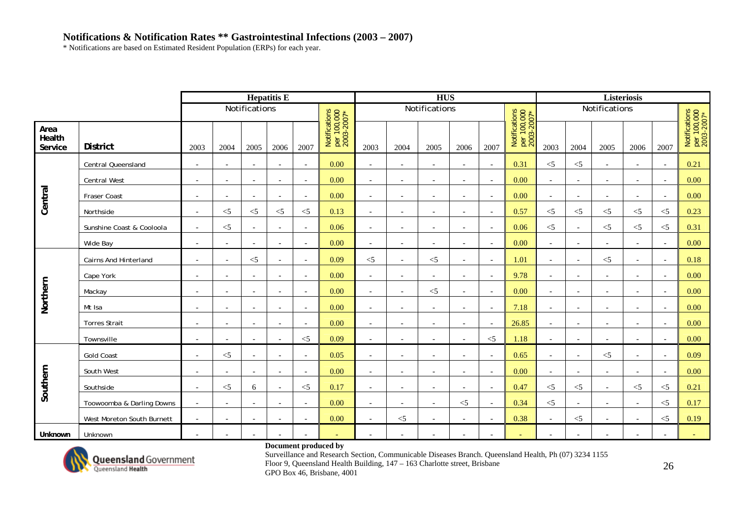## Notifications & Notification Rates ** Gastrointestinal Infections (2003 – 2007)

* Notifications are based on Estimated Resident Population (ERPs) for each year.

| | | Hepatitis E | | | | | | HUS | | | | | | Listeriosis | | | | | |
|---|---|---|---|---|---|---|---|---|---|---|---|---|---|---|---|---|---|---|---|
| | | Notifications | | | | | Notifications per 100,000 2003-2007* | Notifications | | | | | Notifications per 100,000 2003-2007* | Notifications | | | | | Notifications per 100,000 2003-2007* |
| **Area Health Service** | **District** | 2003 | 2004 | 2005 | 2006 | 2007 | | 2003 | 2004 | 2005 | 2006 | 2007 | | 2003 | 2004 | 2005 | 2006 | 2007 | |
| **Central** | Central Queensland | - | - | - | - | - | 0.00 | - | - | - | - | - | 0.31 | <5 | <5 | - | - | - | 0.21 |
| | Central West | - | - | - | - | - | 0.00 | - | - | - | - | - | 0.00 | - | - | - | - | - | 0.00 |
| | Fraser Coast | - | - | - | - | - | 0.00 | - | - | - | - | - | 0.00 | - | - | - | - | - | 0.00 |
| | Northside | - | <5 | <5 | <5 | <5 | 0.13 | - | - | - | - | - | 0.57 | <5 | <5 | <5 | <5 | <5 | 0.23 |
| | Sunshine Coast & Cooloola | - | <5 | - | - | - | 0.06 | - | - | - | - | - | 0.06 | <5 | - | <5 | <5 | <5 | 0.31 |
| | Wide Bay | - | - | - | - | - | 0.00 | - | - | - | - | - | 0.00 | - | - | - | - | - | 0.00 |
| **Northern** | Cairns And Hinterland | - | - | <5 | - | - | 0.09 | <5 | - | <5 | - | - | 1.01 | - | - | <5 | - | - | 0.18 |
| | Cape York | - | - | - | - | - | 0.00 | - | - | - | - | - | 9.78 | - | - | - | - | - | 0.00 |
| | Mackay | - | - | - | - | - | 0.00 | - | - | <5 | - | - | 0.00 | - | - | - | - | - | 0.00 |
| | Mt Isa | - | - | - | - | - | 0.00 | - | - | - | - | - | 7.18 | - | - | - | - | - | 0.00 |
| | Torres Strait | - | - | - | - | - | 0.00 | - | - | - | - | - | 26.85 | - | - | - | - | - | 0.00 |
| | Townsville | - | - | - | - | <5 | 0.09 | - | - | - | - | <5 | 1.18 | - | - | - | - | - | 0.00 |
| **Southern** | Gold Coast | - | <5 | - | - | - | 0.05 | - | - | - | - | - | 0.65 | - | - | <5 | - | - | 0.09 |
| | South West | - | - | - | - | - | 0.00 | - | - | - | - | - | 0.00 | - | - | - | - | - | 0.00 |
| | Southside | - | <5 | 6 | - | <5 | 0.17 | - | - | - | - | - | 0.47 | <5 | <5 | - | <5 | <5 | 0.21 |
| | Toowoomba & Darling Downs | - | - | - | - | - | 0.00 | - | - | - | <5 | - | 0.34 | <5 | - | - | - | <5 | 0.17 |
| | West Moreton South Burnett | - | - | - | - | - | 0.00 | - | <5 | - | - | - | 0.38 | - | <5 | - | - | <5 | 0.19 |
| **Unknown** | Unknown | - | - | - | - | - | - | - | - | - | - | - | - | - | - | - | - | - | - |

**Document produced by**
Surveillance and Research Section, Communicable Diseases Branch. Queensland Health, Ph (07) 3234 1155
Floor 9, Queensland Health Building, 147 – 163 Charlotte street, Brisbane
GPO Box 46, Brisbane, 4001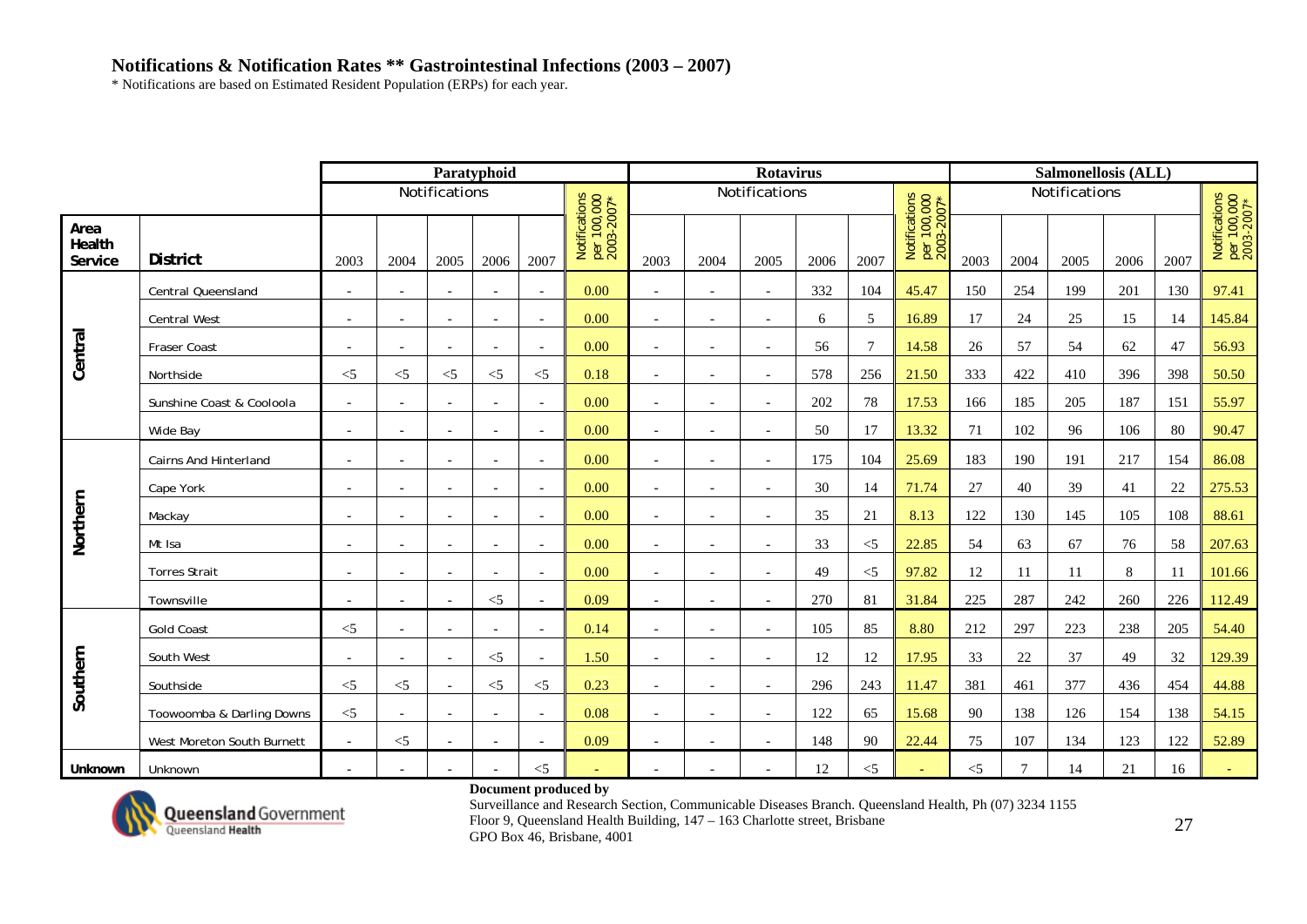## Notifications & Notification Rates ** Gastrointestinal Infections (2003 – 2007)

* Notifications are based on Estimated Resident Population (ERPs) for each year.

| | | Paratyphoid | | | | | | Rotavirus | | | | | | Salmonellosis (ALL) | | | | | |
|---|---|---|---|---|---|---|---|---|---|---|---|---|---|---|---|---|---|---|---|
| | | Notifications | | | | | Notifications per 100,000 2003-2007* | Notifications | | | | | Notifications per 100,000 2003-2007* | Notifications | | | | | Notifications per 100,000 2003-2007* |
| Area Health Service | District | 2003 | 2004 | 2005 | 2006 | 2007 | | 2003 | 2004 | 2005 | 2006 | 2007 | | 2003 | 2004 | 2005 | 2006 | 2007 | |
| Central | Central Queensland | - | - | - | - | - | 0.00 | - | - | - | 332 | 104 | 45.47 | 150 | 254 | 199 | 201 | 130 | 97.41 |
| | Central West | - | - | - | - | - | 0.00 | - | - | - | 6 | 5 | 16.89 | 17 | 24 | 25 | 15 | 14 | 145.84 |
| | Fraser Coast | - | - | - | - | - | 0.00 | - | - | - | 56 | 7 | 14.58 | 26 | 57 | 54 | 62 | 47 | 56.93 |
| | Northside | <5 | <5 | <5 | <5 | <5 | 0.18 | - | - | - | 578 | 256 | 21.50 | 333 | 422 | 410 | 396 | 398 | 50.50 |
| | Sunshine Coast & Cooloola | - | - | - | - | - | 0.00 | - | - | - | 202 | 78 | 17.53 | 166 | 185 | 205 | 187 | 151 | 55.97 |
| | Wide Bay | - | - | - | - | - | 0.00 | - | - | - | 50 | 17 | 13.32 | 71 | 102 | 96 | 106 | 80 | 90.47 |
| Northern | Cairns And Hinterland | - | - | - | - | - | 0.00 | - | - | - | 175 | 104 | 25.69 | 183 | 190 | 191 | 217 | 154 | 86.08 |
| | Cape York | - | - | - | - | - | 0.00 | - | - | - | 30 | 14 | 71.74 | 27 | 40 | 39 | 41 | 22 | 275.53 |
| | Mackay | - | - | - | - | - | 0.00 | - | - | - | 35 | 21 | 8.13 | 122 | 130 | 145 | 105 | 108 | 88.61 |
| | Mt Isa | - | - | - | - | - | 0.00 | - | - | - | 33 | <5 | 22.85 | 54 | 63 | 67 | 76 | 58 | 207.63 |
| | Torres Strait | - | - | - | - | - | 0.00 | - | - | - | 49 | <5 | 97.82 | 12 | 11 | 11 | 8 | 11 | 101.66 |
| | Townsville | - | - | - | <5 | - | 0.09 | - | - | - | 270 | 81 | 31.84 | 225 | 287 | 242 | 260 | 226 | 112.49 |
| Southern | Gold Coast | <5 | - | - | - | - | 0.14 | - | - | - | 105 | 85 | 8.80 | 212 | 297 | 223 | 238 | 205 | 54.40 |
| | South West | - | - | - | <5 | - | 1.50 | - | - | - | 12 | 12 | 17.95 | 33 | 22 | 37 | 49 | 32 | 129.39 |
| | Southside | <5 | <5 | - | <5 | <5 | 0.23 | - | - | - | 296 | 243 | 11.47 | 381 | 461 | 377 | 436 | 454 | 44.88 |
| | Toowoomba & Darling Downs | <5 | - | - | - | - | 0.08 | - | - | - | 122 | 65 | 15.68 | 90 | 138 | 126 | 154 | 138 | 54.15 |
| | West Moreton South Burnett | - | <5 | - | - | - | 0.09 | - | - | - | 148 | 90 | 22.44 | 75 | 107 | 134 | 123 | 122 | 52.89 |
| Unknown | Unknown | - | - | - | - | <5 | - | - | - | - | 12 | <5 | - | <5 | 7 | 14 | 21 | 16 | - |

**Document produced by**
Surveillance and Research Section, Communicable Diseases Branch. Queensland Health, Ph (07) 3234 1155
Floor 9, Queensland Health Building, 147 – 163 Charlotte street, Brisbane
GPO Box 46, Brisbane, 4001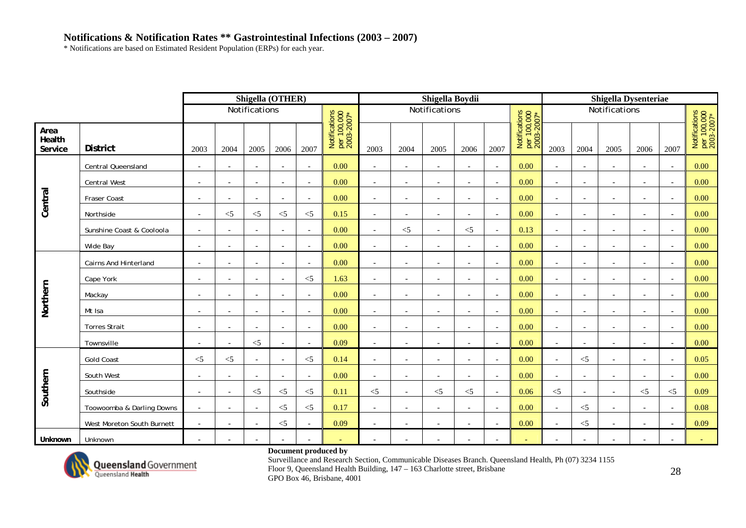## Notifications & Notification Rates ** Gastrointestinal Infections (2003 – 2007)

* Notifications are based on Estimated Resident Population (ERPs) for each year.

| | | Shigella (OTHER) | | | | | | Shigella Boydii | | | | | | Shigella Dysenteriae | | | | | |
|---|---|---|---|---|---|---|---|---|---|---|---|---|---|---|---|---|---|---|---|
| | | Notifications | | | | | Notifications per 100,000 2003-2007* | Notifications | | | | | Notifications per 100,000 2003-2007* | Notifications | | | | | Notifications per 100,000 2003-2007* |
| Area Health Service | District | 2003 | 2004 | 2005 | 2006 | 2007 | | 2003 | 2004 | 2005 | 2006 | 2007 | | 2003 | 2004 | 2005 | 2006 | 2007 | |
| Central | Central Queensland | - | - | - | - | - | 0.00 | - | - | - | - | - | 0.00 | - | - | - | - | - | 0.00 |
| | Central West | - | - | - | - | - | 0.00 | - | - | - | - | - | 0.00 | - | - | - | - | - | 0.00 |
| | Fraser Coast | - | - | - | - | - | 0.00 | - | - | - | - | - | 0.00 | - | - | - | - | - | 0.00 |
| | Northside | - | <5 | <5 | <5 | <5 | 0.15 | - | - | - | - | - | 0.00 | - | - | - | - | - | 0.00 |
| | Sunshine Coast & Cooloola | - | - | - | - | - | 0.00 | - | <5 | - | <5 | - | 0.13 | - | - | - | - | - | 0.00 |
| | Wide Bay | - | - | - | - | - | 0.00 | - | - | - | - | - | 0.00 | - | - | - | - | - | 0.00 |
| Northern | Cairns And Hinterland | - | - | - | - | - | 0.00 | - | - | - | - | - | 0.00 | - | - | - | - | - | 0.00 |
| | Cape York | - | - | - | - | <5 | 1.63 | - | - | - | - | - | 0.00 | - | - | - | - | - | 0.00 |
| | Mackay | - | - | - | - | - | 0.00 | - | - | - | - | - | 0.00 | - | - | - | - | - | 0.00 |
| | Mt Isa | - | - | - | - | - | 0.00 | - | - | - | - | - | 0.00 | - | - | - | - | - | 0.00 |
| | Torres Strait | - | - | - | - | - | 0.00 | - | - | - | - | - | 0.00 | - | - | - | - | - | 0.00 |
| | Townsville | - | - | <5 | - | - | 0.09 | - | - | - | - | - | 0.00 | - | - | - | - | - | 0.00 |
| Southern | Gold Coast | <5 | <5 | - | - | <5 | 0.14 | - | - | - | - | - | 0.00 | - | <5 | - | - | - | 0.05 |
| | South West | - | - | - | - | - | 0.00 | - | - | - | - | - | 0.00 | - | - | - | - | - | 0.00 |
| | Southside | - | - | <5 | <5 | <5 | 0.11 | <5 | - | <5 | <5 | - | 0.06 | <5 | - | - | <5 | <5 | 0.09 |
| | Toowoomba & Darling Downs | - | - | - | <5 | <5 | 0.17 | - | - | - | - | - | 0.00 | - | <5 | - | - | - | 0.08 |
| | West Moreton South Burnett | - | - | - | <5 | - | 0.09 | - | - | - | - | - | 0.00 | - | <5 | - | - | - | 0.09 |
| Unknown | Unknown | - | - | - | - | - | - | - | - | - | - | - | - | - | - | - | - | - | - |

**Document produced by**
Surveillance and Research Section, Communicable Diseases Branch. Queensland Health, Ph (07) 3234 1155
Floor 9, Queensland Health Building, 147 – 163 Charlotte street, Brisbane
GPO Box 46, Brisbane, 4001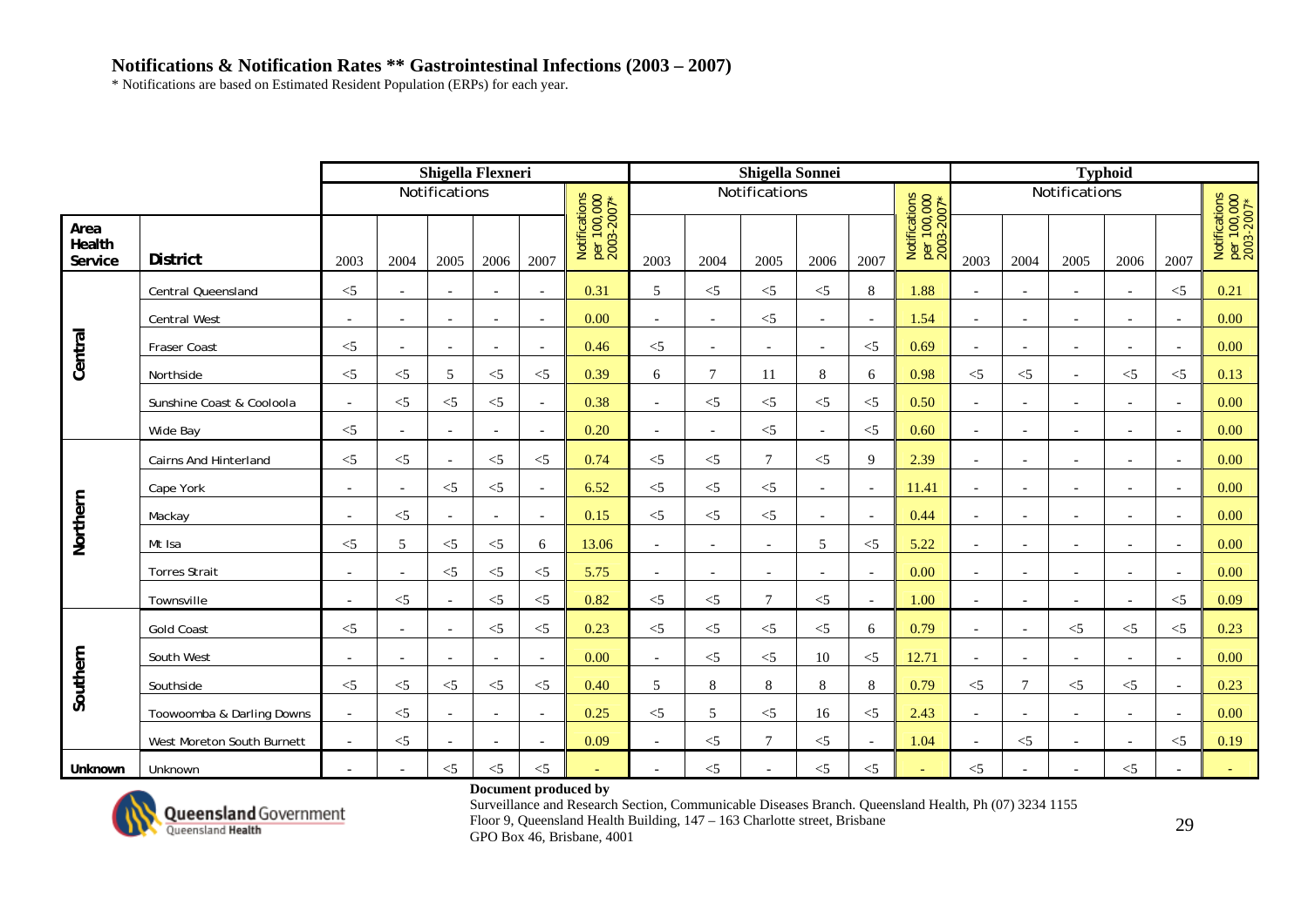**Notifications & Notification Rates ** Gastrointestinal Infections (2003 – 2007)**

* Notifications are based on Estimated Resident Population (ERPs) for each year.

| | | Shigella Flexneri | | | | | | Shigella Sonnei | | | | | | Typhoid | | | | | |
|---|---|---|---|---|---|---|---|---|---|---|---|---|---|---|---|---|---|---|---|
| | | Notifications | | | | | Notifications per 100,000 2003-2007* | Notifications | | | | | Notifications per 100,000 2003-2007* | Notifications | | | | | Notifications per 100,000 2003-2007* |
| Area Health Service | District | 2003 | 2004 | 2005 | 2006 | 2007 | | 2003 | 2004 | 2005 | 2006 | 2007 | | 2003 | 2004 | 2005 | 2006 | 2007 | |
| Central | Central Queensland | <5 | - | - | - | - | 0.31 | 5 | <5 | <5 | <5 | 8 | 1.88 | - | - | - | - | <5 | 0.21 |
| | Central West | - | - | - | - | - | 0.00 | - | - | <5 | - | - | 1.54 | - | - | - | - | - | 0.00 |
| | Fraser Coast | <5 | - | - | - | - | 0.46 | <5 | - | - | - | <5 | 0.69 | - | - | - | - | - | 0.00 |
| | Northside | <5 | <5 | 5 | <5 | <5 | 0.39 | 6 | 7 | 11 | 8 | 6 | 0.98 | <5 | <5 | - | <5 | <5 | 0.13 |
| | Sunshine Coast & Cooloola | - | <5 | <5 | <5 | - | 0.38 | - | <5 | <5 | <5 | <5 | 0.50 | - | - | - | - | - | 0.00 |
| | Wide Bay | <5 | - | - | - | - | 0.20 | - | - | <5 | - | <5 | 0.60 | - | - | - | - | - | 0.00 |
| Northern | Cairns And Hinterland | <5 | <5 | - | <5 | <5 | 0.74 | <5 | <5 | 7 | <5 | 9 | 2.39 | - | - | - | - | - | 0.00 |
| | Cape York | - | - | <5 | <5 | - | 6.52 | <5 | <5 | <5 | - | - | 11.41 | - | - | - | - | - | 0.00 |
| | Mackay | - | <5 | - | - | - | 0.15 | <5 | <5 | <5 | - | - | 0.44 | - | - | - | - | - | 0.00 |
| | Mt Isa | <5 | 5 | <5 | <5 | 6 | 13.06 | - | - | - | 5 | <5 | 5.22 | - | - | - | - | - | 0.00 |
| | Torres Strait | - | - | <5 | <5 | <5 | 5.75 | - | - | - | - | - | 0.00 | - | - | - | - | - | 0.00 |
| | Townsville | - | <5 | - | <5 | <5 | 0.82 | <5 | <5 | 7 | <5 | - | 1.00 | - | - | - | - | <5 | 0.09 |
| Southern | Gold Coast | <5 | - | - | <5 | <5 | 0.23 | <5 | <5 | <5 | <5 | 6 | 0.79 | - | - | <5 | <5 | <5 | 0.23 |
| | South West | - | - | - | - | - | 0.00 | - | <5 | <5 | 10 | <5 | 12.71 | - | - | - | - | - | 0.00 |
| | Southside | <5 | <5 | <5 | <5 | <5 | 0.40 | 5 | 8 | 8 | 8 | 8 | 0.79 | <5 | 7 | <5 | <5 | - | 0.23 |
| | Toowoomba & Darling Downs | - | <5 | - | - | - | 0.25 | <5 | 5 | <5 | 16 | <5 | 2.43 | - | - | - | - | - | 0.00 |
| | West Moreton South Burnett | - | <5 | - | - | - | 0.09 | - | <5 | 7 | <5 | - | 1.04 | - | <5 | - | - | <5 | 0.19 |
| Unknown | Unknown | - | - | <5 | <5 | <5 | - | - | <5 | - | <5 | <5 | - | <5 | - | - | <5 | - | - |

Queensland Government
Queensland Health

**Document produced by**
Surveillance and Research Section, Communicable Diseases Branch. Queensland Health, Ph (07) 3234 1155
Floor 9, Queensland Health Building, 147 – 163 Charlotte street, Brisbane
GPO Box 46, Brisbane, 4001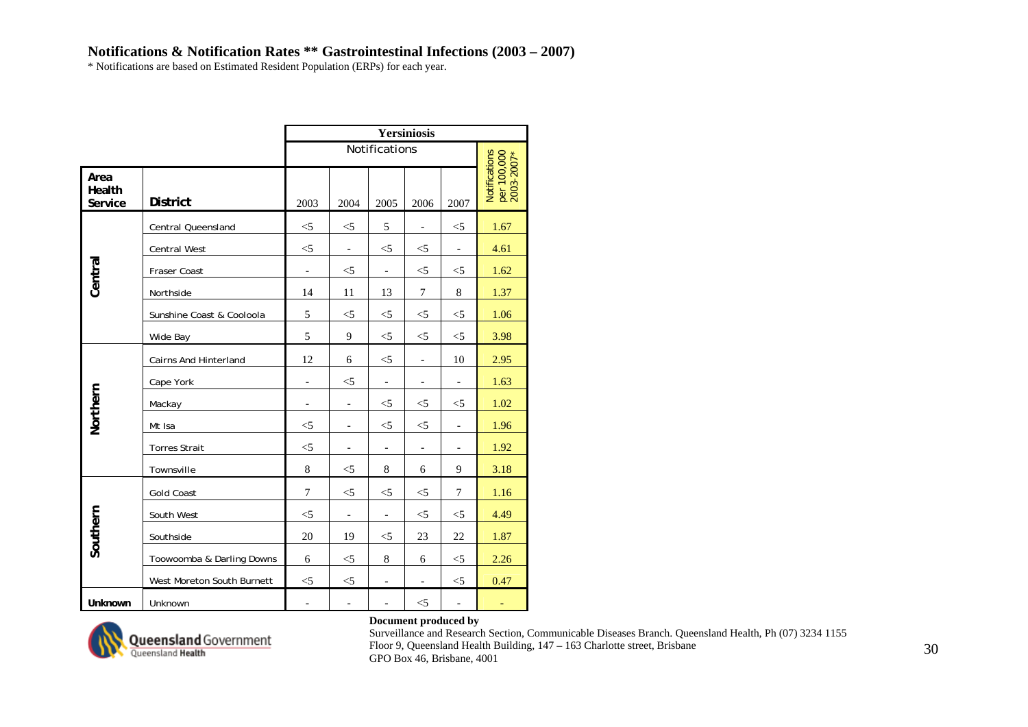## Notifications & Notification Rates ** Gastrointestinal Infections (2003 – 2007)

* Notifications are based on Estimated Resident Population (ERPs) for each year.

| | | Yersiniosis | | | | | |
|---|---|---|---|---|---|---|---|
| | | Notifications | | | | | Notifications per 100,000 2003-2007* |
| Area Health Service | District | 2003 | 2004 | 2005 | 2006 | 2007 | |
| Central | Central Queensland | <5 | <5 | 5 | - | <5 | 1.67 |
| | Central West | <5 | - | <5 | <5 | - | 4.61 |
| | Fraser Coast | - | <5 | - | <5 | <5 | 1.62 |
| | Northside | 14 | 11 | 13 | 7 | 8 | 1.37 |
| | Sunshine Coast & Cooloola | 5 | <5 | <5 | <5 | <5 | 1.06 |
| | Wide Bay | 5 | 9 | <5 | <5 | <5 | 3.98 |
| Northern | Cairns And Hinterland | 12 | 6 | <5 | - | 10 | 2.95 |
| | Cape York | - | <5 | - | - | - | 1.63 |
| | Mackay | - | - | <5 | <5 | <5 | 1.02 |
| | Mt Isa | <5 | - | <5 | <5 | - | 1.96 |
| | Torres Strait | <5 | - | - | - | - | 1.92 |
| | Townsville | 8 | <5 | 8 | 6 | 9 | 3.18 |
| Southern | Gold Coast | 7 | <5 | <5 | <5 | 7 | 1.16 |
| | South West | <5 | - | - | <5 | <5 | 4.49 |
| | Southside | 20 | 19 | <5 | 23 | 22 | 1.87 |
| | Toowoomba & Darling Downs | 6 | <5 | 8 | 6 | <5 | 2.26 |
| | West Moreton South Burnett | <5 | <5 | - | - | <5 | 0.47 |
| Unknown | Unknown | - | - | - | <5 | - | - |

Queensland Government
Queensland Health

**Document produced by**
Surveillance and Research Section, Communicable Diseases Branch. Queensland Health, Ph (07) 3234 1155
Floor 9, Queensland Health Building, 147 – 163 Charlotte street, Brisbane
GPO Box 46, Brisbane, 4001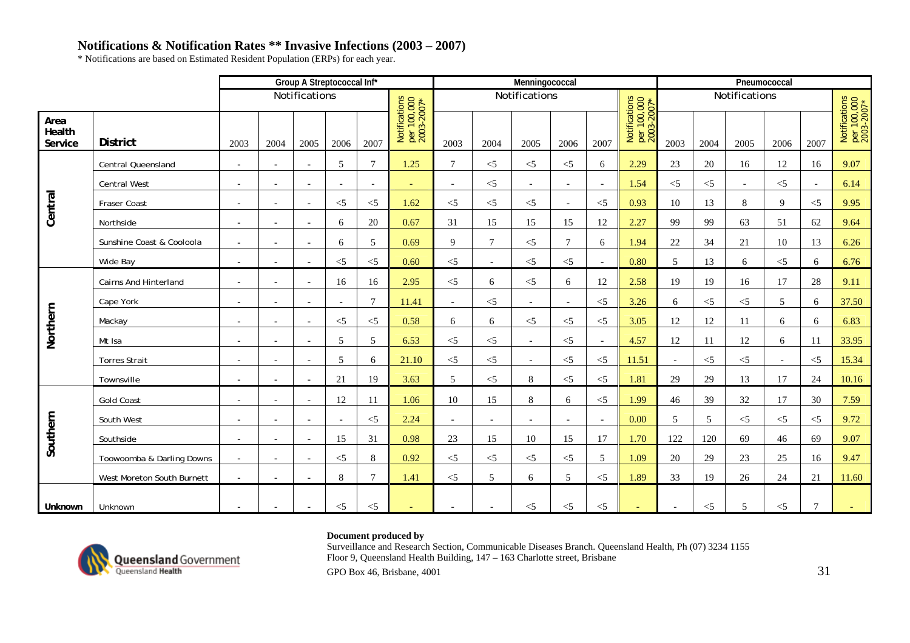## Notifications & Notification Rates ** Invasive Infections (2003 – 2007)

* Notifications are based on Estimated Resident Population (ERPs) for each year.

| | | Group A Streptococcal Inf* | | | | | | Menningococcal | | | | | | Pneumococcal | | | | | |
|---|---|---|---|---|---|---|---|---|---|---|---|---|---|---|---|---|---|---|---|
| | | Notifications | | | | | Notifications per 100,000 2003-2007* | Notifications | | | | | Notifications per 100,000 2003-2007* | Notifications | | | | | Notifications per 100,000 2003-2007* |
| Area Health Service | District | 2003 | 2004 | 2005 | 2006 | 2007 | | 2003 | 2004 | 2005 | 2006 | 2007 | | 2003 | 2004 | 2005 | 2006 | 2007 | |
| Central | Central Queensland | - | - | - | 5 | 7 | 1.25 | 7 | <5 | <5 | <5 | 6 | 2.29 | 23 | 20 | 16 | 12 | 16 | 9.07 |
| | Central West | - | - | - | - | - | - | - | <5 | - | - | - | 1.54 | <5 | <5 | - | <5 | - | 6.14 |
| | Fraser Coast | - | - | - | <5 | <5 | 1.62 | <5 | <5 | <5 | - | <5 | 0.93 | 10 | 13 | 8 | 9 | <5 | 9.95 |
| | Northside | - | - | - | 6 | 20 | 0.67 | 31 | 15 | 15 | 15 | 12 | 2.27 | 99 | 99 | 63 | 51 | 62 | 9.64 |
| | Sunshine Coast & Cooloola | - | - | - | 6 | 5 | 0.69 | 9 | 7 | <5 | 7 | 6 | 1.94 | 22 | 34 | 21 | 10 | 13 | 6.26 |
| | Wide Bay | - | - | - | <5 | <5 | 0.60 | <5 | - | <5 | <5 | - | 0.80 | 5 | 13 | 6 | <5 | 6 | 6.76 |
| Northern | Cairns And Hinterland | - | - | - | 16 | 16 | 2.95 | <5 | 6 | <5 | 6 | 12 | 2.58 | 19 | 19 | 16 | 17 | 28 | 9.11 |
| | Cape York | - | - | - | - | 7 | 11.41 | - | <5 | - | - | <5 | 3.26 | 6 | <5 | <5 | 5 | 6 | 37.50 |
| | Mackay | - | - | - | <5 | <5 | 0.58 | 6 | 6 | <5 | <5 | <5 | 3.05 | 12 | 12 | 11 | 6 | 6 | 6.83 |
| | Mt Isa | - | - | - | 5 | 5 | 6.53 | <5 | <5 | - | <5 | - | 4.57 | 12 | 11 | 12 | 6 | 11 | 33.95 |
| | Torres Strait | - | - | - | 5 | 6 | 21.10 | <5 | <5 | - | <5 | <5 | 11.51 | - | <5 | <5 | - | <5 | 15.34 |
| | Townsville | - | - | - | 21 | 19 | 3.63 | 5 | <5 | 8 | <5 | <5 | 1.81 | 29 | 29 | 13 | 17 | 24 | 10.16 |
| Southern | Gold Coast | - | - | - | 12 | 11 | 1.06 | 10 | 15 | 8 | 6 | <5 | 1.99 | 46 | 39 | 32 | 17 | 30 | 7.59 |
| | South West | - | - | - | - | <5 | 2.24 | - | - | - | - | - | 0.00 | 5 | 5 | <5 | <5 | <5 | 9.72 |
| | Southside | - | - | - | 15 | 31 | 0.98 | 23 | 15 | 10 | 15 | 17 | 1.70 | 122 | 120 | 69 | 46 | 69 | 9.07 |
| | Toowoomba & Darling Downs | - | - | - | <5 | 8 | 0.92 | <5 | <5 | <5 | <5 | 5 | 1.09 | 20 | 29 | 23 | 25 | 16 | 9.47 |
| | West Moreton South Burnett | - | - | - | 8 | 7 | 1.41 | <5 | 5 | 6 | 5 | <5 | 1.89 | 33 | 19 | 26 | 24 | 21 | 11.60 |
| Unknown | Unknown | - | - | - | <5 | <5 | - | - | - | <5 | <5 | <5 | - | - | <5 | 5 | <5 | 7 | - |

**Document produced by**
Surveillance and Research Section, Communicable Diseases Branch. Queensland Health, Ph (07) 3234 1155
Floor 9, Queensland Health Building, 147 – 163 Charlotte street, Brisbane
GPO Box 46, Brisbane, 4001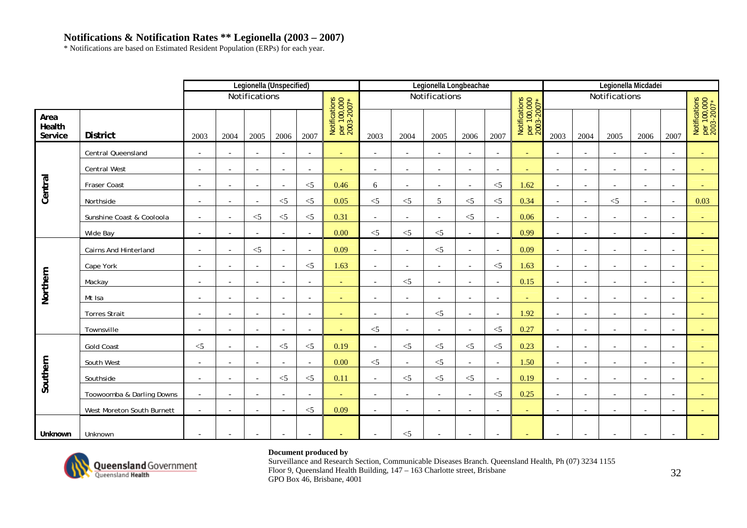## Notifications & Notification Rates ** Legionella (2003 – 2007)

\* Notifications are based on Estimated Resident Population (ERPs) for each year.

| | | Legionella (Unspecified) | | | | | | Legionella Longbeachae | | | | | | Legionella Micdadei | | | | | |
|---|---|---|---|---|---|---|---|---|---|---|---|---|---|---|---|---|---|---|---|
| | | Notifications | | | | | Notifications per 100,000 2003-2007* | Notifications | | | | | Notifications per 100,000 2003-2007* | Notifications | | | | | Notifications per 100,000 2003-2007* |
| **Area Health Service** | **District** | 2003 | 2004 | 2005 | 2006 | 2007 | | 2003 | 2004 | 2005 | 2006 | 2007 | | 2003 | 2004 | 2005 | 2006 | 2007 | |
| **Central** | Central Queensland | - | - | - | - | - | - | - | - | - | - | - | - | - | - | - | - | - | - |
| | Central West | - | - | - | - | - | - | - | - | - | - | - | - | - | - | - | - | - | - |
| | Fraser Coast | - | - | - | - | <5 | 0.46 | 6 | - | - | - | <5 | 1.62 | - | - | - | - | - | - |
| | Northside | - | - | - | <5 | <5 | 0.05 | <5 | <5 | 5 | <5 | <5 | 0.34 | - | - | <5 | - | - | 0.03 |
| | Sunshine Coast & Cooloola | - | - | <5 | <5 | <5 | 0.31 | - | - | - | <5 | - | 0.06 | - | - | - | - | - | - |
| | Wide Bay | - | - | - | - | - | 0.00 | <5 | <5 | <5 | - | - | 0.99 | - | - | - | - | - | - |
| **Northern** | Cairns And Hinterland | - | - | <5 | - | - | 0.09 | - | - | <5 | - | - | 0.09 | - | - | - | - | - | - |
| | Cape York | - | - | - | - | <5 | 1.63 | - | - | - | - | <5 | 1.63 | - | - | - | - | - | - |
| | Mackay | - | - | - | - | - | - | - | <5 | - | - | - | 0.15 | - | - | - | - | - | - |
| | Mt Isa | - | - | - | - | - | - | - | - | - | - | - | - | - | - | - | - | - | - |
| | Torres Strait | - | - | - | - | - | - | - | - | <5 | - | - | 1.92 | - | - | - | - | - | - |
| | Townsville | - | - | - | - | - | - | <5 | - | - | - | <5 | 0.27 | - | - | - | - | - | - |
| **Southern** | Gold Coast | <5 | - | - | <5 | <5 | 0.19 | - | <5 | <5 | <5 | <5 | 0.23 | - | - | - | - | - | - |
| | South West | - | - | - | - | - | 0.00 | <5 | - | <5 | - | - | 1.50 | - | - | - | - | - | - |
| | Southside | - | - | - | <5 | <5 | 0.11 | - | <5 | <5 | <5 | - | 0.19 | - | - | - | - | - | - |
| | Toowoomba & Darling Downs | - | - | - | - | - | - | - | - | - | - | <5 | 0.25 | - | - | - | - | - | - |
| | West Moreton South Burnett | - | - | - | - | <5 | 0.09 | - | - | - | - | - | - | - | - | - | - | - | - |
| **Unknown** | Unknown | - | - | - | - | - | - | - | <5 | - | - | - | - | - | - | - | - | - | - |

**Document produced by**
Surveillance and Research Section, Communicable Diseases Branch. Queensland Health, Ph (07) 3234 1155
Floor 9, Queensland Health Building, 147 – 163 Charlotte street, Brisbane
GPO Box 46, Brisbane, 4001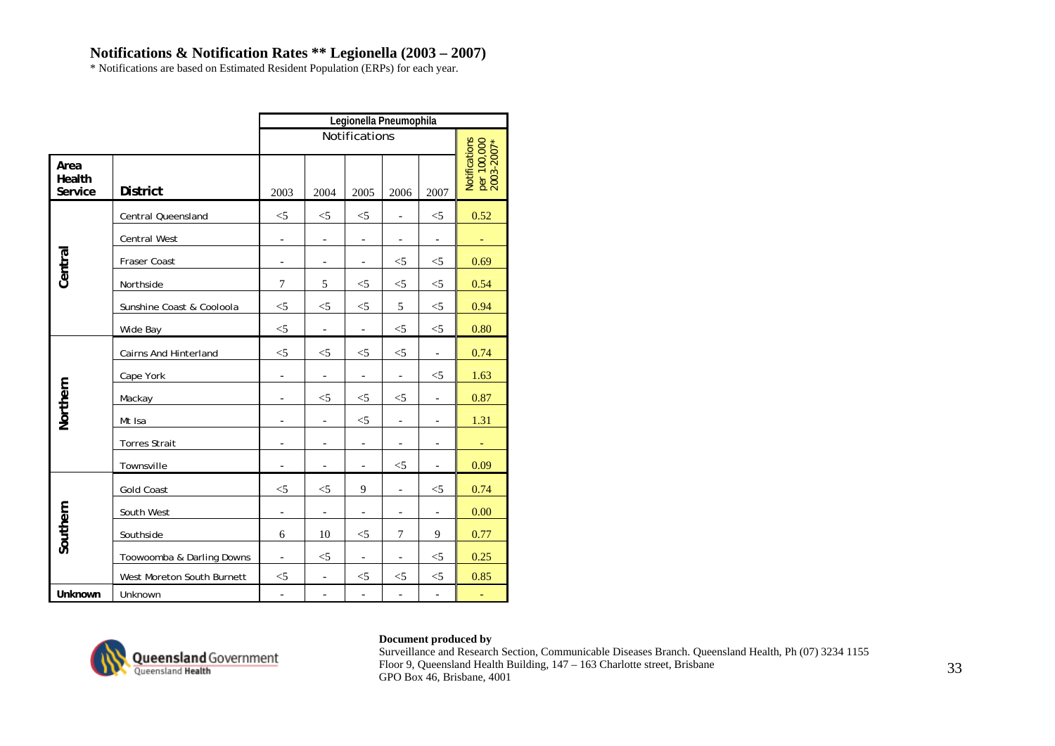## Notifications & Notification Rates ** Legionella (2003 – 2007)

* Notifications are based on Estimated Resident Population (ERPs) for each year.

| | | Legionella Pneumophila | | | | | |
|---|---|---|---|---|---|---|---|
| | | Notifications | | | | | Notifications per 100,000 2003-2007* |
| Area Health Service | District | 2003 | 2004 | 2005 | 2006 | 2007 | |
| Central | Central Queensland | <5 | <5 | <5 | - | <5 | 0.52 |
| | Central West | - | - | - | - | - | - |
| | Fraser Coast | - | - | - | <5 | <5 | 0.69 |
| | Northside | 7 | 5 | <5 | <5 | <5 | 0.54 |
| | Sunshine Coast & Cooloola | <5 | <5 | <5 | 5 | <5 | 0.94 |
| | Wide Bay | <5 | - | - | <5 | <5 | 0.80 |
| Northern | Cairns And Hinterland | <5 | <5 | <5 | <5 | - | 0.74 |
| | Cape York | - | - | - | - | <5 | 1.63 |
| | Mackay | - | <5 | <5 | <5 | - | 0.87 |
| | Mt Isa | - | - | <5 | - | - | 1.31 |
| | Torres Strait | - | - | - | - | - | - |
| | Townsville | - | - | - | <5 | - | 0.09 |
| Southern | Gold Coast | <5 | <5 | 9 | - | <5 | 0.74 |
| | South West | - | - | - | - | - | 0.00 |
| | Southside | 6 | 10 | <5 | 7 | 9 | 0.77 |
| | Toowoomba & Darling Downs | - | <5 | - | - | <5 | 0.25 |
| | West Moreton South Burnett | <5 | - | <5 | <5 | <5 | 0.85 |
| Unknown | Unknown | - | - | - | - | - | - |

Queensland Government
Queensland Health

**Document produced by**

Surveillance and Research Section, Communicable Diseases Branch. Queensland Health, Ph (07) 3234 1155
Floor 9, Queensland Health Building, 147 – 163 Charlotte street, Brisbane
GPO Box 46, Brisbane, 4001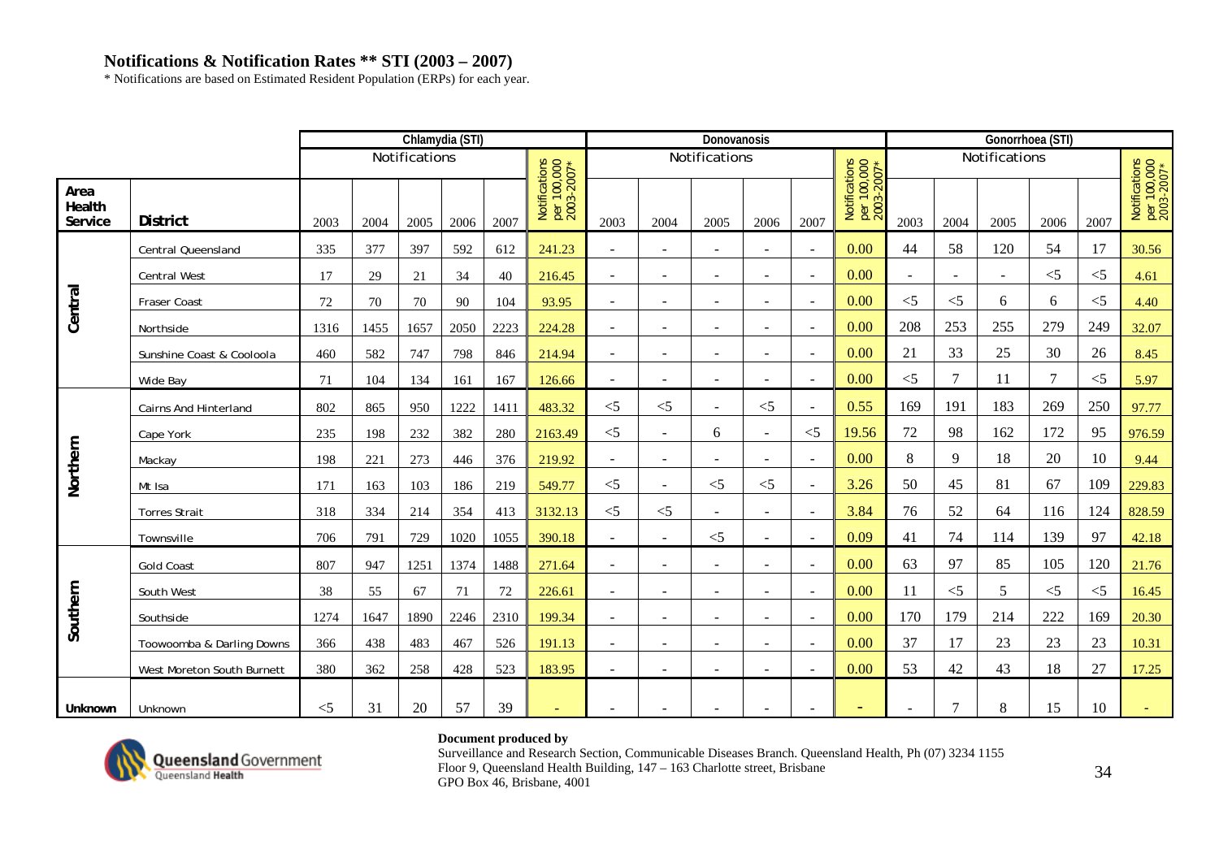## Notifications & Notification Rates ** STI (2003 – 2007)

* Notifications are based on Estimated Resident Population (ERPs) for each year.

| | | Chlamydia (STI) | | | | | | Donovanosis | | | | | | Gonorrhoea (STI) | | | | | |
|---|---|---|---|---|---|---|---|---|---|---|---|---|---|---|---|---|---|---|---|
| | | Notifications | | | | | Notifications per 100,000 2003-2007* | Notifications | | | | | Notifications per 100,000 2003-2007* | Notifications | | | | | Notifications per 100,000 2003-2007* |
| **Area Health Service** | **District** | 2003 | 2004 | 2005 | 2006 | 2007 | | 2003 | 2004 | 2005 | 2006 | 2007 | | 2003 | 2004 | 2005 | 2006 | 2007 | |
| **Central** | Central Queensland | 335 | 377 | 397 | 592 | 612 | 241.23 | - | - | - | - | - | 0.00 | 44 | 58 | 120 | 54 | 17 | 30.56 |
| | Central West | 17 | 29 | 21 | 34 | 40 | 216.45 | - | - | - | - | - | 0.00 | - | - | - | <5 | <5 | 4.61 |
| | Fraser Coast | 72 | 70 | 70 | 90 | 104 | 93.95 | - | - | - | - | - | 0.00 | <5 | <5 | 6 | 6 | <5 | 4.40 |
| | Northside | 1316 | 1455 | 1657 | 2050 | 2223 | 224.28 | - | - | - | - | - | 0.00 | 208 | 253 | 255 | 279 | 249 | 32.07 |
| | Sunshine Coast & Cooloola | 460 | 582 | 747 | 798 | 846 | 214.94 | - | - | - | - | - | 0.00 | 21 | 33 | 25 | 30 | 26 | 8.45 |
| | Wide Bay | 71 | 104 | 134 | 161 | 167 | 126.66 | - | - | - | - | - | 0.00 | <5 | 7 | 11 | 7 | <5 | 5.97 |
| **Northern** | Cairns And Hinterland | 802 | 865 | 950 | 1222 | 1411 | 483.32 | <5 | <5 | - | <5 | - | 0.55 | 169 | 191 | 183 | 269 | 250 | 97.77 |
| | Cape York | 235 | 198 | 232 | 382 | 280 | 2163.49 | <5 | - | 6 | - | <5 | 19.56 | 72 | 98 | 162 | 172 | 95 | 976.59 |
| | Mackay | 198 | 221 | 273 | 446 | 376 | 219.92 | - | - | - | - | - | 0.00 | 8 | 9 | 18 | 20 | 10 | 9.44 |
| | Mt Isa | 171 | 163 | 103 | 186 | 219 | 549.77 | <5 | - | <5 | <5 | - | 3.26 | 50 | 45 | 81 | 67 | 109 | 229.83 |
| | Torres Strait | 318 | 334 | 214 | 354 | 413 | 3132.13 | <5 | <5 | - | - | - | 3.84 | 76 | 52 | 64 | 116 | 124 | 828.59 |
| | Townsville | 706 | 791 | 729 | 1020 | 1055 | 390.18 | - | - | <5 | - | - | 0.09 | 41 | 74 | 114 | 139 | 97 | 42.18 |
| **Southern** | Gold Coast | 807 | 947 | 1251 | 1374 | 1488 | 271.64 | - | - | - | - | - | 0.00 | 63 | 97 | 85 | 105 | 120 | 21.76 |
| | South West | 38 | 55 | 67 | 71 | 72 | 226.61 | - | - | - | - | - | 0.00 | 11 | <5 | 5 | <5 | <5 | 16.45 |
| | Southside | 1274 | 1647 | 1890 | 2246 | 2310 | 199.34 | - | - | - | - | - | 0.00 | 170 | 179 | 214 | 222 | 169 | 20.30 |
| | Toowoomba & Darling Downs | 366 | 438 | 483 | 467 | 526 | 191.13 | - | - | - | - | - | 0.00 | 37 | 17 | 23 | 23 | 23 | 10.31 |
| | West Moreton South Burnett | 380 | 362 | 258 | 428 | 523 | 183.95 | - | - | - | - | - | 0.00 | 53 | 42 | 43 | 18 | 27 | 17.25 |
| **Unknown** | Unknown | <5 | 31 | 20 | 57 | 39 | - | - | - | - | - | - | - | - | 7 | 8 | 15 | 10 | - |

Queensland Government
Queensland Health

**Document produced by**
Surveillance and Research Section, Communicable Diseases Branch. Queensland Health, Ph (07) 3234 1155
Floor 9, Queensland Health Building, 147 – 163 Charlotte street, Brisbane
GPO Box 46, Brisbane, 4001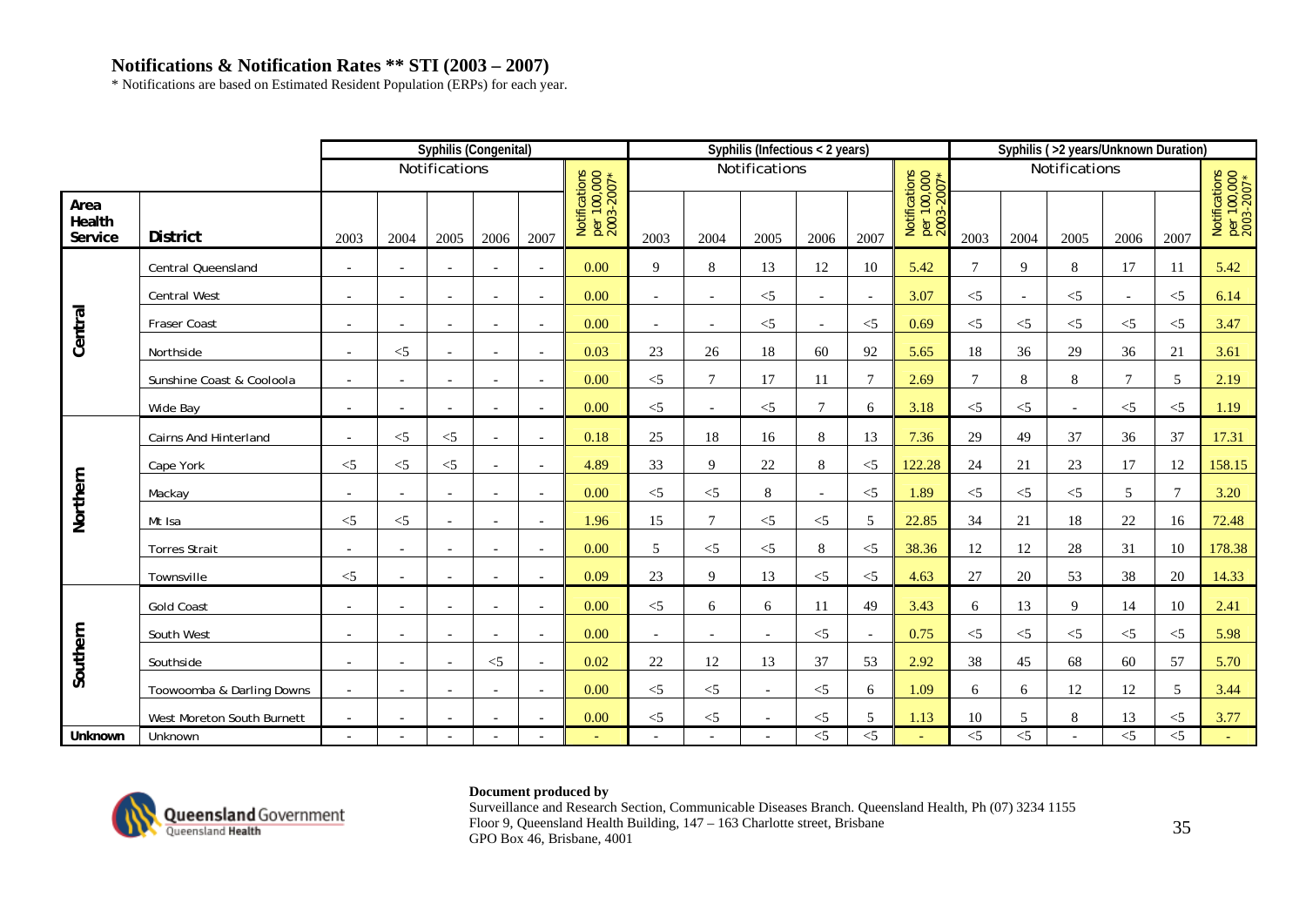## Notifications & Notification Rates ** STI (2003 – 2007)

* Notifications are based on Estimated Resident Population (ERPs) for each year.

| | | Syphilis (Congenital) | | | | | | Syphilis (Infectious < 2 years) | | | | | | Syphilis ( >2 years/Unknown Duration) | | | | | |
|---|---|---|---|---|---|---|---|---|---|---|---|---|---|---|---|---|---|---|---|
| | | Notifications | | | | | Notifications per 100,000 2003-2007* | Notifications | | | | | Notifications per 100,000 2003-2007* | Notifications | | | | | Notifications per 100,000 2003-2007* |
| Area Health Service | District | 2003 | 2004 | 2005 | 2006 | 2007 | | 2003 | 2004 | 2005 | 2006 | 2007 | | 2003 | 2004 | 2005 | 2006 | 2007 | |
| Central | Central Queensland | - | - | - | - | - | 0.00 | 9 | 8 | 13 | 12 | 10 | 5.42 | 7 | 9 | 8 | 17 | 11 | 5.42 |
| | Central West | - | - | - | - | - | 0.00 | - | - | <5 | - | - | 3.07 | <5 | - | <5 | - | <5 | 6.14 |
| | Fraser Coast | - | - | - | - | - | 0.00 | - | - | <5 | - | <5 | 0.69 | <5 | <5 | <5 | <5 | <5 | 3.47 |
| | Northside | - | <5 | - | - | - | 0.03 | 23 | 26 | 18 | 60 | 92 | 5.65 | 18 | 36 | 29 | 36 | 21 | 3.61 |
| | Sunshine Coast & Cooloola | - | - | - | - | - | 0.00 | <5 | 7 | 17 | 11 | 7 | 2.69 | 7 | 8 | 8 | 7 | 5 | 2.19 |
| | Wide Bay | - | - | - | - | - | 0.00 | <5 | - | <5 | 7 | 6 | 3.18 | <5 | <5 | - | <5 | <5 | 1.19 |
| Northern | Cairns And Hinterland | - | <5 | <5 | - | - | 0.18 | 25 | 18 | 16 | 8 | 13 | 7.36 | 29 | 49 | 37 | 36 | 37 | 17.31 |
| | Cape York | <5 | <5 | <5 | - | - | 4.89 | 33 | 9 | 22 | 8 | <5 | 122.28 | 24 | 21 | 23 | 17 | 12 | 158.15 |
| | Mackay | - | - | - | - | - | 0.00 | <5 | <5 | 8 | - | <5 | 1.89 | <5 | <5 | <5 | 5 | 7 | 3.20 |
| | Mt Isa | <5 | <5 | - | - | - | 1.96 | 15 | 7 | <5 | <5 | 5 | 22.85 | 34 | 21 | 18 | 22 | 16 | 72.48 |
| | Torres Strait | - | - | - | - | - | 0.00 | 5 | <5 | <5 | 8 | <5 | 38.36 | 12 | 12 | 28 | 31 | 10 | 178.38 |
| | Townsville | <5 | - | - | - | - | 0.09 | 23 | 9 | 13 | <5 | <5 | 4.63 | 27 | 20 | 53 | 38 | 20 | 14.33 |
| Southern | Gold Coast | - | - | - | - | - | 0.00 | <5 | 6 | 6 | 11 | 49 | 3.43 | 6 | 13 | 9 | 14 | 10 | 2.41 |
| | South West | - | - | - | - | - | 0.00 | - | - | - | <5 | - | 0.75 | <5 | <5 | <5 | <5 | <5 | 5.98 |
| | Southside | - | - | - | <5 | - | 0.02 | 22 | 12 | 13 | 37 | 53 | 2.92 | 38 | 45 | 68 | 60 | 57 | 5.70 |
| | Toowoomba & Darling Downs | - | - | - | - | - | 0.00 | <5 | <5 | - | <5 | 6 | 1.09 | 6 | 6 | 12 | 12 | 5 | 3.44 |
| | West Moreton South Burnett | - | - | - | - | - | 0.00 | <5 | <5 | - | <5 | 5 | 1.13 | 10 | 5 | 8 | 13 | <5 | 3.77 |
| Unknown | Unknown | - | - | - | - | - | - | - | - | - | <5 | <5 | - | <5 | <5 | - | <5 | <5 | - |

**Document produced by**
Surveillance and Research Section, Communicable Diseases Branch. Queensland Health, Ph (07) 3234 1155
Floor 9, Queensland Health Building, 147 – 163 Charlotte street, Brisbane
GPO Box 46, Brisbane, 4001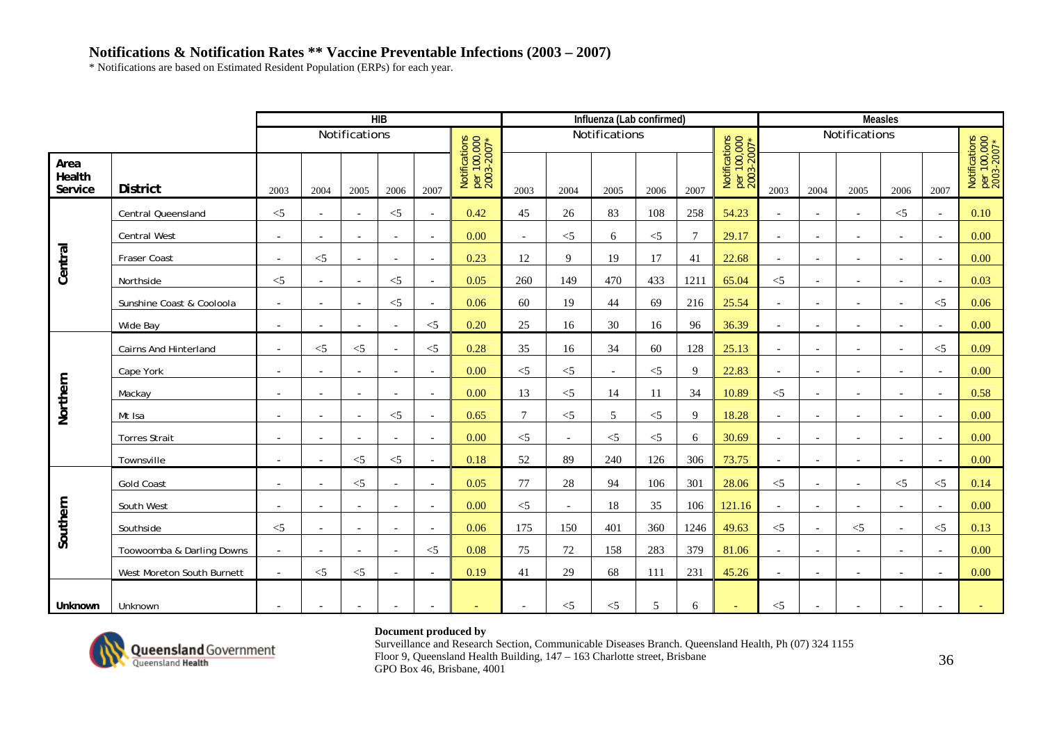## Notifications & Notification Rates ** Vaccine Preventable Infections (2003 – 2007)

* Notifications are based on Estimated Resident Population (ERPs) for each year.

| | | HIB | | | | | | Influenza (Lab confirmed) | | | | | | Measles | | | | | |
|---|---|---|---|---|---|---|---|---|---|---|---|---|---|---|---|---|---|---|---|
| | | Notifications | | | | | Notifications per 100,000 2003-2007* | Notifications | | | | | Notifications per 100,000 2003-2007* | Notifications | | | | | Notifications per 100,000 2003-2007* |
| Area Health Service | District | 2003 | 2004 | 2005 | 2006 | 2007 | | 2003 | 2004 | 2005 | 2006 | 2007 | | 2003 | 2004 | 2005 | 2006 | 2007 | |
| Central | Central Queensland | <5 | - | - | <5 | - | 0.42 | 45 | 26 | 83 | 108 | 258 | 54.23 | - | - | - | <5 | - | 0.10 |
| | Central West | - | - | - | - | - | 0.00 | - | <5 | 6 | <5 | 7 | 29.17 | - | - | - | - | - | 0.00 |
| | Fraser Coast | - | <5 | - | - | - | 0.23 | 12 | 9 | 19 | 17 | 41 | 22.68 | - | - | - | - | - | 0.00 |
| | Northside | <5 | - | - | <5 | - | 0.05 | 260 | 149 | 470 | 433 | 1211 | 65.04 | <5 | - | - | - | - | 0.03 |
| | Sunshine Coast & Cooloola | - | - | - | <5 | - | 0.06 | 60 | 19 | 44 | 69 | 216 | 25.54 | - | - | - | - | <5 | 0.06 |
| | Wide Bay | - | - | - | - | <5 | 0.20 | 25 | 16 | 30 | 16 | 96 | 36.39 | - | - | - | - | - | 0.00 |
| Northern | Cairns And Hinterland | - | <5 | <5 | - | <5 | 0.28 | 35 | 16 | 34 | 60 | 128 | 25.13 | - | - | - | - | <5 | 0.09 |
| | Cape York | - | - | - | - | - | 0.00 | <5 | <5 | - | <5 | 9 | 22.83 | - | - | - | - | - | 0.00 |
| | Mackay | - | - | - | - | - | 0.00 | 13 | <5 | 14 | 11 | 34 | 10.89 | <5 | - | - | - | - | 0.58 |
| | Mt Isa | - | - | - | <5 | - | 0.65 | 7 | <5 | 5 | <5 | 9 | 18.28 | - | - | - | - | - | 0.00 |
| | Torres Strait | - | - | - | - | - | 0.00 | <5 | - | <5 | <5 | 6 | 30.69 | - | - | - | - | - | 0.00 |
| | Townsville | - | - | <5 | <5 | - | 0.18 | 52 | 89 | 240 | 126 | 306 | 73.75 | - | - | - | - | - | 0.00 |
| Southern | Gold Coast | - | - | <5 | - | - | 0.05 | 77 | 28 | 94 | 106 | 301 | 28.06 | <5 | - | - | <5 | <5 | 0.14 |
| | South West | - | - | - | - | - | 0.00 | <5 | - | 18 | 35 | 106 | 121.16 | - | - | - | - | - | 0.00 |
| | Southside | <5 | - | - | - | - | 0.06 | 175 | 150 | 401 | 360 | 1246 | 49.63 | <5 | - | <5 | - | <5 | 0.13 |
| | Toowoomba & Darling Downs | - | - | - | - | <5 | 0.08 | 75 | 72 | 158 | 283 | 379 | 81.06 | - | - | - | - | - | 0.00 |
| | West Moreton South Burnett | - | <5 | <5 | - | - | 0.19 | 41 | 29 | 68 | 111 | 231 | 45.26 | - | - | - | - | - | 0.00 |
| Unknown | Unknown | - | - | - | - | - | - | - | <5 | <5 | 5 | 6 | - | <5 | - | - | - | - | - |

**Document produced by**

Surveillance and Research Section, Communicable Diseases Branch. Queensland Health, Ph (07) 324 1155
Floor 9, Queensland Health Building, 147 – 163 Charlotte street, Brisbane
GPO Box 46, Brisbane, 4001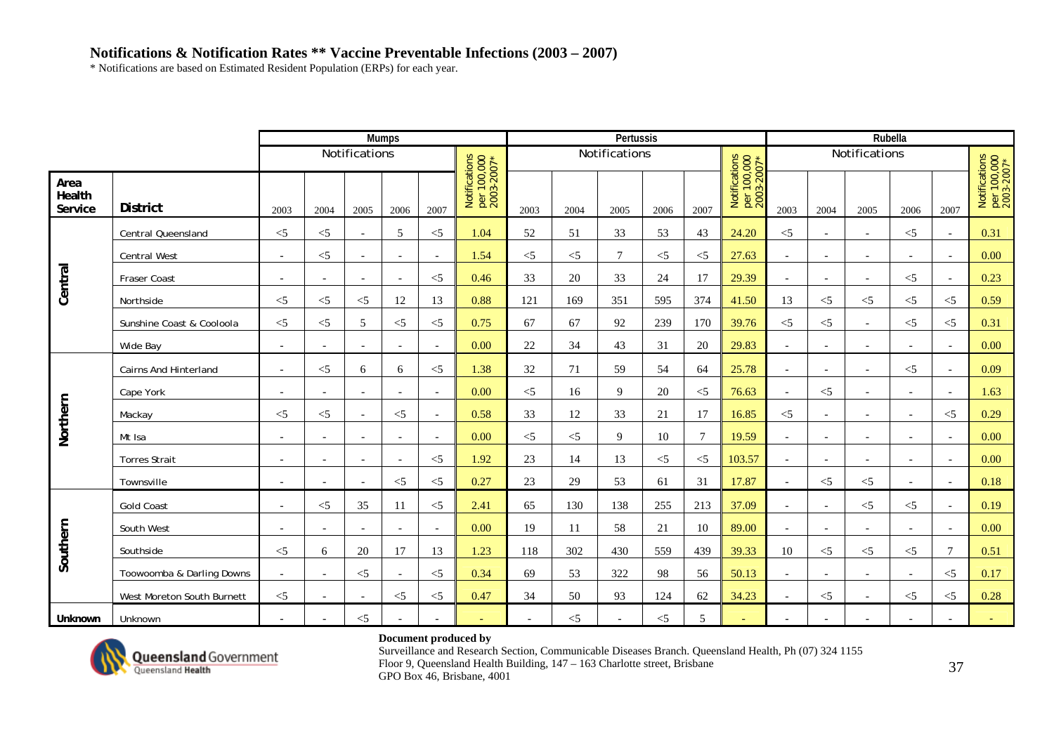# Notifications & Notification Rates ** Vaccine Preventable Infections (2003 – 2007)

* Notifications are based on Estimated Resident Population (ERPs) for each year.

| | | Mumps | | | | | | Pertussis | | | | | | Rubella | | | | | |
|---|---|---|---|---|---|---|---|---|---|---|---|---|---|---|---|---|---|---|---|
| | | Notifications | | | | | Notifications per 100,000 2003-2007* | Notifications | | | | | Notifications per 100,000 2003-2007* | Notifications | | | | | Notifications per 100,000 2003-2007* |
| Area Health Service | District | 2003 | 2004 | 2005 | 2006 | 2007 | | 2003 | 2004 | 2005 | 2006 | 2007 | | 2003 | 2004 | 2005 | 2006 | 2007 | |
| Central | Central Queensland | <5 | <5 | - | 5 | <5 | 1.04 | 52 | 51 | 33 | 53 | 43 | 24.20 | <5 | - | - | <5 | - | 0.31 |
| | Central West | - | <5 | - | - | - | 1.54 | <5 | <5 | 7 | <5 | <5 | 27.63 | - | - | - | - | - | 0.00 |
| | Fraser Coast | - | - | - | - | <5 | 0.46 | 33 | 20 | 33 | 24 | 17 | 29.39 | - | - | - | <5 | - | 0.23 |
| | Northside | <5 | <5 | <5 | 12 | 13 | 0.88 | 121 | 169 | 351 | 595 | 374 | 41.50 | 13 | <5 | <5 | <5 | <5 | 0.59 |
| | Sunshine Coast & Cooloola | <5 | <5 | 5 | <5 | <5 | 0.75 | 67 | 67 | 92 | 239 | 170 | 39.76 | <5 | <5 | - | <5 | <5 | 0.31 |
| | Wide Bay | - | - | - | - | - | 0.00 | 22 | 34 | 43 | 31 | 20 | 29.83 | - | - | - | - | - | 0.00 |
| Northern | Cairns And Hinterland | - | <5 | 6 | 6 | <5 | 1.38 | 32 | 71 | 59 | 54 | 64 | 25.78 | - | - | - | <5 | - | 0.09 |
| | Cape York | - | - | - | - | - | 0.00 | <5 | 16 | 9 | 20 | <5 | 76.63 | - | <5 | - | - | - | 1.63 |
| | Mackay | <5 | <5 | - | <5 | - | 0.58 | 33 | 12 | 33 | 21 | 17 | 16.85 | <5 | - | - | - | <5 | 0.29 |
| | Mt Isa | - | - | - | - | - | 0.00 | <5 | <5 | 9 | 10 | 7 | 19.59 | - | - | - | - | - | 0.00 |
| | Torres Strait | - | - | - | - | <5 | 1.92 | 23 | 14 | 13 | <5 | <5 | 103.57 | - | - | - | - | - | 0.00 |
| | Townsville | - | - | - | <5 | <5 | 0.27 | 23 | 29 | 53 | 61 | 31 | 17.87 | - | <5 | <5 | - | - | 0.18 |
| Southern | Gold Coast | - | <5 | 35 | 11 | <5 | 2.41 | 65 | 130 | 138 | 255 | 213 | 37.09 | - | - | <5 | <5 | - | 0.19 |
| | South West | - | - | - | - | - | 0.00 | 19 | 11 | 58 | 21 | 10 | 89.00 | - | - | - | - | - | 0.00 |
| | Southside | <5 | 6 | 20 | 17 | 13 | 1.23 | 118 | 302 | 430 | 559 | 439 | 39.33 | 10 | <5 | <5 | <5 | 7 | 0.51 |
| | Toowoomba & Darling Downs | - | - | <5 | - | <5 | 0.34 | 69 | 53 | 322 | 98 | 56 | 50.13 | - | - | - | - | <5 | 0.17 |
| | West Moreton South Burnett | <5 | - | - | <5 | <5 | 0.47 | 34 | 50 | 93 | 124 | 62 | 34.23 | - | <5 | - | <5 | <5 | 0.28 |
| Unknown | Unknown | - | - | <5 | - | - | - | - | <5 | - | <5 | 5 | - | - | - | - | - | - | - |

**Document produced by**
Surveillance and Research Section, Communicable Diseases Branch. Queensland Health, Ph (07) 324 1155
Floor 9, Queensland Health Building, 147 – 163 Charlotte street, Brisbane
GPO Box 46, Brisbane, 4001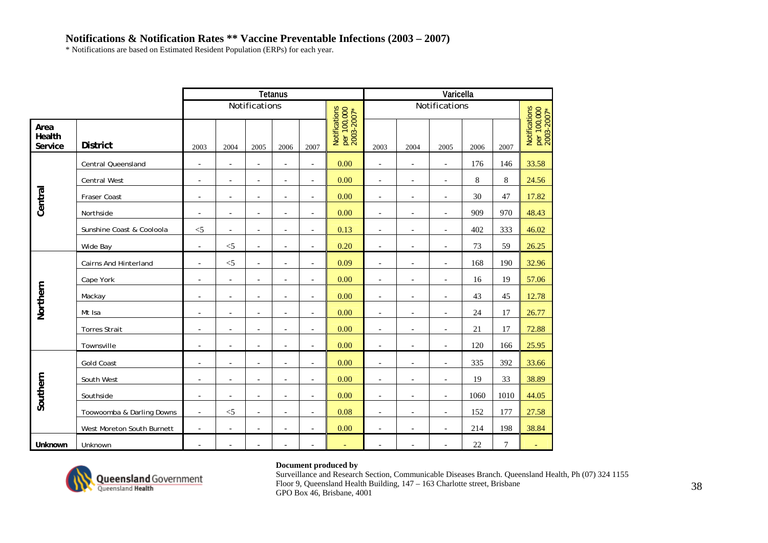## Notifications & Notification Rates ** Vaccine Preventable Infections (2003 – 2007)

\* Notifications are based on Estimated Resident Population (ERPs) for each year.

| Area Health Service | District | Tetanus | | | | | | Varicella | | | | | |
|---|---|---|---|---|---|---|---|---|---|---|---|---|---|
| | | Notifications | | | | | Notifications per 100,000 2003-2007* | Notifications | | | | | Notifications per 100,000 2003-2007* |
| | | 2003 | 2004 | 2005 | 2006 | 2007 | | 2003 | 2004 | 2005 | 2006 | 2007 | |
| Central | Central Queensland | - | - | - | - | - | 0.00 | - | - | - | 176 | 146 | 33.58 |
| | Central West | - | - | - | - | - | 0.00 | - | - | - | 8 | 8 | 24.56 |
| | Fraser Coast | - | - | - | - | - | 0.00 | - | - | - | 30 | 47 | 17.82 |
| | Northside | - | - | - | - | - | 0.00 | - | - | - | 909 | 970 | 48.43 |
| | Sunshine Coast & Cooloola | <5 | - | - | - | - | 0.13 | - | - | - | 402 | 333 | 46.02 |
| | Wide Bay | - | <5 | - | - | - | 0.20 | - | - | - | 73 | 59 | 26.25 |
| Northern | Cairns And Hinterland | - | <5 | - | - | - | 0.09 | - | - | - | 168 | 190 | 32.96 |
| | Cape York | - | - | - | - | - | 0.00 | - | - | - | 16 | 19 | 57.06 |
| | Mackay | - | - | - | - | - | 0.00 | - | - | - | 43 | 45 | 12.78 |
| | Mt Isa | - | - | - | - | - | 0.00 | - | - | - | 24 | 17 | 26.77 |
| | Torres Strait | - | - | - | - | - | 0.00 | - | - | - | 21 | 17 | 72.88 |
| | Townsville | - | - | - | - | - | 0.00 | - | - | - | 120 | 166 | 25.95 |
| Southern | Gold Coast | - | - | - | - | - | 0.00 | - | - | - | 335 | 392 | 33.66 |
| | South West | - | - | - | - | - | 0.00 | - | - | - | 19 | 33 | 38.89 |
| | Southside | - | - | - | - | - | 0.00 | - | - | - | 1060 | 1010 | 44.05 |
| | Toowoomba & Darling Downs | - | <5 | - | - | - | 0.08 | - | - | - | 152 | 177 | 27.58 |
| | West Moreton South Burnett | - | - | - | - | - | 0.00 | - | - | - | 214 | 198 | 38.84 |
| Unknown | Unknown | - | - | - | - | - | - | - | - | - | 22 | 7 | - |

**Document produced by**

Surveillance and Research Section, Communicable Diseases Branch. Queensland Health, Ph (07) 324 1155
Floor 9, Queensland Health Building, 147 – 163 Charlotte street, Brisbane
GPO Box 46, Brisbane, 4001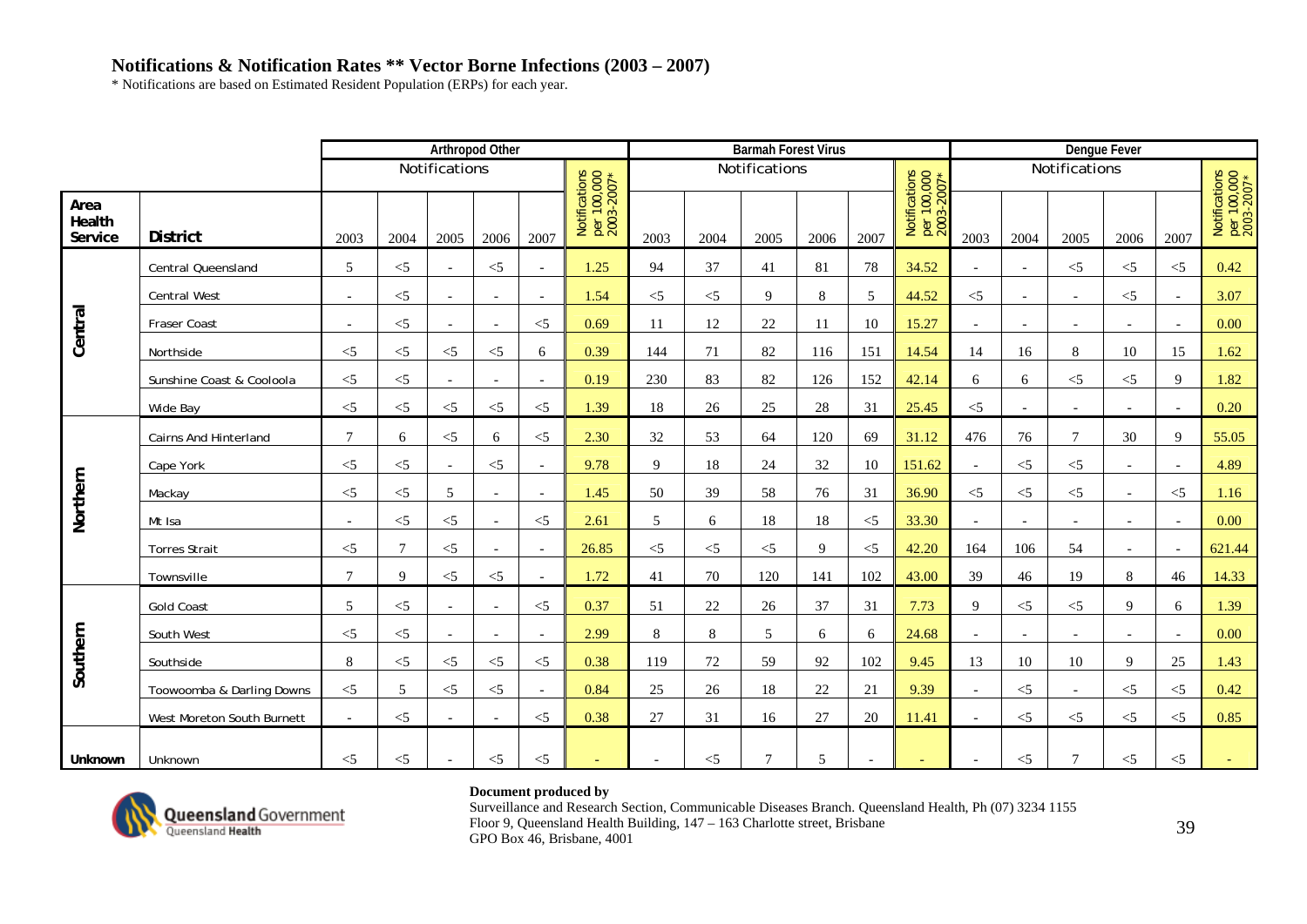## Notifications & Notification Rates ** Vector Borne Infections (2003 – 2007)

\* Notifications are based on Estimated Resident Population (ERPs) for each year.

| | | Arthropod Other | | | | | | Barmah Forest Virus | | | | | | Dengue Fever | | | | | |
|---|---|---|---|---|---|---|---|---|---|---|---|---|---|---|---|---|---|---|---|
| | | Notifications | | | | | Notifications per 100,000 2003-2007* | Notifications | | | | | Notifications per 100,000 2003-2007* | Notifications | | | | | Notifications per 100,000 2003-2007* |
| **Area Health Service** | **District** | 2003 | 2004 | 2005 | 2006 | 2007 | | 2003 | 2004 | 2005 | 2006 | 2007 | | 2003 | 2004 | 2005 | 2006 | 2007 | |
| **Central** | Central Queensland | 5 | <5 | - | <5 | - | 1.25 | 94 | 37 | 41 | 81 | 78 | 34.52 | - | - | <5 | <5 | <5 | 0.42 |
| | Central West | - | <5 | - | - | - | 1.54 | <5 | <5 | 9 | 8 | 5 | 44.52 | <5 | - | - | <5 | - | 3.07 |
| | Fraser Coast | - | <5 | - | - | <5 | 0.69 | 11 | 12 | 22 | 11 | 10 | 15.27 | - | - | - | - | - | 0.00 |
| | Northside | <5 | <5 | <5 | <5 | 6 | 0.39 | 144 | 71 | 82 | 116 | 151 | 14.54 | 14 | 16 | 8 | 10 | 15 | 1.62 |
| | Sunshine Coast & Cooloola | <5 | <5 | - | - | - | 0.19 | 230 | 83 | 82 | 126 | 152 | 42.14 | 6 | 6 | <5 | <5 | 9 | 1.82 |
| | Wide Bay | <5 | <5 | <5 | <5 | <5 | 1.39 | 18 | 26 | 25 | 28 | 31 | 25.45 | <5 | - | - | - | - | 0.20 |
| **Northern** | Cairns And Hinterland | 7 | 6 | <5 | 6 | <5 | 2.30 | 32 | 53 | 64 | 120 | 69 | 31.12 | 476 | 76 | 7 | 30 | 9 | 55.05 |
| | Cape York | <5 | <5 | - | <5 | - | 9.78 | 9 | 18 | 24 | 32 | 10 | 151.62 | - | <5 | <5 | - | - | 4.89 |
| | Mackay | <5 | <5 | 5 | - | - | 1.45 | 50 | 39 | 58 | 76 | 31 | 36.90 | <5 | <5 | <5 | - | <5 | 1.16 |
| | Mt Isa | - | <5 | <5 | - | <5 | 2.61 | 5 | 6 | 18 | 18 | <5 | 33.30 | - | - | - | - | - | 0.00 |
| | Torres Strait | <5 | 7 | <5 | - | - | 26.85 | <5 | <5 | <5 | 9 | <5 | 42.20 | 164 | 106 | 54 | - | - | 621.44 |
| | Townsville | 7 | 9 | <5 | <5 | - | 1.72 | 41 | 70 | 120 | 141 | 102 | 43.00 | 39 | 46 | 19 | 8 | 46 | 14.33 |
| **Southern** | Gold Coast | 5 | <5 | - | - | <5 | 0.37 | 51 | 22 | 26 | 37 | 31 | 7.73 | 9 | <5 | <5 | 9 | 6 | 1.39 |
| | South West | <5 | <5 | - | - | - | 2.99 | 8 | 8 | 5 | 6 | 6 | 24.68 | - | - | - | - | - | 0.00 |
| | Southside | 8 | <5 | <5 | <5 | <5 | 0.38 | 119 | 72 | 59 | 92 | 102 | 9.45 | 13 | 10 | 10 | 9 | 25 | 1.43 |
| | Toowoomba & Darling Downs | <5 | 5 | <5 | <5 | - | 0.84 | 25 | 26 | 18 | 22 | 21 | 9.39 | - | <5 | - | <5 | <5 | 0.42 |
| | West Moreton South Burnett | - | <5 | - | - | <5 | 0.38 | 27 | 31 | 16 | 27 | 20 | 11.41 | - | <5 | <5 | <5 | <5 | 0.85 |
| **Unknown** | Unknown | <5 | <5 | - | <5 | <5 | - | - | <5 | 7 | 5 | - | - | - | <5 | 7 | <5 | <5 | - |

**Document produced by**
Surveillance and Research Section, Communicable Diseases Branch. Queensland Health, Ph (07) 3234 1155
Floor 9, Queensland Health Building, 147 – 163 Charlotte street, Brisbane
GPO Box 46, Brisbane, 4001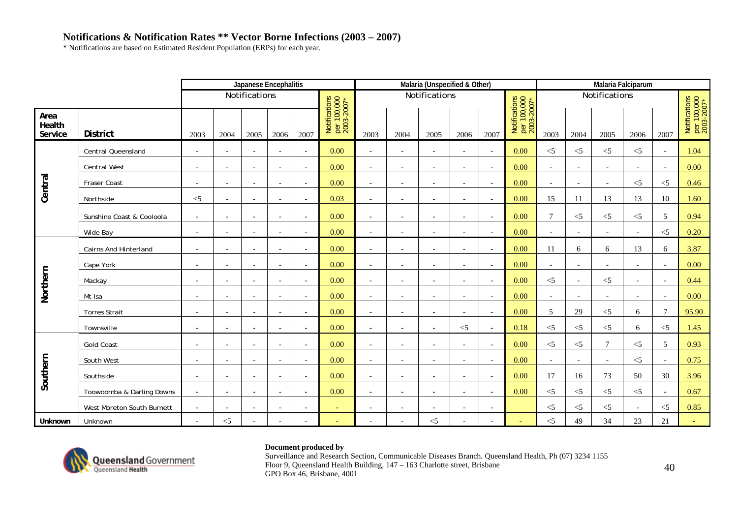## Notifications & Notification Rates ** Vector Borne Infections (2003 – 2007)

* Notifications are based on Estimated Resident Population (ERPs) for each year.

| | | Japanese Encephalitis | | | | | | Malaria (Unspecified & Other) | | | | | | Malaria Falciparum | | | | | |
|---|---|---|---|---|---|---|---|---|---|---|---|---|---|---|---|---|---|---|---|
| | | Notifications | | | | | Notifications per 100,000 2003-2007* | Notifications | | | | | Notifications per 100,000 2003-2007* | Notifications | | | | | Notifications per 100,000 2003-2007* |
| **Area Health Service** | **District** | 2003 | 2004 | 2005 | 2006 | 2007 | | 2003 | 2004 | 2005 | 2006 | 2007 | | 2003 | 2004 | 2005 | 2006 | 2007 | |
| **Central** | Central Queensland | - | - | - | - | - | 0.00 | - | - | - | - | - | 0.00 | <5 | <5 | <5 | <5 | - | 1.04 |
| | Central West | - | - | - | - | - | 0.00 | - | - | - | - | - | 0.00 | - | - | - | - | - | 0.00 |
| | Fraser Coast | - | - | - | - | - | 0.00 | - | - | - | - | - | 0.00 | - | - | - | <5 | <5 | 0.46 |
| | Northside | <5 | - | - | - | - | 0.03 | - | - | - | - | - | 0.00 | 15 | 11 | 13 | 13 | 10 | 1.60 |
| | Sunshine Coast & Cooloola | - | - | - | - | - | 0.00 | - | - | - | - | - | 0.00 | 7 | <5 | <5 | <5 | 5 | 0.94 |
| | Wide Bay | - | - | - | - | - | 0.00 | - | - | - | - | - | 0.00 | - | - | - | - | <5 | 0.20 |
| **Northern** | Cairns And Hinterland | - | - | - | - | - | 0.00 | - | - | - | - | - | 0.00 | 11 | 6 | 6 | 13 | 6 | 3.87 |
| | Cape York | - | - | - | - | - | 0.00 | - | - | - | - | - | 0.00 | - | - | - | - | - | 0.00 |
| | Mackay | - | - | - | - | - | 0.00 | - | - | - | - | - | 0.00 | <5 | - | <5 | - | - | 0.44 |
| | Mt Isa | - | - | - | - | - | 0.00 | - | - | - | - | - | 0.00 | - | - | - | - | - | 0.00 |
| | Torres Strait | - | - | - | - | - | 0.00 | - | - | - | - | - | 0.00 | 5 | 29 | <5 | 6 | 7 | 95.90 |
| | Townsville | - | - | - | - | - | 0.00 | - | - | - | <5 | - | 0.18 | <5 | <5 | <5 | 6 | <5 | 1.45 |
| **Southern** | Gold Coast | - | - | - | - | - | 0.00 | - | - | - | - | - | 0.00 | <5 | <5 | 7 | <5 | 5 | 0.93 |
| | South West | - | - | - | - | - | 0.00 | - | - | - | - | - | 0.00 | - | - | - | <5 | - | 0.75 |
| | Southside | - | - | - | - | - | 0.00 | - | - | - | - | - | 0.00 | 17 | 16 | 73 | 50 | 30 | 3.96 |
| | Toowoomba & Darling Downs | - | - | - | - | - | 0.00 | - | - | - | - | - | 0.00 | <5 | <5 | <5 | <5 | - | 0.67 |
| | West Moreton South Burnett | - | - | - | - | - | - | - | - | - | - | - | | <5 | <5 | <5 | - | <5 | 0.85 |
| **Unknown** | Unknown | - | <5 | - | - | - | - | - | - | <5 | - | - | - | <5 | 49 | 34 | 23 | 21 | - |

**Document produced by**
Surveillance and Research Section, Communicable Diseases Branch. Queensland Health, Ph (07) 3234 1155
Floor 9, Queensland Health Building, 147 – 163 Charlotte street, Brisbane
GPO Box 46, Brisbane, 4001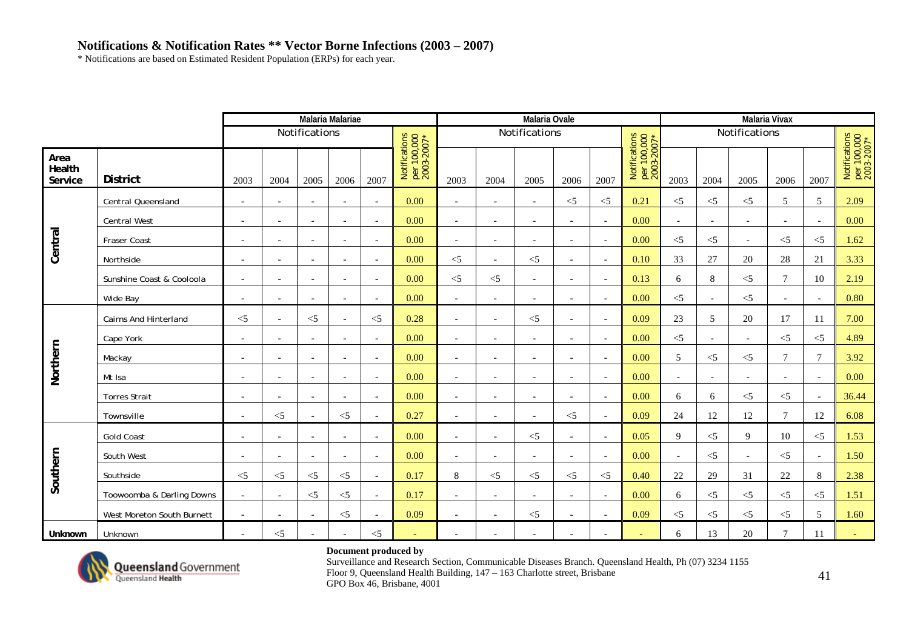# Notifications & Notification Rates ** Vector Borne Infections (2003 – 2007)

* Notifications are based on Estimated Resident Population (ERPs) for each year.

| | | Malaria Malariae | | | | | | Malaria Ovale | | | | | | Malaria Vivax | | | | | |
|---|---|---|---|---|---|---|---|---|---|---|---|---|---|---|---|---|---|---|---|
| | | Notifications | | | | | Notifications per 100,000 2003-2007* | Notifications | | | | | Notifications per 100,000 2003-2007* | Notifications | | | | | Notifications per 100,000 2003-2007* |
| **Area Health Service** | **District** | 2003 | 2004 | 2005 | 2006 | 2007 | | 2003 | 2004 | 2005 | 2006 | 2007 | | 2003 | 2004 | 2005 | 2006 | 2007 | |
| **Central** | Central Queensland | - | - | - | - | - | 0.00 | - | - | - | <5 | <5 | 0.21 | <5 | <5 | <5 | 5 | 5 | 2.09 |
| | Central West | - | - | - | - | - | 0.00 | - | - | - | - | - | 0.00 | - | - | - | - | - | 0.00 |
| | Fraser Coast | - | - | - | - | - | 0.00 | - | - | - | - | - | 0.00 | <5 | <5 | - | <5 | <5 | 1.62 |
| | Northside | - | - | - | - | - | 0.00 | <5 | - | <5 | - | - | 0.10 | 33 | 27 | 20 | 28 | 21 | 3.33 |
| | Sunshine Coast & Cooloola | - | - | - | - | - | 0.00 | <5 | <5 | - | - | - | 0.13 | 6 | 8 | <5 | 7 | 10 | 2.19 |
| | Wide Bay | - | - | - | - | - | 0.00 | - | - | - | - | - | 0.00 | <5 | - | <5 | - | - | 0.80 |
| **Northern** | Cairns And Hinterland | <5 | - | <5 | - | <5 | 0.28 | - | - | <5 | - | - | 0.09 | 23 | 5 | 20 | 17 | 11 | 7.00 |
| | Cape York | - | - | - | - | - | 0.00 | - | - | - | - | - | 0.00 | <5 | - | - | <5 | <5 | 4.89 |
| | Mackay | - | - | - | - | - | 0.00 | - | - | - | - | - | 0.00 | 5 | <5 | <5 | 7 | 7 | 3.92 |
| | Mt Isa | - | - | - | - | - | 0.00 | - | - | - | - | - | 0.00 | - | - | - | - | - | 0.00 |
| | Torres Strait | - | - | - | - | - | 0.00 | - | - | - | - | - | 0.00 | 6 | 6 | <5 | <5 | - | 36.44 |
| | Townsville | - | <5 | - | <5 | - | 0.27 | - | - | - | <5 | - | 0.09 | 24 | 12 | 12 | 7 | 12 | 6.08 |
| **Southern** | Gold Coast | - | - | - | - | - | 0.00 | - | - | <5 | - | - | 0.05 | 9 | <5 | 9 | 10 | <5 | 1.53 |
| | South West | - | - | - | - | - | 0.00 | - | - | - | - | - | 0.00 | - | <5 | - | <5 | - | 1.50 |
| | Southside | <5 | <5 | <5 | <5 | - | 0.17 | 8 | <5 | <5 | <5 | <5 | 0.40 | 22 | 29 | 31 | 22 | 8 | 2.38 |
| | Toowoomba & Darling Downs | - | - | <5 | <5 | - | 0.17 | - | - | - | - | - | 0.00 | 6 | <5 | <5 | <5 | <5 | 1.51 |
| | West Moreton South Burnett | - | - | - | <5 | - | 0.09 | - | - | <5 | - | - | 0.09 | <5 | <5 | <5 | <5 | 5 | 1.60 |
| **Unknown** | Unknown | - | <5 | - | - | <5 | - | - | - | - | - | - | - | 6 | 13 | 20 | 7 | 11 | - |

**Document produced by**

Surveillance and Research Section, Communicable Diseases Branch. Queensland Health, Ph (07) 3234 1155
Floor 9, Queensland Health Building, 147 – 163 Charlotte street, Brisbane
GPO Box 46, Brisbane, 4001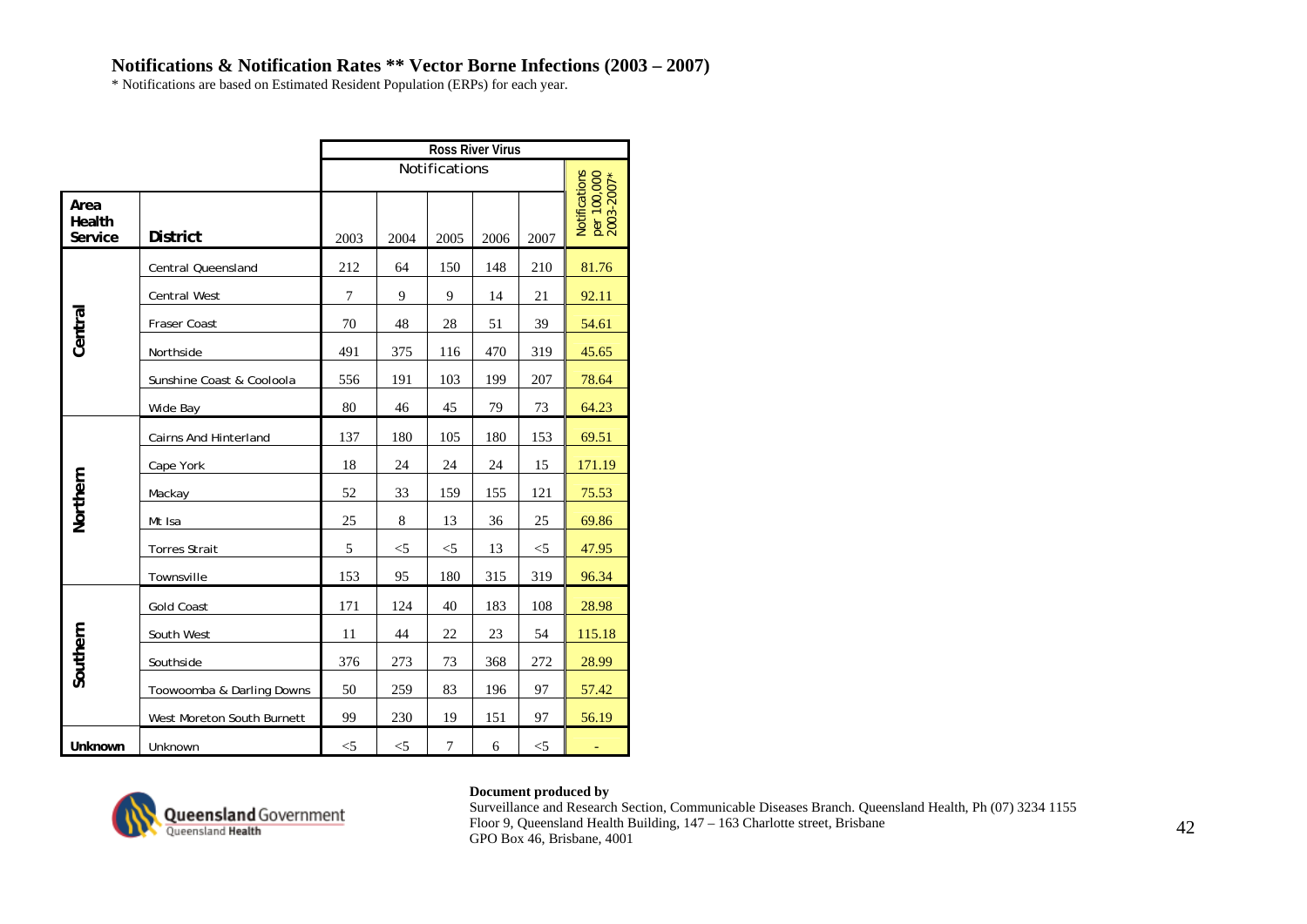# Notifications & Notification Rates ** Vector Borne Infections (2003 – 2007)

* Notifications are based on Estimated Resident Population (ERPs) for each year.

| | | Ross River Virus | | | | | |
|---|---|---|---|---|---|---|---|
| | | Notifications | | | | | Notifications per 100,000 2003-2007* |
| **Area Health Service** | **District** | 2003 | 2004 | 2005 | 2006 | 2007 | |
| **Central** | Central Queensland | 212 | 64 | 150 | 148 | 210 | 81.76 |
| | Central West | 7 | 9 | 9 | 14 | 21 | 92.11 |
| | Fraser Coast | 70 | 48 | 28 | 51 | 39 | 54.61 |
| | Northside | 491 | 375 | 116 | 470 | 319 | 45.65 |
| | Sunshine Coast & Cooloola | 556 | 191 | 103 | 199 | 207 | 78.64 |
| | Wide Bay | 80 | 46 | 45 | 79 | 73 | 64.23 |
| **Northern** | Cairns And Hinterland | 137 | 180 | 105 | 180 | 153 | 69.51 |
| | Cape York | 18 | 24 | 24 | 24 | 15 | 171.19 |
| | Mackay | 52 | 33 | 159 | 155 | 121 | 75.53 |
| | Mt Isa | 25 | 8 | 13 | 36 | 25 | 69.86 |
| | Torres Strait | 5 | <5 | <5 | 13 | <5 | 47.95 |
| | Townsville | 153 | 95 | 180 | 315 | 319 | 96.34 |
| **Southern** | Gold Coast | 171 | 124 | 40 | 183 | 108 | 28.98 |
| | South West | 11 | 44 | 22 | 23 | 54 | 115.18 |
| | Southside | 376 | 273 | 73 | 368 | 272 | 28.99 |
| | Toowoomba & Darling Downs | 50 | 259 | 83 | 196 | 97 | 57.42 |
| | West Moreton South Burnett | 99 | 230 | 19 | 151 | 97 | 56.19 |
| **Unknown** | Unknown | <5 | <5 | 7 | 6 | <5 | - |

**Document produced by**
Surveillance and Research Section, Communicable Diseases Branch. Queensland Health, Ph (07) 3234 1155
Floor 9, Queensland Health Building, 147 – 163 Charlotte street, Brisbane
GPO Box 46, Brisbane, 4001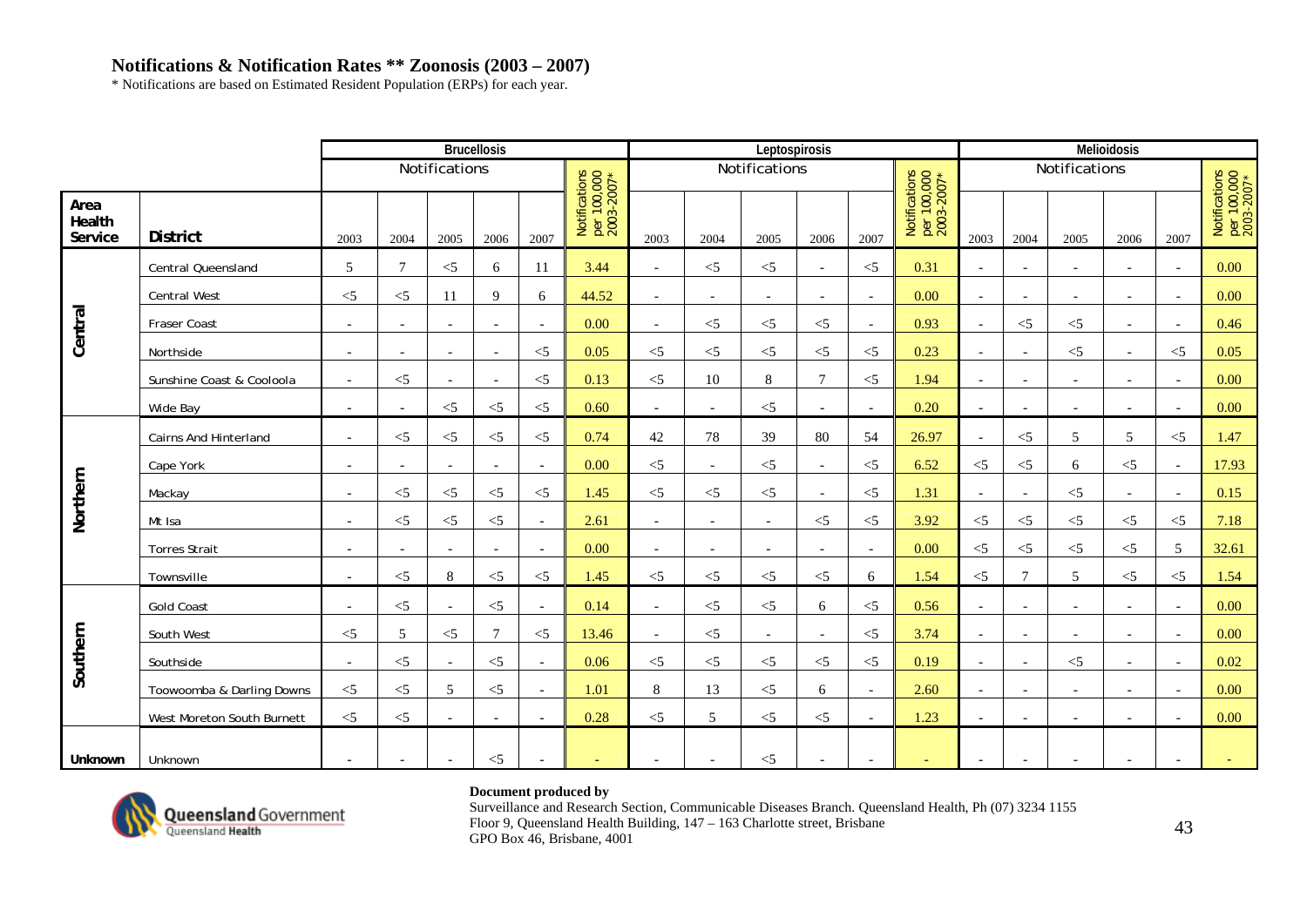## Notifications & Notification Rates ** Zoonosis (2003 – 2007)

* Notifications are based on Estimated Resident Population (ERPs) for each year.

| | | Brucellosis | | | | | | Leptospirosis | | | | | | Melioidosis | | | | | |
|---|---|---|---|---|---|---|---|---|---|---|---|---|---|---|---|---|---|---|---|
| | | Notifications | | | | | Notifications per 100,000 2003-2007* | Notifications | | | | | Notifications per 100,000 2003-2007* | Notifications | | | | | Notifications per 100,000 2003-2007* |
| Area Health Service | District | 2003 | 2004 | 2005 | 2006 | 2007 | | 2003 | 2004 | 2005 | 2006 | 2007 | | 2003 | 2004 | 2005 | 2006 | 2007 | |
| Central | Central Queensland | 5 | 7 | <5 | 6 | 11 | 3.44 | - | <5 | <5 | - | <5 | 0.31 | - | - | - | - | - | 0.00 |
| | Central West | <5 | <5 | 11 | 9 | 6 | 44.52 | - | - | - | - | - | 0.00 | - | - | - | - | - | 0.00 |
| | Fraser Coast | - | - | - | - | - | 0.00 | - | <5 | <5 | <5 | - | 0.93 | - | <5 | <5 | - | - | 0.46 |
| | Northside | - | - | - | - | <5 | 0.05 | <5 | <5 | <5 | <5 | <5 | 0.23 | - | - | <5 | - | <5 | 0.05 |
| | Sunshine Coast & Cooloola | - | <5 | - | - | <5 | 0.13 | <5 | 10 | 8 | 7 | <5 | 1.94 | - | - | - | - | - | 0.00 |
| | Wide Bay | - | - | <5 | <5 | <5 | 0.60 | - | - | <5 | - | - | 0.20 | - | - | - | - | - | 0.00 |
| Northern | Cairns And Hinterland | - | <5 | <5 | <5 | <5 | 0.74 | 42 | 78 | 39 | 80 | 54 | 26.97 | - | <5 | 5 | 5 | <5 | 1.47 |
| | Cape York | - | - | - | - | - | 0.00 | <5 | - | <5 | - | <5 | 6.52 | <5 | <5 | 6 | <5 | - | 17.93 |
| | Mackay | - | <5 | <5 | <5 | <5 | 1.45 | <5 | <5 | <5 | - | <5 | 1.31 | - | - | <5 | - | - | 0.15 |
| | Mt Isa | - | <5 | <5 | <5 | - | 2.61 | - | - | - | <5 | <5 | 3.92 | <5 | <5 | <5 | <5 | <5 | 7.18 |
| | Torres Strait | - | - | - | - | - | 0.00 | - | - | - | - | - | 0.00 | <5 | <5 | <5 | <5 | 5 | 32.61 |
| | Townsville | - | <5 | 8 | <5 | <5 | 1.45 | <5 | <5 | <5 | <5 | 6 | 1.54 | <5 | 7 | 5 | <5 | <5 | 1.54 |
| Southern | Gold Coast | - | <5 | - | <5 | - | 0.14 | - | <5 | <5 | 6 | <5 | 0.56 | - | - | - | - | - | 0.00 |
| | South West | <5 | 5 | <5 | 7 | <5 | 13.46 | - | <5 | - | - | <5 | 3.74 | - | - | - | - | - | 0.00 |
| | Southside | - | <5 | - | <5 | - | 0.06 | <5 | <5 | <5 | <5 | <5 | 0.19 | - | - | <5 | - | - | 0.02 |
| | Toowoomba & Darling Downs | <5 | <5 | 5 | <5 | - | 1.01 | 8 | 13 | <5 | 6 | - | 2.60 | - | - | - | - | - | 0.00 |
| | West Moreton South Burnett | <5 | <5 | - | - | - | 0.28 | <5 | 5 | <5 | <5 | - | 1.23 | - | - | - | - | - | 0.00 |
| Unknown | Unknown | - | - | - | <5 | - | - | - | - | <5 | - | - | - | - | - | - | - | - | - |

**Document produced by**

Surveillance and Research Section, Communicable Diseases Branch. Queensland Health, Ph (07) 3234 1155
Floor 9, Queensland Health Building, 147 – 163 Charlotte street, Brisbane
GPO Box 46, Brisbane, 4001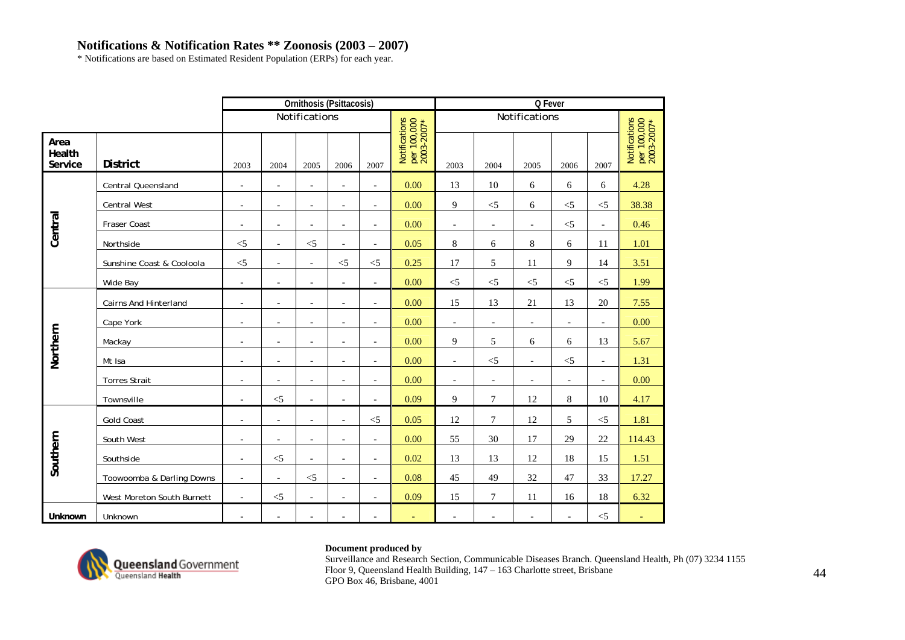## Notifications & Notification Rates ** Zoonosis (2003 – 2007)

* Notifications are based on Estimated Resident Population (ERPs) for each year.

| | | Ornithosis (Psittacosis) | | | | | | Q Fever | | | | | |
|---|---|---|---|---|---|---|---|---|---|---|---|---|---|
| | | Notifications | | | | | Notifications per 100,000 2003-2007* | Notifications | | | | | Notifications per 100,000 2003-2007* |
| Area Health Service | District | 2003 | 2004 | 2005 | 2006 | 2007 | | 2003 | 2004 | 2005 | 2006 | 2007 | |
| Central | Central Queensland | - | - | - | - | - | 0.00 | 13 | 10 | 6 | 6 | 6 | 4.28 |
| | Central West | - | - | - | - | - | 0.00 | 9 | <5 | 6 | <5 | <5 | 38.38 |
| | Fraser Coast | - | - | - | - | - | 0.00 | - | - | - | <5 | - | 0.46 |
| | Northside | <5 | - | <5 | - | - | 0.05 | 8 | 6 | 8 | 6 | 11 | 1.01 |
| | Sunshine Coast & Cooloola | <5 | - | - | <5 | <5 | 0.25 | 17 | 5 | 11 | 9 | 14 | 3.51 |
| | Wide Bay | - | - | - | - | - | 0.00 | <5 | <5 | <5 | <5 | <5 | 1.99 |
| Northern | Cairns And Hinterland | - | - | - | - | - | 0.00 | 15 | 13 | 21 | 13 | 20 | 7.55 |
| | Cape York | - | - | - | - | - | 0.00 | - | - | - | - | - | 0.00 |
| | Mackay | - | - | - | - | - | 0.00 | 9 | 5 | 6 | 6 | 13 | 5.67 |
| | Mt Isa | - | - | - | - | - | 0.00 | - | <5 | - | <5 | - | 1.31 |
| | Torres Strait | - | - | - | - | - | 0.00 | - | - | - | - | - | 0.00 |
| | Townsville | - | <5 | - | - | - | 0.09 | 9 | 7 | 12 | 8 | 10 | 4.17 |
| Southern | Gold Coast | - | - | - | - | <5 | 0.05 | 12 | 7 | 12 | 5 | <5 | 1.81 |
| | South West | - | - | - | - | - | 0.00 | 55 | 30 | 17 | 29 | 22 | 114.43 |
| | Southside | - | <5 | - | - | - | 0.02 | 13 | 13 | 12 | 18 | 15 | 1.51 |
| | Toowoomba & Darling Downs | - | - | <5 | - | - | 0.08 | 45 | 49 | 32 | 47 | 33 | 17.27 |
| | West Moreton South Burnett | - | <5 | - | - | - | 0.09 | 15 | 7 | 11 | 16 | 18 | 6.32 |
| Unknown | Unknown | - | - | - | - | - | - | - | - | - | - | <5 | - |

**Document produced by**
Surveillance and Research Section, Communicable Diseases Branch. Queensland Health, Ph (07) 3234 1155
Floor 9, Queensland Health Building, 147 – 163 Charlotte street, Brisbane
GPO Box 46, Brisbane, 4001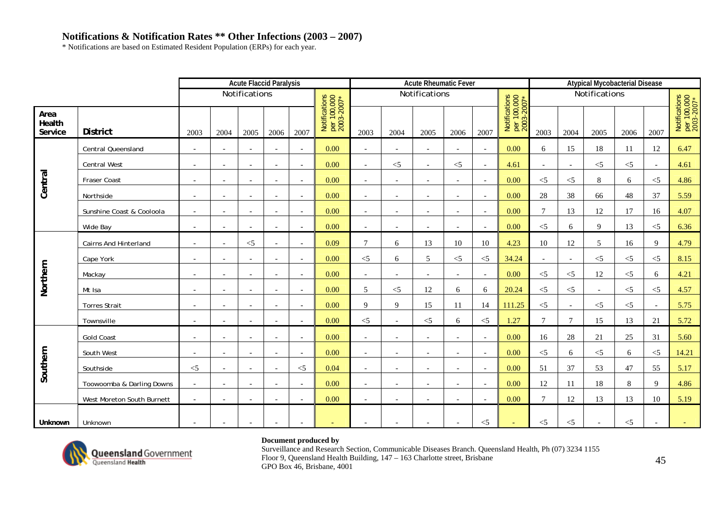# Notifications & Notification Rates ** Other Infections (2003 – 2007)

\* Notifications are based on Estimated Resident Population (ERPs) for each year.

| | | Acute Flaccid Paralysis | | | | | | Acute Rheumatic Fever | | | | | | Atypical Mycobacterial Disease | | | | | |
|---|---|---|---|---|---|---|---|---|---|---|---|---|---|---|---|---|---|---|---|
| | | Notifications | | | | | Notifications per 100,000 2003-2007* | Notifications | | | | | Notifications per 100,000 2003-2007* | Notifications | | | | | Notifications per 100,000 2003-2007* |
| Area Health Service | District | 2003 | 2004 | 2005 | 2006 | 2007 | | 2003 | 2004 | 2005 | 2006 | 2007 | | 2003 | 2004 | 2005 | 2006 | 2007 | |
| Central | Central Queensland | - | - | - | - | - | 0.00 | - | - | - | - | - | 0.00 | 6 | 15 | 18 | 11 | 12 | 6.47 |
| | Central West | - | - | - | - | - | 0.00 | - | <5 | - | <5 | - | 4.61 | - | - | <5 | <5 | - | 4.61 |
| | Fraser Coast | - | - | - | - | - | 0.00 | - | - | - | - | - | 0.00 | <5 | <5 | 8 | 6 | <5 | 4.86 |
| | Northside | - | - | - | - | - | 0.00 | - | - | - | - | - | 0.00 | 28 | 38 | 66 | 48 | 37 | 5.59 |
| | Sunshine Coast & Cooloola | - | - | - | - | - | 0.00 | - | - | - | - | - | 0.00 | 7 | 13 | 12 | 17 | 16 | 4.07 |
| | Wide Bay | - | - | - | - | - | 0.00 | - | - | - | - | - | 0.00 | <5 | 6 | 9 | 13 | <5 | 6.36 |
| Northern | Cairns And Hinterland | - | - | <5 | - | - | 0.09 | 7 | 6 | 13 | 10 | 10 | 4.23 | 10 | 12 | 5 | 16 | 9 | 4.79 |
| | Cape York | - | - | - | - | - | 0.00 | <5 | 6 | 5 | <5 | <5 | 34.24 | - | - | <5 | <5 | <5 | 8.15 |
| | Mackay | - | - | - | - | - | 0.00 | - | - | - | - | - | 0.00 | <5 | <5 | 12 | <5 | 6 | 4.21 |
| | Mt Isa | - | - | - | - | - | 0.00 | 5 | <5 | 12 | 6 | 6 | 20.24 | <5 | <5 | - | <5 | <5 | 4.57 |
| | Torres Strait | - | - | - | - | - | 0.00 | 9 | 9 | 15 | 11 | 14 | 111.25 | <5 | - | <5 | <5 | - | 5.75 |
| | Townsville | - | - | - | - | - | 0.00 | <5 | - | <5 | 6 | <5 | 1.27 | 7 | 7 | 15 | 13 | 21 | 5.72 |
| Southern | Gold Coast | - | - | - | - | - | 0.00 | - | - | - | - | - | 0.00 | 16 | 28 | 21 | 25 | 31 | 5.60 |
| | South West | - | - | - | - | - | 0.00 | - | - | - | - | - | 0.00 | <5 | 6 | <5 | 6 | <5 | 14.21 |
| | Southside | <5 | - | - | - | <5 | 0.04 | - | - | - | - | - | 0.00 | 51 | 37 | 53 | 47 | 55 | 5.17 |
| | Toowoomba & Darling Downs | - | - | - | - | - | 0.00 | - | - | - | - | - | 0.00 | 12 | 11 | 18 | 8 | 9 | 4.86 |
| | West Moreton South Burnett | - | - | - | - | - | 0.00 | - | - | - | - | - | 0.00 | 7 | 12 | 13 | 13 | 10 | 5.19 |
| Unknown | Unknown | - | - | - | - | - | - | - | - | - | - | <5 | - | <5 | <5 | - | <5 | - | - |

**Document produced by**
Surveillance and Research Section, Communicable Diseases Branch. Queensland Health, Ph (07) 3234 1155
Floor 9, Queensland Health Building, 147 – 163 Charlotte street, Brisbane
GPO Box 46, Brisbane, 4001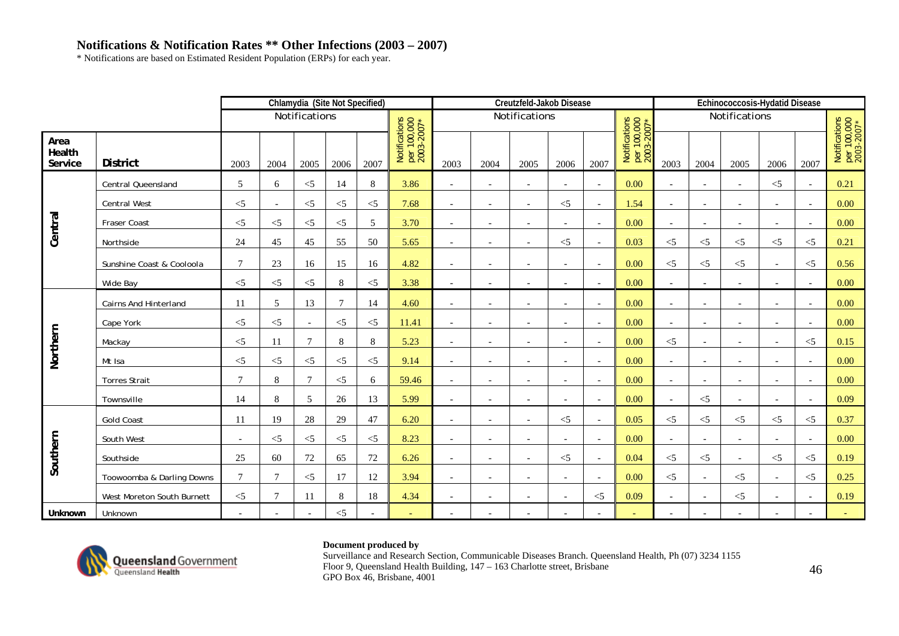## Notifications & Notification Rates ** Other Infections (2003 – 2007)

* Notifications are based on Estimated Resident Population (ERPs) for each year.

| | | Chlamydia (Site Not Specified) | | | | | | Creutzfeld-Jakob Disease | | | | | | Echinococcosis-Hydatid Disease | | | | | |
|---|---|---|---|---|---|---|---|---|---|---|---|---|---|---|---|---|---|---|---|
| | | Notifications | | | | | Notifications per 100,000 2003-2007* | Notifications | | | | | Notifications per 100,000 2003-2007* | Notifications | | | | | Notifications per 100,000 2003-2007* |
| Area Health Service | District | 2003 | 2004 | 2005 | 2006 | 2007 | | 2003 | 2004 | 2005 | 2006 | 2007 | | 2003 | 2004 | 2005 | 2006 | 2007 | |
| Central | Central Queensland | 5 | 6 | <5 | 14 | 8 | 3.86 | - | - | - | - | - | 0.00 | - | - | - | <5 | - | 0.21 |
| | Central West | <5 | - | <5 | <5 | <5 | 7.68 | - | - | - | <5 | - | 1.54 | - | - | - | - | - | 0.00 |
| | Fraser Coast | <5 | <5 | <5 | <5 | 5 | 3.70 | - | - | - | - | - | 0.00 | - | - | - | - | - | 0.00 |
| | Northside | 24 | 45 | 45 | 55 | 50 | 5.65 | - | - | - | <5 | - | 0.03 | <5 | <5 | <5 | <5 | <5 | 0.21 |
| | Sunshine Coast & Cooloola | 7 | 23 | 16 | 15 | 16 | 4.82 | - | - | - | - | - | 0.00 | <5 | <5 | <5 | - | <5 | 0.56 |
| | Wide Bay | <5 | <5 | <5 | 8 | <5 | 3.38 | - | - | - | - | - | 0.00 | - | - | - | - | - | 0.00 |
| Northern | Cairns And Hinterland | 11 | 5 | 13 | 7 | 14 | 4.60 | - | - | - | - | - | 0.00 | - | - | - | - | - | 0.00 |
| | Cape York | <5 | <5 | - | <5 | <5 | 11.41 | - | - | - | - | - | 0.00 | - | - | - | - | - | 0.00 |
| | Mackay | <5 | 11 | 7 | 8 | 8 | 5.23 | - | - | - | - | - | 0.00 | <5 | - | - | - | <5 | 0.15 |
| | Mt Isa | <5 | <5 | <5 | <5 | <5 | 9.14 | - | - | - | - | - | 0.00 | - | - | - | - | - | 0.00 |
| | Torres Strait | 7 | 8 | 7 | <5 | 6 | 59.46 | - | - | - | - | - | 0.00 | - | - | - | - | - | 0.00 |
| | Townsville | 14 | 8 | 5 | 26 | 13 | 5.99 | - | - | - | - | - | 0.00 | - | <5 | - | - | - | 0.09 |
| Southern | Gold Coast | 11 | 19 | 28 | 29 | 47 | 6.20 | - | - | - | <5 | - | 0.05 | <5 | <5 | <5 | <5 | <5 | 0.37 |
| | South West | - | <5 | <5 | <5 | <5 | 8.23 | - | - | - | - | - | 0.00 | - | - | - | - | - | 0.00 |
| | Southside | 25 | 60 | 72 | 65 | 72 | 6.26 | - | - | - | <5 | - | 0.04 | <5 | <5 | - | <5 | <5 | 0.19 |
| | Toowoomba & Darling Downs | 7 | 7 | <5 | 17 | 12 | 3.94 | - | - | - | - | - | 0.00 | <5 | - | <5 | - | <5 | 0.25 |
| | West Moreton South Burnett | <5 | 7 | 11 | 8 | 18 | 4.34 | - | - | - | - | <5 | 0.09 | - | - | <5 | - | - | 0.19 |
| Unknown | Unknown | - | - | - | <5 | - | - | - | - | - | - | - | - | - | - | - | - | - | - |

**Document produced by**
Surveillance and Research Section, Communicable Diseases Branch. Queensland Health, Ph (07) 3234 1155
Floor 9, Queensland Health Building, 147 – 163 Charlotte street, Brisbane
GPO Box 46, Brisbane, 4001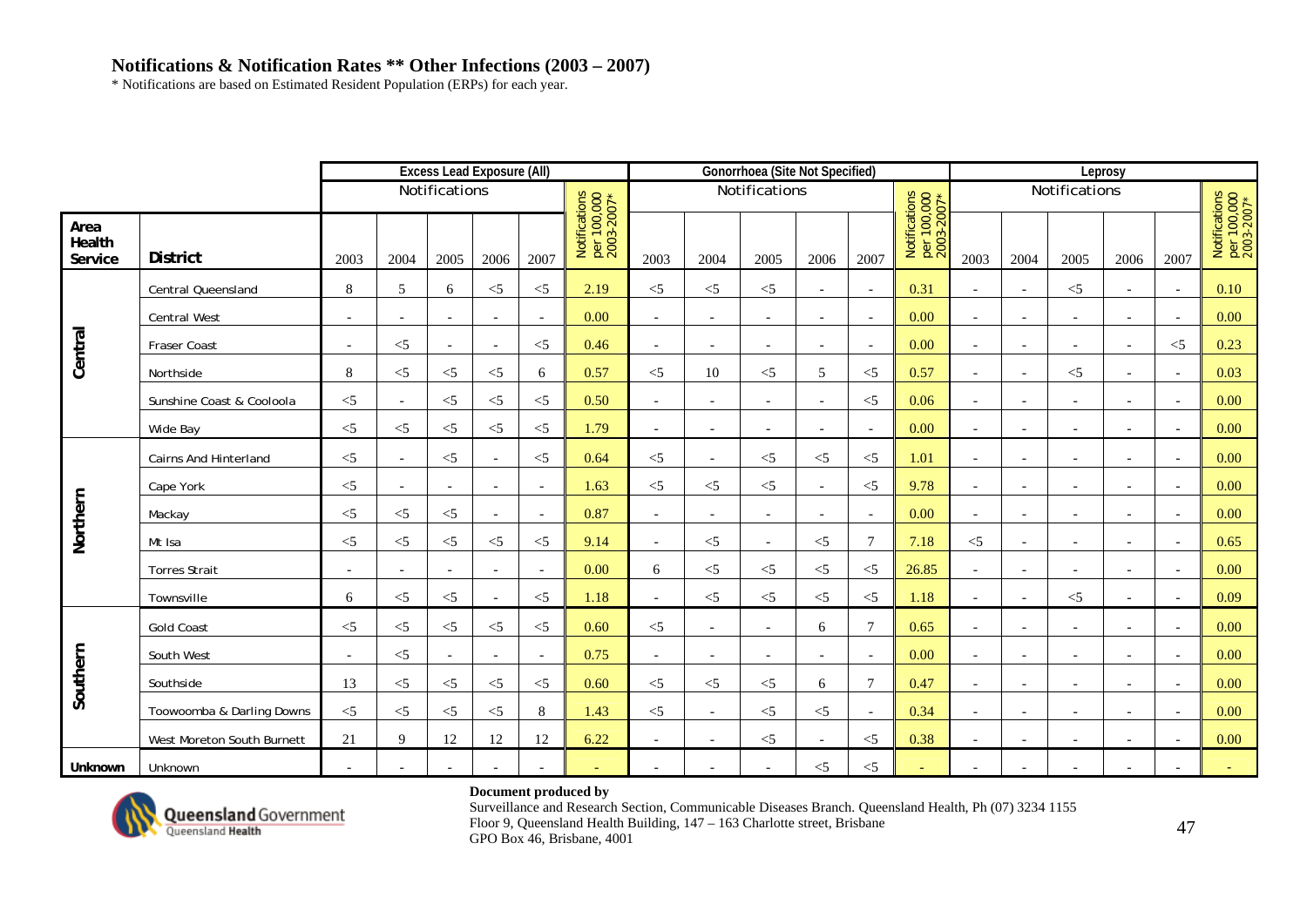## Notifications & Notification Rates ** Other Infections (2003 – 2007)

* Notifications are based on Estimated Resident Population (ERPs) for each year.

| | | Excess Lead Exposure (All) | | | | | | Gonorrhoea (Site Not Specified) | | | | | | Leprosy | | | | | |
|---|---|---|---|---|---|---|---|---|---|---|---|---|---|---|---|---|---|---|---|
| | | Notifications | | | | | Notifications per 100,000 2003-2007* | Notifications | | | | | Notifications per 100,000 2003-2007* | Notifications | | | | | Notifications per 100,000 2003-2007* |
| Area Health Service | District | 2003 | 2004 | 2005 | 2006 | 2007 | | 2003 | 2004 | 2005 | 2006 | 2007 | | 2003 | 2004 | 2005 | 2006 | 2007 | |
| Central | Central Queensland | 8 | 5 | 6 | <5 | <5 | 2.19 | <5 | <5 | <5 | - | - | 0.31 | - | - | <5 | - | - | 0.10 |
| | Central West | - | - | - | - | - | 0.00 | - | - | - | - | - | 0.00 | - | - | - | - | - | 0.00 |
| | Fraser Coast | - | <5 | - | - | <5 | 0.46 | - | - | - | - | - | 0.00 | - | - | - | - | <5 | 0.23 |
| | Northside | 8 | <5 | <5 | <5 | 6 | 0.57 | <5 | 10 | <5 | 5 | <5 | 0.57 | - | - | <5 | - | - | 0.03 |
| | Sunshine Coast & Cooloola | <5 | - | <5 | <5 | <5 | 0.50 | - | - | - | - | <5 | 0.06 | - | - | - | - | - | 0.00 |
| | Wide Bay | <5 | <5 | <5 | <5 | <5 | 1.79 | - | - | - | - | - | 0.00 | - | - | - | - | - | 0.00 |
| Northern | Cairns And Hinterland | <5 | - | <5 | - | <5 | 0.64 | <5 | - | <5 | <5 | <5 | 1.01 | - | - | - | - | - | 0.00 |
| | Cape York | <5 | - | - | - | - | 1.63 | <5 | <5 | <5 | - | <5 | 9.78 | - | - | - | - | - | 0.00 |
| | Mackay | <5 | <5 | <5 | - | - | 0.87 | - | - | - | - | - | 0.00 | - | - | - | - | - | 0.00 |
| | Mt Isa | <5 | <5 | <5 | <5 | <5 | 9.14 | - | <5 | - | <5 | 7 | 7.18 | <5 | - | - | - | - | 0.65 |
| | Torres Strait | - | - | - | - | - | 0.00 | 6 | <5 | <5 | <5 | <5 | 26.85 | - | - | - | - | - | 0.00 |
| | Townsville | 6 | <5 | <5 | - | <5 | 1.18 | - | <5 | <5 | <5 | <5 | 1.18 | - | - | <5 | - | - | 0.09 |
| Southern | Gold Coast | <5 | <5 | <5 | <5 | <5 | 0.60 | <5 | - | - | 6 | 7 | 0.65 | - | - | - | - | - | 0.00 |
| | South West | - | <5 | - | - | - | 0.75 | - | - | - | - | - | 0.00 | - | - | - | - | - | 0.00 |
| | Southside | 13 | <5 | <5 | <5 | <5 | 0.60 | <5 | <5 | <5 | 6 | 7 | 0.47 | - | - | - | - | - | 0.00 |
| | Toowoomba & Darling Downs | <5 | <5 | <5 | <5 | 8 | 1.43 | <5 | - | <5 | <5 | - | 0.34 | - | - | - | - | - | 0.00 |
| | West Moreton South Burnett | 21 | 9 | 12 | 12 | 12 | 6.22 | - | - | <5 | - | <5 | 0.38 | - | - | - | - | - | 0.00 |
| Unknown | Unknown | - | - | - | - | - | - | - | - | - | <5 | <5 | - | - | - | - | - | - | - |

**Document produced by**
Surveillance and Research Section, Communicable Diseases Branch. Queensland Health, Ph (07) 3234 1155
Floor 9, Queensland Health Building, 147 – 163 Charlotte street, Brisbane
GPO Box 46, Brisbane, 4001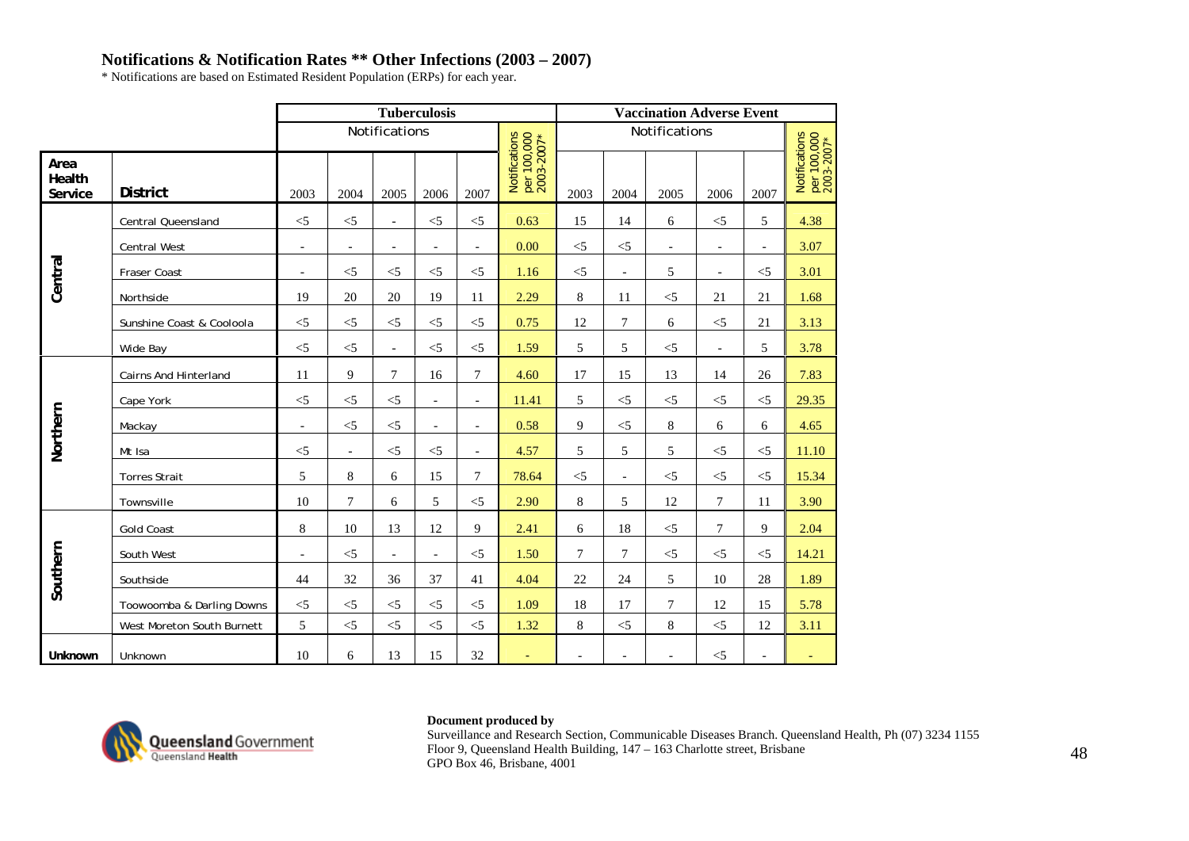## Notifications & Notification Rates ** Other Infections (2003 – 2007)

* Notifications are based on Estimated Resident Population (ERPs) for each year.

| | | Tuberculosis | | | | | | Vaccination Adverse Event | | | | | |
|---|---|---|---|---|---|---|---|---|---|---|---|---|---|
| | | Notifications | | | | | Notifications per 100,000 2003-2007* | Notifications | | | | | Notifications per 100,000 2003-2007* |
| Area Health Service | District | 2003 | 2004 | 2005 | 2006 | 2007 | | 2003 | 2004 | 2005 | 2006 | 2007 | |
| Central | Central Queensland | <5 | <5 | - | <5 | <5 | 0.63 | 15 | 14 | 6 | <5 | 5 | 4.38 |
| | Central West | - | - | - | - | - | 0.00 | <5 | <5 | - | - | - | 3.07 |
| | Fraser Coast | - | <5 | <5 | <5 | <5 | 1.16 | <5 | - | 5 | - | <5 | 3.01 |
| | Northside | 19 | 20 | 20 | 19 | 11 | 2.29 | 8 | 11 | <5 | 21 | 21 | 1.68 |
| | Sunshine Coast & Cooloola | <5 | <5 | <5 | <5 | <5 | 0.75 | 12 | 7 | 6 | <5 | 21 | 3.13 |
| | Wide Bay | <5 | <5 | - | <5 | <5 | 1.59 | 5 | 5 | <5 | - | 5 | 3.78 |
| Northern | Cairns And Hinterland | 11 | 9 | 7 | 16 | 7 | 4.60 | 17 | 15 | 13 | 14 | 26 | 7.83 |
| | Cape York | <5 | <5 | <5 | - | - | 11.41 | 5 | <5 | <5 | <5 | <5 | 29.35 |
| | Mackay | - | <5 | <5 | - | - | 0.58 | 9 | <5 | 8 | 6 | 6 | 4.65 |
| | Mt Isa | <5 | - | <5 | <5 | - | 4.57 | 5 | 5 | 5 | <5 | <5 | 11.10 |
| | Torres Strait | 5 | 8 | 6 | 15 | 7 | 78.64 | <5 | - | <5 | <5 | <5 | 15.34 |
| | Townsville | 10 | 7 | 6 | 5 | <5 | 2.90 | 8 | 5 | 12 | 7 | 11 | 3.90 |
| Southern | Gold Coast | 8 | 10 | 13 | 12 | 9 | 2.41 | 6 | 18 | <5 | 7 | 9 | 2.04 |
| | South West | - | <5 | - | - | <5 | 1.50 | 7 | 7 | <5 | <5 | <5 | 14.21 |
| | Southside | 44 | 32 | 36 | 37 | 41 | 4.04 | 22 | 24 | 5 | 10 | 28 | 1.89 |
| | Toowoomba & Darling Downs | <5 | <5 | <5 | <5 | <5 | 1.09 | 18 | 17 | 7 | 12 | 15 | 5.78 |
| | West Moreton South Burnett | 5 | <5 | <5 | <5 | <5 | 1.32 | 8 | <5 | 8 | <5 | 12 | 3.11 |
| Unknown | Unknown | 10 | 6 | 13 | 15 | 32 | - | - | - | - | <5 | - | - |

Queensland Government
Queensland Health

**Document produced by**
Surveillance and Research Section, Communicable Diseases Branch. Queensland Health, Ph (07) 3234 1155
Floor 9, Queensland Health Building, 147 – 163 Charlotte street, Brisbane
GPO Box 46, Brisbane, 4001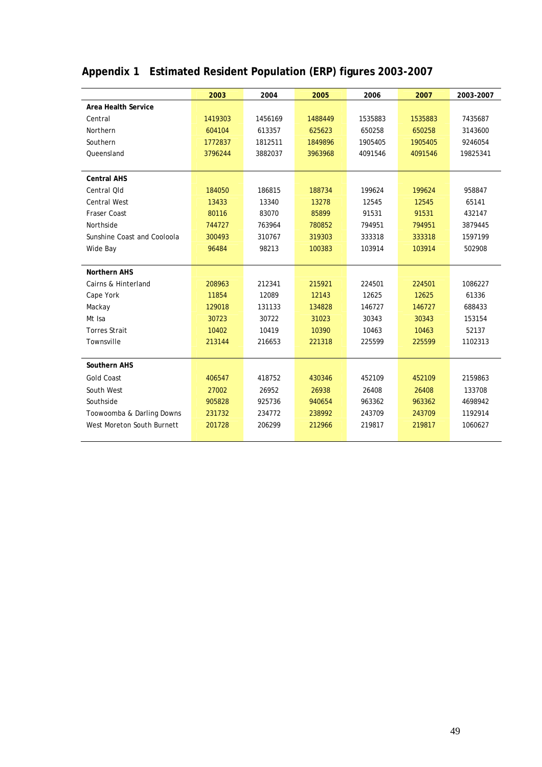## Appendix 1 Estimated Resident Population (ERP) figures 2003-2007

| | 2003 | 2004 | 2005 | 2006 | 2007 | 2003-2007 |
|---|---|---|---|---|---|---|
| **Area Health Service** | | | | | | |
| Central | 1419303 | 1456169 | 1488449 | 1535883 | 1535883 | 7435687 |
| Northern | 604104 | 613357 | 625623 | 650258 | 650258 | 3143600 |
| Southern | 1772837 | 1812511 | 1849896 | 1905405 | 1905405 | 9246054 |
| Queensland | 3796244 | 3882037 | 3963968 | 4091546 | 4091546 | 19825341 |
| **Central AHS** | | | | | | |
| Central Qld | 184050 | 186815 | 188734 | 199624 | 199624 | 958847 |
| Central West | 13433 | 13340 | 13278 | 12545 | 12545 | 65141 |
| Fraser Coast | 80116 | 83070 | 85899 | 91531 | 91531 | 432147 |
| Northside | 744727 | 763964 | 780852 | 794951 | 794951 | 3879445 |
| Sunshine Coast and Cooloola | 300493 | 310767 | 319303 | 333318 | 333318 | 1597199 |
| Wide Bay | 96484 | 98213 | 100383 | 103914 | 103914 | 502908 |
| **Northern AHS** | | | | | | |
| Cairns & Hinterland | 208963 | 212341 | 215921 | 224501 | 224501 | 1086227 |
| Cape York | 11854 | 12089 | 12143 | 12625 | 12625 | 61336 |
| Mackay | 129018 | 131133 | 134828 | 146727 | 146727 | 688433 |
| Mt Isa | 30723 | 30722 | 31023 | 30343 | 30343 | 153154 |
| Torres Strait | 10402 | 10419 | 10390 | 10463 | 10463 | 52137 |
| Townsville | 213144 | 216653 | 221318 | 225599 | 225599 | 1102313 |
| **Southern AHS** | | | | | | |
| Gold Coast | 406547 | 418752 | 430346 | 452109 | 452109 | 2159863 |
| South West | 27002 | 26952 | 26938 | 26408 | 26408 | 133708 |
| Southside | 905828 | 925736 | 940654 | 963362 | 963362 | 4698942 |
| Toowoomba & Darling Downs | 231732 | 234772 | 238992 | 243709 | 243709 | 1192914 |
| West Moreton South Burnett | 201728 | 206299 | 212966 | 219817 | 219817 | 1060627 |